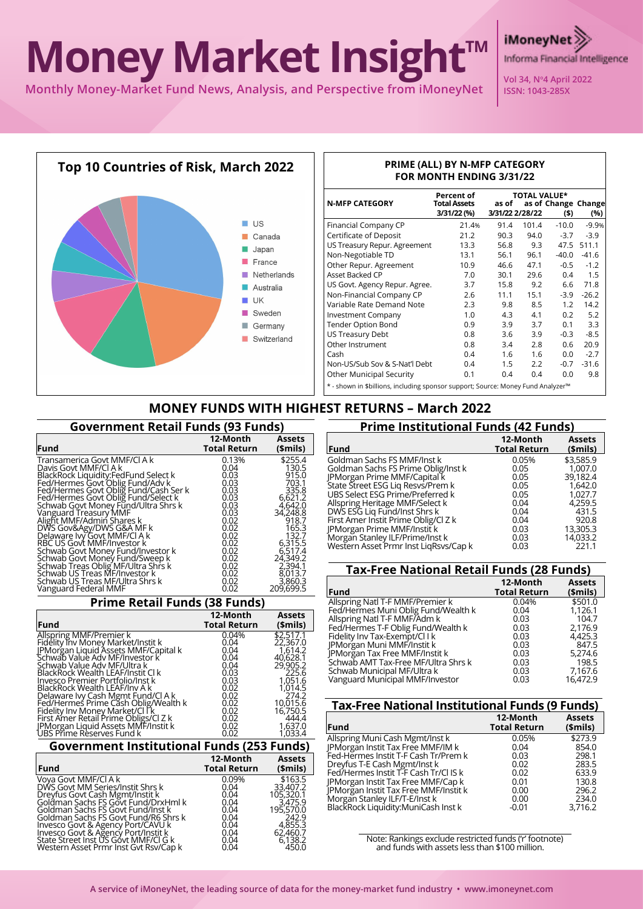# Money Market Insight™

**Monthly Money-Market Fund News, Analysis, and Perspective from iMoneyNet**

## Top 10 Countries of Risk, March 2022

- US
- Canada
- Japan
- France
- Netherlands
- Australia
- UK
- Sweden
- Germany
- Switzerland

### PRIME (ALL) BY N-MFP CATEGORY FOR MONTH ENDING 3/31/22

| N-MFP CATEGORY | Percent of Total Assets 3/31/22 (%) | TOTAL VALUE* as of 3/31/22 | as of 2/28/22 | Change ($) | Change (%) |
|---|---|---|---|---|---|
| Financial Company CP | 21.4% | 91.4 | 101.4 | -10.0 | -9.9% |
| Certificate of Deposit | 21.2 | 90.3 | 94.0 | -3.7 | -3.9 |
| US Treasury Repur. Agreement | 13.3 | 56.8 | 9.3 | 47.5 | 511.1 |
| Non-Negotiable TD | 13.1 | 56.1 | 96.1 | -40.0 | -41.6 |
| Other Repur. Agreement | 10.9 | 46.6 | 47.1 | -0.5 | -1.2 |
| Asset Backed CP | 7.0 | 30.1 | 29.6 | 0.4 | 1.5 |
| US Govt. Agency Repur. Agree. | 3.7 | 15.8 | 9.2 | 6.6 | 71.8 |
| Non-Financial Company CP | 2.6 | 11.1 | 15.1 | -3.9 | -26.2 |
| Variable Rate Demand Note | 2.3 | 9.8 | 8.5 | 1.2 | 14.2 |
| Investment Company | 1.0 | 4.3 | 4.1 | 0.2 | 5.2 |
| Tender Option Bond | 0.9 | 3.9 | 3.7 | 0.1 | 3.3 |
| US Treasury Debt | 0.8 | 3.6 | 3.9 | -0.3 | -8.5 |
| Other Instrument | 0.8 | 3.4 | 2.8 | 0.6 | 20.9 |
| Cash | 0.4 | 1.6 | 1.6 | 0.0 | -2.7 |
| Non-US/Sub Sov & S-Nat'l Debt | 0.4 | 1.5 | 2.2 | -0.7 | -31.6 |
| Other Municipal Security | 0.1 | 0.4 | 0.4 | 0.0 | 9.8 |

\* - shown in $billions, including sponsor support; Source: Money Fund Analyzer™

## MONEY FUNDS WITH HIGHEST RETURNS – March 2022

### Government Retail Funds (93 Funds)

| Fund | 12-Month Total Return | Assets ($mils) |
|---|---|---|
| Transamerica Govt MMF/Cl A k | 0.13% | $255.4 |
| Davis Govt MMF/Cl A k | 0.04 | 130.5 |
| BlackRock Liquidity:FedFund Select k | 0.03 | 915.0 |
| Fed/Hermes Govt Oblig Fund/Adv k | 0.03 | 703.1 |
| Fed/Hermes Govt Oblig Fund/Cash Ser k | 0.03 | 335.8 |
| Fed/Hermes Govt Oblig Fund/Select k | 0.03 | 6,621.2 |
| Schwab Govt Money Fund/Ultra Shrs k | 0.03 | 4,642.0 |
| Vanguard Treasury MMF | 0.03 | 34,248.8 |
| Alight MMF/Admin Shares k | 0.02 | 918.7 |
| DWS Gov&Agy/DWS G&A MF k | 0.02 | 165.3 |
| Delaware Ivy Govt MMF/Cl A k | 0.02 | 132.7 |
| RBC US Govt MMF/Investor k | 0.02 | 6,315.5 |
| Schwab Govt Money Fund/Investor k | 0.02 | 6,517.4 |
| Schwab Govt Money Fund/Sweep k | 0.02 | 24,349.2 |
| Schwab Treas Oblig MF/Ultra Shrs k | 0.02 | 2,394.1 |
| Schwab US Treas MF/Investor k | 0.02 | 8,013.7 |
| Schwab US Treas MF/Ultra Shrs k | 0.02 | 3,860.3 |
| Vanguard Federal MMF | 0.02 | 209,699.5 |

### Prime Retail Funds (38 Funds)

| Fund | 12-Month Total Return | Assets ($mils) |
|---|---|---|
| Allspring MMF/Premier k | 0.04% | $2,517.1 |
| Fidelity Inv Money Market/Instit k | 0.04 | 22,367.0 |
| JPMorgan Liquid Assets MMF/Capital k | 0.04 | 1,614.2 |
| Schwab Value Adv MF/Investor k | 0.04 | 40,628.1 |
| Schwab Value Adv MF/Ultra k | 0.04 | 29,905.2 |
| BlackRock Wealth LEAF/Instit Cl k | 0.03 | 225.6 |
| Invesco Premier Portfolio/Inst k | 0.03 | 1,051.6 |
| BlackRock Wealth LEAF/Inv A k | 0.02 | 1,014.5 |
| Delaware Ivy Cash Mgmt Fund/Cl A k | 0.02 | 274.2 |
| Fed/Hermes Prime Cash Oblig/Wealth k | 0.02 | 10,015.6 |
| Fidelity Inv Money Market/Cl I k | 0.02 | 16,750.5 |
| First Amer Retail Prime Obligs/Cl Z k | 0.02 | 444.4 |
| JPMorgan Liquid Assets MMF/Instit k | 0.02 | 1,637.0 |
| UBS Prime Reserves Fund k | 0.02 | 1,033.4 |

### Government Institutional Funds (253 Funds)

| Fund | 12-Month Total Return | Assets ($mils) |
|---|---|---|
| Voya Govt MMF/Cl A k | 0.09% | $163.5 |
| DWS Govt MM Series/Instit Shrs k | 0.04 | 33,407.2 |
| Dreyfus Govt Cash Mgmt/Instit k | 0.04 | 105,320.1 |
| Goldman Sachs FS Govt Fund/DrxHml k | 0.04 | 3,475.9 |
| Goldman Sachs FS Govt Fund/Inst k | 0.04 | 195,570.0 |
| Goldman Sachs FS Govt Fund/R6 Shrs k | 0.04 | 242.9 |
| Invesco Govt & Agency Port/CAVU k | 0.04 | 4,855.3 |
| Invesco Govt & Agency Port/Instit k | 0.04 | 62,460.7 |
| State Street Inst US Govt MMF/Cl G k | 0.04 | 6,138.2 |
| Western Asset Prmr Inst Gvt Rsv/Cap k | 0.04 | 450.0 |

### Prime Institutional Funds (42 Funds)

| Fund | 12-Month Total Return | Assets ($mils) |
|---|---|---|
| Goldman Sachs FS MMF/Inst k | 0.05% | $3,585.9 |
| Goldman Sachs FS Prime Oblig/Inst k | 0.05 | 1,007.0 |
| JPMorgan Prime MMF/Capital k | 0.05 | 39,182.4 |
| State Street ESG Liq Resvs/Prem k | 0.05 | 1,642.0 |
| UBS Select ESG Prime/Preferred k | 0.05 | 1,027.7 |
| Allspring Heritage MMF/Select k | 0.04 | 4,259.5 |
| DWS ESG Liq Fund/Inst Shrs k | 0.04 | 431.5 |
| First Amer Instit Prime Oblig/Cl Z k | 0.04 | 920.8 |
| JPMorgan Prime MMF/Instit k | 0.03 | 13,305.3 |
| Morgan Stanley ILF/Prime/Inst k | 0.03 | 14,033.2 |
| Western Asset Prmr Inst LiqRsvs/Cap k | 0.03 | 221.1 |

### Tax-Free National Retail Funds (28 Funds)

| Fund | 12-Month Total Return | Assets ($mils) |
|---|---|---|
| Allspring Natl T-F MMF/Premier k | 0.04% | $501.0 |
| Fed/Hermes Muni Oblig Fund/Wealth k | 0.04 | 1,126.1 |
| Allspring Natl T-F MMF/Adm k | 0.03 | 104.7 |
| Fed/Hermes T-F Oblig Fund/Wealth k | 0.03 | 2,176.9 |
| Fidelity Inv Tax-Exempt/Cl I k | 0.03 | 4,425.3 |
| JPMorgan Muni MMF/Instit k | 0.03 | 847.5 |
| JPMorgan Tax Free MMF/Instit k | 0.03 | 5,274.6 |
| Schwab AMT Tax-Free MF/Ultra Shrs k | 0.03 | 198.5 |
| Schwab Municipal MF/Ultra k | 0.03 | 7,167.6 |
| Vanguard Municipal MMF/Investor | 0.03 | 16,472.9 |

### Tax-Free National Institutional Funds (9 Funds)

| Fund | 12-Month Total Return | Assets ($mils) |
|---|---|---|
| Allspring Muni Cash Mgmt/Inst k | 0.05% | $273.9 |
| JPMorgan Instit Tax Free MMF/IM k | 0.04 | 854.0 |
| Fed-Hermes Instit T-F Cash Tr/Prem k | 0.03 | 298.1 |
| Dreyfus T-E Cash Mgmt/Inst k | 0.02 | 283.5 |
| Fed/Hermes Instit T-F Cash Tr/Cl IS k | 0.02 | 633.9 |
| JPMorgan Instit Tax Free MMF/Cap k | 0.01 | 130.8 |
| JPMorgan Instit Tax Free MMF/Instit k | 0.00 | 296.2 |
| Morgan Stanley ILF/T-E/Inst k | 0.00 | 234.0 |
| BlackRock Liquidity:MuniCash Inst k | -0.01 | 3,716.2 |

Note: Rankings exclude restricted funds ('r' footnote) and funds with assets less than $100 million.

A service of iMoneyNet, the leading source of data for the money-market fund industry • www.imoneynet.com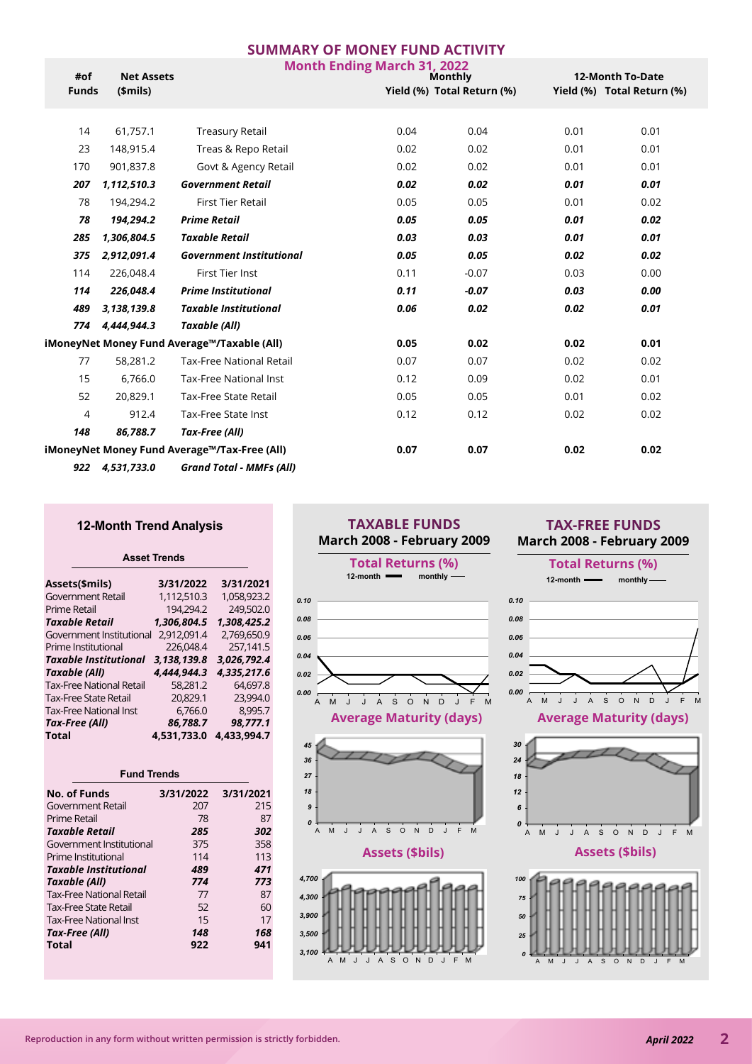## SUMMARY OF MONEY FUND ACTIVITY

### Month Ending March 31, 2022

| #of Funds | Net Assets ($mils) | | Monthly Yield (%) | Monthly Total Return (%) | 12-Month To-Date Yield (%) | 12-Month To-Date Total Return (%) |
|---|---|---|---|---|---|---|
| 14 | 61,757.1 | Treasury Retail | 0.04 | 0.04 | 0.01 | 0.01 |
| 23 | 148,915.4 | Treas & Repo Retail | 0.02 | 0.02 | 0.01 | 0.01 |
| 170 | 901,837.8 | Govt & Agency Retail | 0.02 | 0.02 | 0.01 | 0.01 |
| ***207*** | ***1,112,510.3*** | ***Government Retail*** | ***0.02*** | ***0.02*** | ***0.01*** | ***0.01*** |
| 78 | 194,294.2 | First Tier Retail | 0.05 | 0.05 | 0.01 | 0.02 |
| ***78*** | ***194,294.2*** | ***Prime Retail*** | ***0.05*** | ***0.05*** | ***0.01*** | ***0.02*** |
| ***285*** | ***1,306,804.5*** | ***Taxable Retail*** | ***0.03*** | ***0.03*** | ***0.01*** | ***0.01*** |
| ***375*** | ***2,912,091.4*** | ***Government Institutional*** | ***0.05*** | ***0.05*** | ***0.02*** | ***0.02*** |
| 114 | 226,048.4 | First Tier Inst | 0.11 | -0.07 | 0.03 | 0.00 |
| ***114*** | ***226,048.4*** | ***Prime Institutional*** | ***0.11*** | ***-0.07*** | ***0.03*** | ***0.00*** |
| ***489*** | ***3,138,139.8*** | ***Taxable Institutional*** | ***0.06*** | ***0.02*** | ***0.02*** | ***0.01*** |
| ***774*** | ***4,444,944.3*** | ***Taxable (All)*** | | | | |
| **iMoneyNet Money Fund Average™/Taxable (All)** | | | **0.05** | **0.02** | **0.02** | **0.01** |
| 77 | 58,281.2 | Tax-Free National Retail | 0.07 | 0.07 | 0.02 | 0.02 |
| 15 | 6,766.0 | Tax-Free National Inst | 0.12 | 0.09 | 0.02 | 0.01 |
| 52 | 20,829.1 | Tax-Free State Retail | 0.05 | 0.05 | 0.01 | 0.02 |
| 4 | 912.4 | Tax-Free State Inst | 0.12 | 0.12 | 0.02 | 0.02 |
| ***148*** | ***86,788.7*** | ***Tax-Free (All)*** | | | | |
| **iMoneyNet Money Fund Average™/Tax-Free (All)** | | | **0.07** | **0.07** | **0.02** | **0.02** |
| ***922*** | ***4,531,733.0*** | ***Grand Total - MMFs (All)*** | | | | |

### 12-Month Trend Analysis

#### Asset Trends

| Assets($mils) | 3/31/2022 | 3/31/2021 |
|---|---|---|
| Government Retail | 1,112,510.3 | 1,058,923.2 |
| Prime Retail | 194,294.2 | 249,502.0 |
| ***Taxable Retail*** | ***1,306,804.5*** | ***1,308,425.2*** |
| Government Institutional | 2,912,091.4 | 2,769,650.9 |
| Prime Institutional | 226,048.4 | 257,141.5 |
| ***Taxable Institutional*** | ***3,138,139.8*** | ***3,026,792.4*** |
| ***Taxable (All)*** | ***4,444,944.3*** | ***4,335,217.6*** |
| Tax-Free National Retail | 58,281.2 | 64,697.8 |
| Tax-Free State Retail | 20,829.1 | 23,994.0 |
| Tax-Free National Inst | 6,766.0 | 8,995.7 |
| ***Tax-Free (All)*** | ***86,788.7*** | ***98,777.1*** |
| **Total** | **4,531,733.0** | **4,433,994.7** |

#### Fund Trends

| No. of Funds | 3/31/2022 | 3/31/2021 |
|---|---|---|
| Government Retail | 207 | 215 |
| Prime Retail | 78 | 87 |
| ***Taxable Retail*** | ***285*** | ***302*** |
| Government Institutional | 375 | 358 |
| Prime Institutional | 114 | 113 |
| ***Taxable Institutional*** | ***489*** | ***471*** |
| ***Taxable (All)*** | ***774*** | ***773*** |
| Tax-Free National Retail | 77 | 87 |
| Tax-Free State Retail | 52 | 60 |
| Tax-Free National Inst | 15 | 17 |
| ***Tax-Free (All)*** | ***148*** | ***168*** |
| **Total** | **922** | **941** |

### TAXABLE FUNDS
**March 2008 - February 2009**

**Total Returns (%)** (12-month, monthly)

**Average Maturity (days)**

**Assets ($bils)**

### TAX-FREE FUNDS
**March 2008 - February 2009**

**Total Returns (%)** (12-month, monthly)

**Average Maturity (days)**

**Assets ($bils)**

Reproduction in any form without written permission is strictly forbidden.

*April 2022*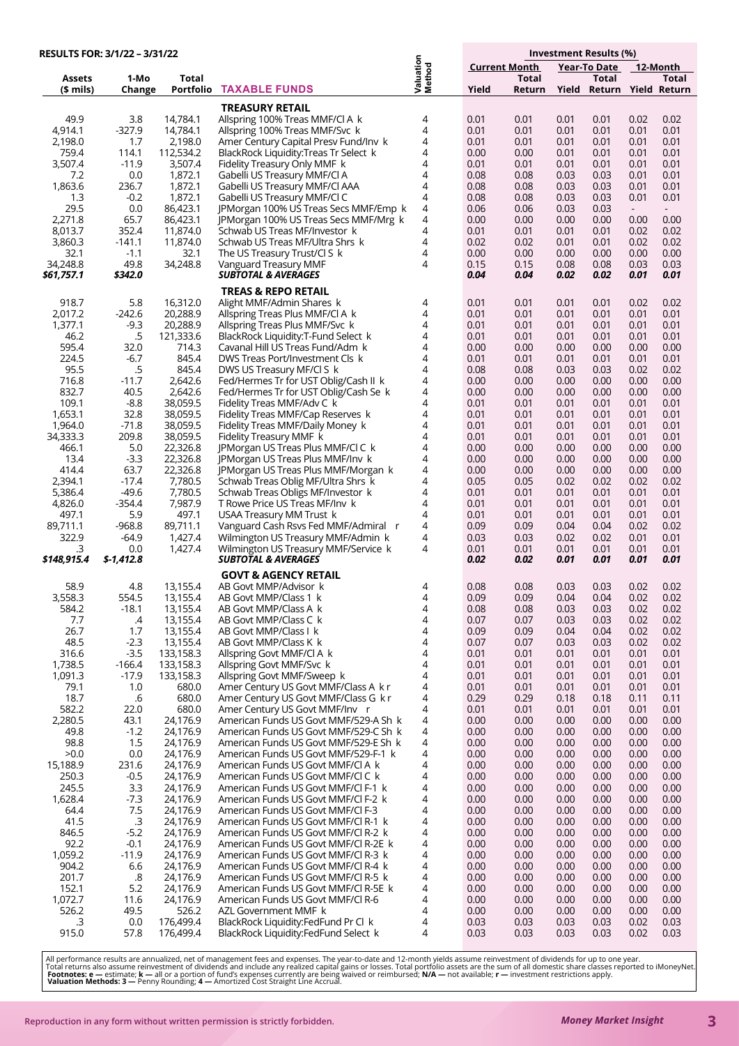**RESULTS FOR: 3/1/22 – 3/31/22**

| Assets ($ mils) | 1-Mo Change | Total Portfolio | TAXABLE FUNDS | Valuation Method | Current Month Yield | Current Month Total Return | Year-To Date Yield | Year-To Date Total Return | 12-Month Yield | 12-Month Total Return |
|---|---|---|---|---|---|---|---|---|---|---|
| | | | **TREASURY RETAIL** | | | | | | | |
| 49.9 | 3.8 | 14,784.1 | Allspring 100% Treas MMF/Cl A k | 4 | 0.01 | 0.01 | 0.01 | 0.01 | 0.02 | 0.02 |
| 4,914.1 | -327.9 | 14,784.1 | Allspring 100% Treas MMF/Svc k | 4 | 0.01 | 0.01 | 0.01 | 0.01 | 0.01 | 0.01 |
| 2,198.0 | 1.7 | 2,198.0 | Amer Century Capital Presv Fund/Inv k | 4 | 0.01 | 0.01 | 0.01 | 0.01 | 0.01 | 0.01 |
| 759.4 | 114.1 | 112,534.2 | BlackRock Liquidity:Treas Tr Select k | 4 | 0.00 | 0.00 | 0.01 | 0.01 | 0.01 | 0.01 |
| 3,507.4 | -11.9 | 3,507.4 | Fidelity Treasury Only MMF k | 4 | 0.01 | 0.01 | 0.01 | 0.01 | 0.01 | 0.01 |
| 7.2 | 0.0 | 1,872.1 | Gabelli US Treasury MMF/Cl A | 4 | 0.08 | 0.08 | 0.03 | 0.03 | 0.01 | 0.01 |
| 1,863.6 | 236.7 | 1,872.1 | Gabelli US Treasury MMF/Cl AAA | 4 | 0.08 | 0.08 | 0.03 | 0.03 | 0.01 | 0.01 |
| 1.3 | -0.2 | 1,872.1 | Gabelli US Treasury MMF/Cl C | 4 | 0.08 | 0.08 | 0.03 | 0.03 | 0.01 | 0.01 |
| 29.5 | 0.0 | 86,423.1 | JPMorgan 100% US Treas Secs MMF/Emp k | 4 | 0.06 | 0.06 | 0.03 | 0.03 | - | - |
| 2,271.8 | 65.7 | 86,423.1 | JPMorgan 100% US Treas Secs MMF/Mrg k | 4 | 0.00 | 0.00 | 0.00 | 0.00 | 0.00 | 0.00 |
| 8,013.7 | 352.4 | 11,874.0 | Schwab US Treas MF/Investor k | 4 | 0.01 | 0.01 | 0.01 | 0.01 | 0.02 | 0.02 |
| 3,860.3 | -141.1 | 11,874.0 | Schwab US Treas MF/Ultra Shrs k | 4 | 0.02 | 0.02 | 0.01 | 0.01 | 0.02 | 0.02 |
| 32.1 | -1.1 | 32.1 | The US Treasury Trust/Cl S k | 4 | 0.00 | 0.00 | 0.00 | 0.00 | 0.00 | 0.00 |
| 34,248.8 | 49.8 | 34,248.8 | Vanguard Treasury MMF | 4 | 0.15 | 0.15 | 0.08 | 0.08 | 0.03 | 0.03 |
| ***$61,757.1*** | ***$342.0*** | | ***SUBTOTAL & AVERAGES*** | | ***0.04*** | ***0.04*** | ***0.02*** | ***0.02*** | ***0.01*** | ***0.01*** |
| | | | **TREAS & REPO RETAIL** | | | | | | | |
| 918.7 | 5.8 | 16,312.0 | Alight MMF/Admin Shares k | 4 | 0.01 | 0.01 | 0.01 | 0.01 | 0.02 | 0.02 |
| 2,017.2 | -242.6 | 20,288.9 | Allspring Treas Plus MMF/Cl A k | 4 | 0.01 | 0.01 | 0.01 | 0.01 | 0.01 | 0.01 |
| 1,377.1 | -9.3 | 20,288.9 | Allspring Treas Plus MMF/Svc k | 4 | 0.01 | 0.01 | 0.01 | 0.01 | 0.01 | 0.01 |
| 46.2 | .5 | 121,333.6 | BlackRock Liquidity:T-Fund Select k | 4 | 0.01 | 0.01 | 0.01 | 0.01 | 0.01 | 0.01 |
| 595.4 | 32.0 | 714.3 | Cavanal Hill US Treas Fund/Adm k | 4 | 0.00 | 0.00 | 0.00 | 0.00 | 0.00 | 0.00 |
| 224.5 | -6.7 | 845.4 | DWS Treas Port/Investment Cls k | 4 | 0.01 | 0.01 | 0.01 | 0.01 | 0.01 | 0.01 |
| 95.5 | .5 | 845.4 | DWS US Treasury MF/Cl S k | 4 | 0.08 | 0.08 | 0.03 | 0.03 | 0.02 | 0.02 |
| 716.8 | -11.7 | 2,642.6 | Fed/Hermes Tr for UST Oblig/Cash II k | 4 | 0.00 | 0.00 | 0.00 | 0.00 | 0.00 | 0.00 |
| 832.7 | 40.5 | 2,642.6 | Fed/Hermes Tr for UST Oblig/Cash Se k | 4 | 0.00 | 0.00 | 0.00 | 0.00 | 0.00 | 0.00 |
| 109.1 | -8.8 | 38,059.5 | Fidelity Treas MMF/Adv C k | 4 | 0.01 | 0.01 | 0.01 | 0.01 | 0.01 | 0.01 |
| 1,653.1 | 32.8 | 38,059.5 | Fidelity Treas MMF/Cap Reserves k | 4 | 0.01 | 0.01 | 0.01 | 0.01 | 0.01 | 0.01 |
| 1,964.0 | -71.8 | 38,059.5 | Fidelity Treas MMF/Daily Money k | 4 | 0.01 | 0.01 | 0.01 | 0.01 | 0.01 | 0.01 |
| 34,333.3 | 209.8 | 38,059.5 | Fidelity Treasury MMF k | 4 | 0.01 | 0.01 | 0.01 | 0.01 | 0.01 | 0.01 |
| 466.1 | 5.0 | 22,326.8 | JPMorgan US Treas Plus MMF/Cl C k | 4 | 0.00 | 0.00 | 0.00 | 0.00 | 0.00 | 0.00 |
| 13.4 | -3.3 | 22,326.8 | JPMorgan US Treas Plus MMF/Inv k | 4 | 0.00 | 0.00 | 0.00 | 0.00 | 0.00 | 0.00 |
| 414.4 | 63.7 | 22,326.8 | JPMorgan US Treas Plus MMF/Morgan k | 4 | 0.00 | 0.00 | 0.00 | 0.00 | 0.00 | 0.00 |
| 2,394.1 | -17.4 | 7,780.5 | Schwab Treas Oblig MF/Ultra Shrs k | 4 | 0.05 | 0.05 | 0.02 | 0.02 | 0.02 | 0.02 |
| 5,386.4 | -49.6 | 7,780.5 | Schwab Treas Obligs MF/Investor k | 4 | 0.01 | 0.01 | 0.01 | 0.01 | 0.01 | 0.01 |
| 4,826.0 | -354.4 | 7,987.9 | T Rowe Price US Treas MF/Inv k | 4 | 0.01 | 0.01 | 0.01 | 0.01 | 0.01 | 0.01 |
| 497.1 | 5.9 | 497.1 | USAA Treasury MM Trust k | 4 | 0.01 | 0.01 | 0.01 | 0.01 | 0.01 | 0.01 |
| 89,711.1 | -968.8 | 89,711.1 | Vanguard Cash Rsvs Fed MMF/Admiral r | 4 | 0.09 | 0.09 | 0.04 | 0.04 | 0.02 | 0.02 |
| 322.9 | -64.9 | 1,427.4 | Wilmington US Treasury MMF/Admin k | 4 | 0.03 | 0.03 | 0.02 | 0.02 | 0.01 | 0.01 |
| .3 | 0.0 | 1,427.4 | Wilmington US Treasury MMF/Service k | 4 | 0.01 | 0.01 | 0.01 | 0.01 | 0.01 | 0.01 |
| ***$148,915.4*** | ***$-1,412.8*** | | ***SUBTOTAL & AVERAGES*** | | ***0.02*** | ***0.02*** | ***0.01*** | ***0.01*** | ***0.01*** | ***0.01*** |
| | | | **GOVT & AGENCY RETAIL** | | | | | | | |
| 58.9 | 4.8 | 13,155.4 | AB Govt MMP/Advisor k | 4 | 0.08 | 0.08 | 0.03 | 0.03 | 0.02 | 0.02 |
| 3,558.3 | 554.5 | 13,155.4 | AB Govt MMP/Class 1 k | 4 | 0.09 | 0.09 | 0.04 | 0.04 | 0.02 | 0.02 |
| 584.2 | -18.1 | 13,155.4 | AB Govt MMP/Class A k | 4 | 0.08 | 0.08 | 0.03 | 0.03 | 0.02 | 0.02 |
| 7.7 | .4 | 13,155.4 | AB Govt MMP/Class C k | 4 | 0.07 | 0.07 | 0.03 | 0.03 | 0.02 | 0.02 |
| 26.7 | 1.7 | 13,155.4 | AB Govt MMP/Class I k | 4 | 0.09 | 0.09 | 0.04 | 0.04 | 0.02 | 0.02 |
| 48.5 | -2.3 | 13,155.4 | AB Govt MMP/Class K k | 4 | 0.07 | 0.07 | 0.03 | 0.03 | 0.02 | 0.02 |
| 316.6 | -3.5 | 133,158.3 | Allspring Govt MMF/Cl A k | 4 | 0.01 | 0.01 | 0.01 | 0.01 | 0.01 | 0.01 |
| 1,738.5 | -166.4 | 133,158.3 | Allspring Govt MMF/Svc k | 4 | 0.01 | 0.01 | 0.01 | 0.01 | 0.01 | 0.01 |
| 1,091.3 | -17.9 | 133,158.3 | Allspring Govt MMF/Sweep k | 4 | 0.01 | 0.01 | 0.01 | 0.01 | 0.01 | 0.01 |
| 79.1 | 1.0 | 680.0 | Amer Century US Govt MMF/Class A k r | 4 | 0.01 | 0.01 | 0.01 | 0.01 | 0.01 | 0.01 |
| 18.7 | .6 | 680.0 | Amer Century US Govt MMF/Class G k r | 4 | 0.29 | 0.29 | 0.18 | 0.18 | 0.11 | 0.11 |
| 582.2 | 22.0 | 680.0 | Amer Century US Govt MMF/Inv r | 4 | 0.01 | 0.01 | 0.01 | 0.01 | 0.01 | 0.01 |
| 2,280.5 | 43.1 | 24,176.9 | American Funds US Govt MMF/529-A Sh k | 4 | 0.00 | 0.00 | 0.00 | 0.00 | 0.00 | 0.00 |
| 49.8 | -1.2 | 24,176.9 | American Funds US Govt MMF/529-C Sh k | 4 | 0.00 | 0.00 | 0.00 | 0.00 | 0.00 | 0.00 |
| 98.8 | 1.5 | 24,176.9 | American Funds US Govt MMF/529-E Sh k | 4 | 0.00 | 0.00 | 0.00 | 0.00 | 0.00 | 0.00 |
| >0.0 | 0.0 | 24,176.9 | American Funds US Govt MMF/529-F-1 k | 4 | 0.00 | 0.00 | 0.00 | 0.00 | 0.00 | 0.00 |
| 15,188.9 | 231.6 | 24,176.9 | American Funds US Govt MMF/Cl A k | 4 | 0.00 | 0.00 | 0.00 | 0.00 | 0.00 | 0.00 |
| 250.3 | -0.5 | 24,176.9 | American Funds US Govt MMF/Cl C k | 4 | 0.00 | 0.00 | 0.00 | 0.00 | 0.00 | 0.00 |
| 245.5 | 3.3 | 24,176.9 | American Funds US Govt MMF/Cl F-1 k | 4 | 0.00 | 0.00 | 0.00 | 0.00 | 0.00 | 0.00 |
| 1,628.4 | -7.3 | 24,176.9 | American Funds US Govt MMF/Cl F-2 k | 4 | 0.00 | 0.00 | 0.00 | 0.00 | 0.00 | 0.00 |
| 64.4 | 7.5 | 24,176.9 | American Funds US Govt MMF/Cl F-3 | 4 | 0.00 | 0.00 | 0.00 | 0.00 | 0.00 | 0.00 |
| 41.5 | .3 | 24,176.9 | American Funds US Govt MMF/Cl R-1 k | 4 | 0.00 | 0.00 | 0.00 | 0.00 | 0.00 | 0.00 |
| 846.5 | -5.2 | 24,176.9 | American Funds US Govt MMF/Cl R-2 k | 4 | 0.00 | 0.00 | 0.00 | 0.00 | 0.00 | 0.00 |
| 92.2 | -0.1 | 24,176.9 | American Funds US Govt MMF/Cl R-2E k | 4 | 0.00 | 0.00 | 0.00 | 0.00 | 0.00 | 0.00 |
| 1,059.2 | -11.9 | 24,176.9 | American Funds US Govt MMF/Cl R-3 k | 4 | 0.00 | 0.00 | 0.00 | 0.00 | 0.00 | 0.00 |
| 904.2 | 6.6 | 24,176.9 | American Funds US Govt MMF/Cl R-4 k | 4 | 0.00 | 0.00 | 0.00 | 0.00 | 0.00 | 0.00 |
| 201.7 | .8 | 24,176.9 | American Funds US Govt MMF/Cl R-5 k | 4 | 0.00 | 0.00 | 0.00 | 0.00 | 0.00 | 0.00 |
| 152.1 | 5.2 | 24,176.9 | American Funds US Govt MMF/Cl R-5E k | 4 | 0.00 | 0.00 | 0.00 | 0.00 | 0.00 | 0.00 |
| 1,072.7 | 11.6 | 24,176.9 | American Funds US Govt MMF/Cl R-6 | 4 | 0.00 | 0.00 | 0.00 | 0.00 | 0.00 | 0.00 |
| 526.2 | 49.5 | 526.2 | AZL Government MMF k | 4 | 0.00 | 0.00 | 0.00 | 0.00 | 0.00 | 0.00 |
| .3 | 0.0 | 176,499.4 | BlackRock Liquidity:FedFund Pr Cl k | 4 | 0.03 | 0.03 | 0.03 | 0.03 | 0.02 | 0.03 |
| 915.0 | 57.8 | 176,499.4 | BlackRock Liquidity:FedFund Select k | 4 | 0.03 | 0.03 | 0.03 | 0.03 | 0.02 | 0.03 |

All performance results are annualized, net of management fees and expenses. The year-to-date and 12-month yields assume reinvestment of dividends for up to one year. Total returns also assume reinvestment of dividends and include any realized capital gains or losses. Total portfolio assets are the sum of all domestic share classes reported to iMoneyNet.
**Footnotes: e —** estimate; **k —** all or a portion of fund's expenses currently are being waived or reimbursed; **N/A —** not available; **r —** investment restrictions apply.
**Valuation Methods: 3 —** Penny Rounding; **4 —** Amortized Cost Straight Line Accrual.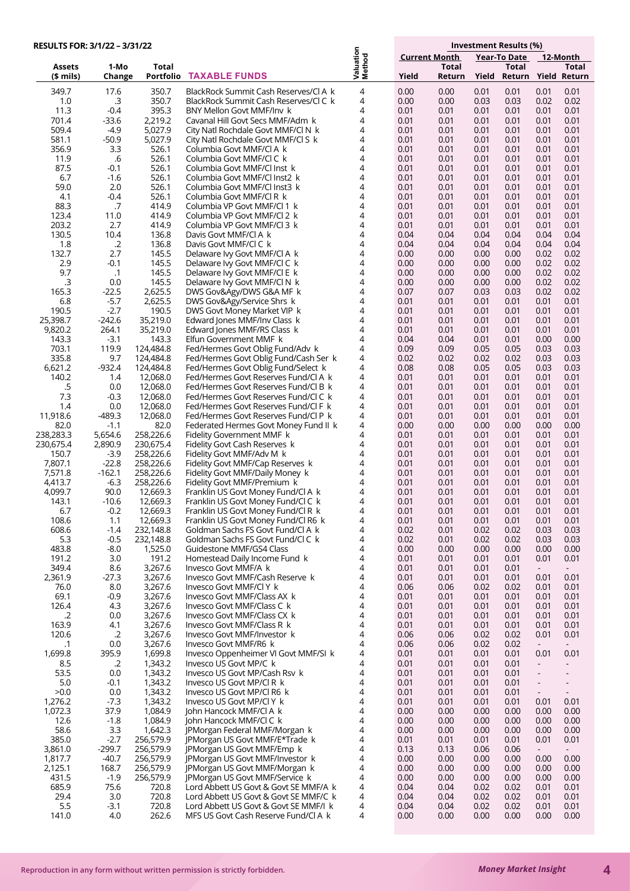**RESULTS FOR: 3/1/22 – 3/31/22**

| Assets ($ mils) | 1-Mo Change | Total Portfolio | TAXABLE FUNDS | Valuation Method | Current Month Yield | Current Month Total Return | Year-To Date Yield | Year-To Date Total Return | 12-Month Yield | 12-Month Total Return |
|---|---|---|---|---|---|---|---|---|---|---|
| 349.7 | 17.6 | 350.7 | BlackRock Summit Cash Reserves/Cl A k | 4 | 0.00 | 0.00 | 0.01 | 0.01 | 0.01 | 0.01 |
| 1.0 | .3 | 350.7 | BlackRock Summit Cash Reserves/Cl C k | 4 | 0.00 | 0.00 | 0.03 | 0.03 | 0.02 | 0.02 |
| 11.3 | -0.4 | 395.3 | BNY Mellon Govt MMF/Inv k | 4 | 0.01 | 0.01 | 0.01 | 0.01 | 0.01 | 0.01 |
| 701.4 | -33.6 | 2,219.2 | Cavanal Hill Govt Secs MMF/Adm k | 4 | 0.01 | 0.01 | 0.01 | 0.01 | 0.01 | 0.01 |
| 509.4 | -4.9 | 5,027.9 | City Natl Rochdale Govt MMF/Cl N k | 4 | 0.01 | 0.01 | 0.01 | 0.01 | 0.01 | 0.01 |
| 581.1 | -50.9 | 5,027.9 | City Natl Rochdale Govt MMF/Cl S k | 4 | 0.01 | 0.01 | 0.01 | 0.01 | 0.01 | 0.01 |
| 356.9 | 3.3 | 526.1 | Columbia Govt MMF/Cl A k | 4 | 0.01 | 0.01 | 0.01 | 0.01 | 0.01 | 0.01 |
| 11.9 | .6 | 526.1 | Columbia Govt MMF/Cl C k | 4 | 0.01 | 0.01 | 0.01 | 0.01 | 0.01 | 0.01 |
| 87.5 | -0.1 | 526.1 | Columbia Govt MMF/Cl Inst k | 4 | 0.01 | 0.01 | 0.01 | 0.01 | 0.01 | 0.01 |
| 6.7 | -1.6 | 526.1 | Columbia Govt MMF/Cl Inst2 k | 4 | 0.01 | 0.01 | 0.01 | 0.01 | 0.01 | 0.01 |
| 59.0 | 2.0 | 526.1 | Columbia Govt MMF/Cl Inst3 k | 4 | 0.01 | 0.01 | 0.01 | 0.01 | 0.01 | 0.01 |
| 4.1 | -0.4 | 526.1 | Columbia Govt MMF/Cl R k | 4 | 0.01 | 0.01 | 0.01 | 0.01 | 0.01 | 0.01 |
| 88.3 | .7 | 414.9 | Columbia VP Govt MMF/Cl 1 k | 4 | 0.01 | 0.01 | 0.01 | 0.01 | 0.01 | 0.01 |
| 123.4 | 11.0 | 414.9 | Columbia VP Govt MMF/Cl 2 k | 4 | 0.01 | 0.01 | 0.01 | 0.01 | 0.01 | 0.01 |
| 203.2 | 2.7 | 414.9 | Columbia VP Govt MMF/Cl 3 k | 4 | 0.01 | 0.01 | 0.01 | 0.01 | 0.01 | 0.01 |
| 130.5 | 10.4 | 136.8 | Davis Govt MMF/Cl A k | 4 | 0.04 | 0.04 | 0.04 | 0.04 | 0.04 | 0.04 |
| 1.8 | .2 | 136.8 | Davis Govt MMF/Cl C k | 4 | 0.04 | 0.04 | 0.04 | 0.04 | 0.04 | 0.04 |
| 132.7 | 2.7 | 145.5 | Delaware Ivy Govt MMF/Cl A k | 4 | 0.00 | 0.00 | 0.00 | 0.00 | 0.02 | 0.02 |
| 2.9 | -0.1 | 145.5 | Delaware Ivy Govt MMF/Cl C k | 4 | 0.00 | 0.00 | 0.00 | 0.00 | 0.02 | 0.02 |
| 9.7 | .1 | 145.5 | Delaware Ivy Govt MMF/Cl E k | 4 | 0.00 | 0.00 | 0.00 | 0.00 | 0.02 | 0.02 |
| .3 | 0.0 | 145.5 | Delaware Ivy Govt MMF/Cl N k | 4 | 0.00 | 0.00 | 0.00 | 0.00 | 0.02 | 0.02 |
| 165.3 | -22.5 | 2,625.5 | DWS Gov&Agy/DWS G&A MF k | 4 | 0.07 | 0.07 | 0.03 | 0.03 | 0.02 | 0.02 |
| 6.8 | -5.7 | 2,625.5 | DWS Gov&Agy/Service Shrs k | 4 | 0.01 | 0.01 | 0.01 | 0.01 | 0.01 | 0.01 |
| 190.5 | -2.7 | 190.5 | DWS Govt Money Market VIP k | 4 | 0.01 | 0.01 | 0.01 | 0.01 | 0.01 | 0.01 |
| 25,398.7 | -242.6 | 35,219.0 | Edward Jones MMF/Inv Class k | 4 | 0.01 | 0.01 | 0.01 | 0.01 | 0.01 | 0.01 |
| 9,820.2 | 264.1 | 35,219.0 | Edward Jones MMF/RS Class k | 4 | 0.01 | 0.01 | 0.01 | 0.01 | 0.01 | 0.01 |
| 143.3 | -3.1 | 143.3 | Elfun Government MMF k | 4 | 0.04 | 0.04 | 0.01 | 0.01 | 0.00 | 0.00 |
| 703.1 | 119.9 | 124,484.8 | Fed/Hermes Govt Oblig Fund/Adv k | 4 | 0.09 | 0.09 | 0.05 | 0.05 | 0.03 | 0.03 |
| 335.8 | 9.7 | 124,484.8 | Fed/Hermes Govt Oblig Fund/Cash Ser k | 4 | 0.02 | 0.02 | 0.02 | 0.02 | 0.03 | 0.03 |
| 6,621.2 | -932.4 | 124,484.8 | Fed/Hermes Govt Oblig Fund/Select k | 4 | 0.08 | 0.08 | 0.05 | 0.05 | 0.03 | 0.03 |
| 140.2 | 1.4 | 12,068.0 | Fed/Hermes Govt Reserves Fund/Cl A k | 4 | 0.01 | 0.01 | 0.01 | 0.01 | 0.01 | 0.01 |
| .5 | 0.0 | 12,068.0 | Fed/Hermes Govt Reserves Fund/Cl B k | 4 | 0.01 | 0.01 | 0.01 | 0.01 | 0.01 | 0.01 |
| 7.3 | -0.3 | 12,068.0 | Fed/Hermes Govt Reserves Fund/Cl C k | 4 | 0.01 | 0.01 | 0.01 | 0.01 | 0.01 | 0.01 |
| 1.4 | 0.0 | 12,068.0 | Fed/Hermes Govt Reserves Fund/Cl F k | 4 | 0.01 | 0.01 | 0.01 | 0.01 | 0.01 | 0.01 |
| 11,918.6 | -489.3 | 12,068.0 | Fed/Hermes Govt Reserves Fund/Cl P k | 4 | 0.01 | 0.01 | 0.01 | 0.01 | 0.01 | 0.01 |
| 82.0 | -1.1 | 82.0 | Federated Hermes Govt Money Fund II k | 4 | 0.00 | 0.00 | 0.00 | 0.00 | 0.00 | 0.00 |
| 238,283.3 | 5,654.6 | 258,226.6 | Fidelity Government MMF k | 4 | 0.01 | 0.01 | 0.01 | 0.01 | 0.01 | 0.01 |
| 230,675.4 | 2,890.9 | 230,675.4 | Fidelity Govt Cash Reserves k | 4 | 0.01 | 0.01 | 0.01 | 0.01 | 0.01 | 0.01 |
| 150.7 | -3.9 | 258,226.6 | Fidelity Govt MMF/Adv M k | 4 | 0.01 | 0.01 | 0.01 | 0.01 | 0.01 | 0.01 |
| 7,807.1 | -22.8 | 258,226.6 | Fidelity Govt MMF/Cap Reserves k | 4 | 0.01 | 0.01 | 0.01 | 0.01 | 0.01 | 0.01 |
| 7,571.8 | -162.1 | 258,226.6 | Fidelity Govt MMF/Daily Money k | 4 | 0.01 | 0.01 | 0.01 | 0.01 | 0.01 | 0.01 |
| 4,413.7 | -6.3 | 258,226.6 | Fidelity Govt MMF/Premium k | 4 | 0.01 | 0.01 | 0.01 | 0.01 | 0.01 | 0.01 |
| 4,099.7 | 90.0 | 12,669.3 | Franklin US Govt Money Fund/Cl A k | 4 | 0.01 | 0.01 | 0.01 | 0.01 | 0.01 | 0.01 |
| 143.1 | -10.6 | 12,669.3 | Franklin US Govt Money Fund/Cl C k | 4 | 0.01 | 0.01 | 0.01 | 0.01 | 0.01 | 0.01 |
| 6.7 | -0.2 | 12,669.3 | Franklin US Govt Money Fund/Cl R k | 4 | 0.01 | 0.01 | 0.01 | 0.01 | 0.01 | 0.01 |
| 108.6 | 1.1 | 12,669.3 | Franklin US Govt Money Fund/Cl R6 k | 4 | 0.01 | 0.01 | 0.01 | 0.01 | 0.01 | 0.01 |
| 608.6 | -1.4 | 232,148.8 | Goldman Sachs FS Govt Fund/Cl A k | 4 | 0.02 | 0.01 | 0.02 | 0.02 | 0.03 | 0.03 |
| 5.3 | -0.5 | 232,148.8 | Goldman Sachs FS Govt Fund/Cl C k | 4 | 0.02 | 0.01 | 0.02 | 0.02 | 0.03 | 0.03 |
| 483.8 | -8.0 | 1,525.0 | Guidestone MMF/GS4 Class | 4 | 0.00 | 0.00 | 0.00 | 0.00 | 0.00 | 0.00 |
| 191.2 | 3.0 | 191.2 | Homestead Daily Income Fund k | 4 | 0.01 | 0.01 | 0.01 | 0.01 | 0.01 | 0.01 |
| 349.4 | 8.6 | 3,267.6 | Invesco Govt MMF/A k | 4 | 0.01 | 0.01 | 0.01 | 0.01 | - | - |
| 2,361.9 | -27.3 | 3,267.6 | Invesco Govt MMF/Cash Reserve k | 4 | 0.01 | 0.01 | 0.01 | 0.01 | 0.01 | 0.01 |
| 76.0 | 8.0 | 3,267.6 | Invesco Govt MMF/Cl Y k | 4 | 0.06 | 0.06 | 0.02 | 0.02 | 0.01 | 0.01 |
| 69.1 | -0.9 | 3,267.6 | Invesco Govt MMF/Class AX k | 4 | 0.01 | 0.01 | 0.01 | 0.01 | 0.01 | 0.01 |
| 126.4 | 4.3 | 3,267.6 | Invesco Govt MMF/Class C k | 4 | 0.01 | 0.01 | 0.01 | 0.01 | 0.01 | 0.01 |
| .2 | 0.0 | 3,267.6 | Invesco Govt MMF/Class CX k | 4 | 0.01 | 0.01 | 0.01 | 0.01 | 0.01 | 0.01 |
| 163.9 | 4.1 | 3,267.6 | Invesco Govt MMF/Class R k | 4 | 0.01 | 0.01 | 0.01 | 0.01 | 0.01 | 0.01 |
| 120.6 | .2 | 3,267.6 | Invesco Govt MMF/Investor k | 4 | 0.06 | 0.06 | 0.02 | 0.02 | 0.01 | 0.01 |
| .1 | 0.0 | 3,267.6 | Invesco Govt MMF/R6 k | 4 | 0.06 | 0.06 | 0.02 | 0.02 | - | - |
| 1,699.8 | 395.9 | 1,699.8 | Invesco Oppenheimer VI Govt MMF/SI k | 4 | 0.01 | 0.01 | 0.01 | 0.01 | 0.01 | 0.01 |
| 8.5 | .2 | 1,343.2 | Invesco US Govt MP/C k | 4 | 0.01 | 0.01 | 0.01 | 0.01 | - | - |
| 53.5 | 0.0 | 1,343.2 | Invesco US Govt MP/Cash Rsv k | 4 | 0.01 | 0.01 | 0.01 | 0.01 | - | - |
| 5.0 | -0.1 | 1,343.2 | Invesco US Govt MP/Cl R k | 4 | 0.01 | 0.01 | 0.01 | 0.01 | - | - |
| >0.0 | 0.0 | 1,343.2 | Invesco US Govt MP/Cl R6 k | 4 | 0.01 | 0.01 | 0.01 | 0.01 | - | - |
| 1,276.2 | -7.3 | 1,343.2 | Invesco US Govt MP/Cl Y k | 4 | 0.01 | 0.01 | 0.01 | 0.01 | 0.01 | 0.01 |
| 1,072.3 | 37.9 | 1,084.9 | John Hancock MMF/Cl A k | 4 | 0.00 | 0.00 | 0.00 | 0.00 | 0.00 | 0.00 |
| 12.6 | -1.8 | 1,084.9 | John Hancock MMF/Cl C k | 4 | 0.00 | 0.00 | 0.00 | 0.00 | 0.00 | 0.00 |
| 58.6 | 3.3 | 1,642.3 | JPMorgan Federal MMF/Morgan k | 4 | 0.00 | 0.00 | 0.00 | 0.00 | 0.00 | 0.00 |
| 385.0 | -2.7 | 256,579.9 | JPMorgan US Govt MMF/E*Trade k | 4 | 0.01 | 0.01 | 0.01 | 0.01 | 0.01 | 0.01 |
| 3,861.0 | -299.7 | 256,579.9 | JPMorgan US Govt MMF/Emp k | 4 | 0.13 | 0.13 | 0.06 | 0.06 | - | - |
| 1,817.7 | -40.7 | 256,579.9 | JPMorgan US Govt MMF/Investor k | 4 | 0.00 | 0.00 | 0.00 | 0.00 | 0.00 | 0.00 |
| 2,125.1 | 168.7 | 256,579.9 | JPMorgan US Govt MMF/Morgan k | 4 | 0.00 | 0.00 | 0.00 | 0.00 | 0.00 | 0.00 |
| 431.5 | -1.9 | 256,579.9 | JPMorgan US Govt MMF/Service k | 4 | 0.00 | 0.00 | 0.00 | 0.00 | 0.00 | 0.00 |
| 685.9 | 75.6 | 720.8 | Lord Abbett US Govt & Govt SE MMF/A k | 4 | 0.04 | 0.04 | 0.02 | 0.02 | 0.01 | 0.01 |
| 29.4 | 3.0 | 720.8 | Lord Abbett US Govt & Govt SE MMF/C k | 4 | 0.04 | 0.04 | 0.02 | 0.02 | 0.01 | 0.01 |
| 5.5 | -3.1 | 720.8 | Lord Abbett US Govt & Govt SE MMF/I k | 4 | 0.04 | 0.04 | 0.02 | 0.02 | 0.01 | 0.01 |
| 141.0 | 4.0 | 262.6 | MFS US Govt Cash Reserve Fund/Cl A k | 4 | 0.00 | 0.00 | 0.00 | 0.00 | 0.00 | 0.00 |

Reproduction in any form without written permission is strictly forbidden.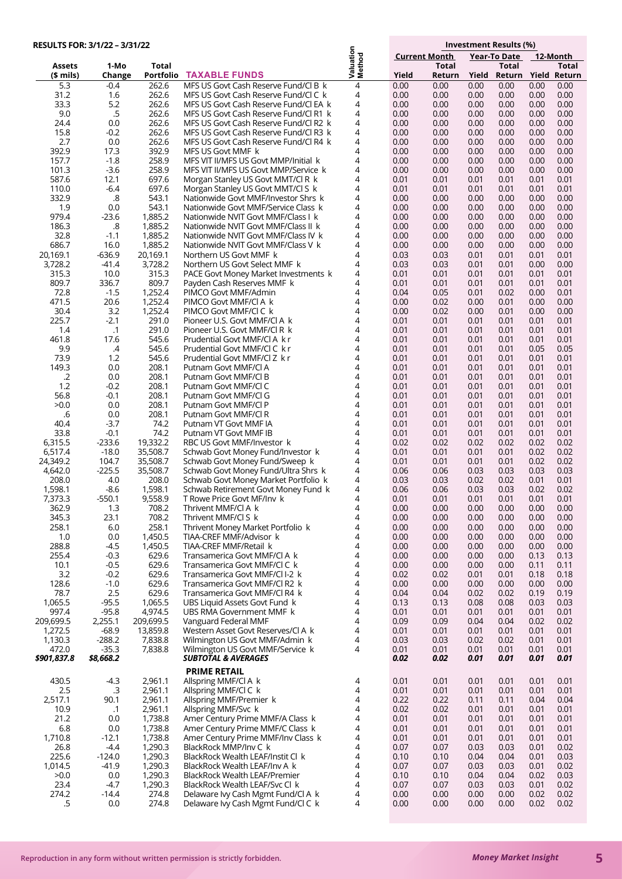**RESULTS FOR: 3/1/22 – 3/31/22**

| Assets ($ mils) | 1-Mo Change | Total Portfolio | TAXABLE FUNDS | Valuation Method | Current Month Yield | Current Month Total Return | Year-To Date Yield | Year-To Date Total Return | 12-Month Yield | 12-Month Total Return |
|---|---|---|---|---|---|---|---|---|---|---|
| 5.3 | -0.4 | 262.6 | MFS US Govt Cash Reserve Fund/Cl B k | 4 | 0.00 | 0.00 | 0.00 | 0.00 | 0.00 | 0.00 |
| 31.2 | 1.6 | 262.6 | MFS US Govt Cash Reserve Fund/Cl C k | 4 | 0.00 | 0.00 | 0.00 | 0.00 | 0.00 | 0.00 |
| 33.3 | 5.2 | 262.6 | MFS US Govt Cash Reserve Fund/Cl EA k | 4 | 0.00 | 0.00 | 0.00 | 0.00 | 0.00 | 0.00 |
| 9.0 | .5 | 262.6 | MFS US Govt Cash Reserve Fund/Cl R1 k | 4 | 0.00 | 0.00 | 0.00 | 0.00 | 0.00 | 0.00 |
| 24.4 | 0.0 | 262.6 | MFS US Govt Cash Reserve Fund/Cl R2 k | 4 | 0.00 | 0.00 | 0.00 | 0.00 | 0.00 | 0.00 |
| 15.8 | -0.2 | 262.6 | MFS US Govt Cash Reserve Fund/Cl R3 k | 4 | 0.00 | 0.00 | 0.00 | 0.00 | 0.00 | 0.00 |
| 2.7 | 0.0 | 262.6 | MFS US Govt Cash Reserve Fund/Cl R4 k | 4 | 0.00 | 0.00 | 0.00 | 0.00 | 0.00 | 0.00 |
| 392.9 | 17.3 | 392.9 | MFS US Govt MMF k | 4 | 0.00 | 0.00 | 0.00 | 0.00 | 0.00 | 0.00 |
| 157.7 | -1.8 | 258.9 | MFS VIT II/MFS US Govt MMP/Initial k | 4 | 0.00 | 0.00 | 0.00 | 0.00 | 0.00 | 0.00 |
| 101.3 | -3.6 | 258.9 | MFS VIT II/MFS US Govt MMP/Service k | 4 | 0.00 | 0.00 | 0.00 | 0.00 | 0.00 | 0.00 |
| 587.6 | 12.1 | 697.6 | Morgan Stanley US Govt MMT/Cl R k | 4 | 0.01 | 0.01 | 0.01 | 0.01 | 0.01 | 0.01 |
| 110.0 | -6.4 | 697.6 | Morgan Stanley US Govt MMT/Cl S k | 4 | 0.01 | 0.01 | 0.01 | 0.01 | 0.01 | 0.01 |
| 332.9 | .8 | 543.1 | Nationwide Govt MMF/Investor Shrs k | 4 | 0.00 | 0.00 | 0.00 | 0.00 | 0.00 | 0.00 |
| 1.9 | 0.0 | 543.1 | Nationwide Govt MMF/Service Class k | 4 | 0.00 | 0.00 | 0.00 | 0.00 | 0.00 | 0.00 |
| 979.4 | -23.6 | 1,885.2 | Nationwide NVIT Govt MMF/Class I k | 4 | 0.00 | 0.00 | 0.00 | 0.00 | 0.00 | 0.00 |
| 186.3 | .8 | 1,885.2 | Nationwide NVIT Govt MMF/Class II k | 4 | 0.00 | 0.00 | 0.00 | 0.00 | 0.00 | 0.00 |
| 32.8 | -1.1 | 1,885.2 | Nationwide NVIT Govt MMF/Class IV k | 4 | 0.00 | 0.00 | 0.00 | 0.00 | 0.00 | 0.00 |
| 686.7 | 16.0 | 1,885.2 | Nationwide NVIT Govt MMF/Class V k | 4 | 0.00 | 0.00 | 0.00 | 0.00 | 0.00 | 0.00 |
| 20,169.1 | -636.9 | 20,169.1 | Northern US Govt MMF k | 4 | 0.03 | 0.03 | 0.01 | 0.01 | 0.01 | 0.01 |
| 3,728.2 | -41.4 | 3,728.2 | Northern US Govt Select MMF k | 4 | 0.03 | 0.03 | 0.01 | 0.01 | 0.00 | 0.00 |
| 315.3 | 10.0 | 315.3 | PACE Govt Money Market Investments k | 4 | 0.01 | 0.01 | 0.01 | 0.01 | 0.01 | 0.01 |
| 809.7 | 336.7 | 809.7 | Payden Cash Reserves MMF k | 4 | 0.01 | 0.01 | 0.01 | 0.01 | 0.01 | 0.01 |
| 72.8 | -1.5 | 1,252.4 | PIMCO Govt MMF/Admin | 4 | 0.04 | 0.05 | 0.01 | 0.02 | 0.00 | 0.01 |
| 471.5 | 20.6 | 1,252.4 | PIMCO Govt MMF/Cl A k | 4 | 0.00 | 0.02 | 0.00 | 0.01 | 0.00 | 0.00 |
| 30.4 | 3.2 | 1,252.4 | PIMCO Govt MMF/Cl C k | 4 | 0.00 | 0.02 | 0.00 | 0.01 | 0.00 | 0.00 |
| 225.7 | -2.1 | 291.0 | Pioneer U.S. Govt MMF/Cl A k | 4 | 0.01 | 0.01 | 0.01 | 0.01 | 0.01 | 0.01 |
| 1.4 | .1 | 291.0 | Pioneer U.S. Govt MMF/Cl R k | 4 | 0.01 | 0.01 | 0.01 | 0.01 | 0.01 | 0.01 |
| 461.8 | 17.6 | 545.6 | Prudential Govt MMF/Cl A k r | 4 | 0.01 | 0.01 | 0.01 | 0.01 | 0.01 | 0.01 |
| 9.9 | .4 | 545.6 | Prudential Govt MMF/Cl C k r | 4 | 0.01 | 0.01 | 0.01 | 0.01 | 0.05 | 0.05 |
| 73.9 | 1.2 | 545.6 | Prudential Govt MMF/Cl Z k r | 4 | 0.01 | 0.01 | 0.01 | 0.01 | 0.01 | 0.01 |
| 149.3 | 0.0 | 208.1 | Putnam Govt MMF/Cl A | 4 | 0.01 | 0.01 | 0.01 | 0.01 | 0.01 | 0.01 |
| .2 | 0.0 | 208.1 | Putnam Govt MMF/Cl B | 4 | 0.01 | 0.01 | 0.01 | 0.01 | 0.01 | 0.01 |
| 1.2 | -0.2 | 208.1 | Putnam Govt MMF/Cl C | 4 | 0.01 | 0.01 | 0.01 | 0.01 | 0.01 | 0.01 |
| 56.8 | -0.1 | 208.1 | Putnam Govt MMF/Cl G | 4 | 0.01 | 0.01 | 0.01 | 0.01 | 0.01 | 0.01 |
| >0.0 | 0.0 | 208.1 | Putnam Govt MMF/Cl P | 4 | 0.01 | 0.01 | 0.01 | 0.01 | 0.01 | 0.01 |
| .6 | 0.0 | 208.1 | Putnam Govt MMF/Cl R | 4 | 0.01 | 0.01 | 0.01 | 0.01 | 0.01 | 0.01 |
| 40.4 | -3.7 | 74.2 | Putnam VT Govt MMF IA | 4 | 0.01 | 0.01 | 0.01 | 0.01 | 0.01 | 0.01 |
| 33.8 | -0.1 | 74.2 | Putnam VT Govt MMF IB | 4 | 0.01 | 0.01 | 0.01 | 0.01 | 0.01 | 0.01 |
| 6,315.5 | -233.6 | 19,332.2 | RBC US Govt MMF/Investor k | 4 | 0.02 | 0.02 | 0.02 | 0.02 | 0.02 | 0.02 |
| 6,517.4 | -18.0 | 35,508.7 | Schwab Govt Money Fund/Investor k | 4 | 0.01 | 0.01 | 0.01 | 0.01 | 0.02 | 0.02 |
| 24,349.2 | 104.7 | 35,508.7 | Schwab Govt Money Fund/Sweep k | 4 | 0.01 | 0.01 | 0.01 | 0.01 | 0.02 | 0.02 |
| 4,642.0 | -225.5 | 35,508.7 | Schwab Govt Money Fund/Ultra Shrs k | 4 | 0.06 | 0.06 | 0.03 | 0.03 | 0.03 | 0.03 |
| 208.0 | 4.0 | 208.0 | Schwab Govt Money Market Portfolio k | 4 | 0.03 | 0.03 | 0.02 | 0.02 | 0.01 | 0.01 |
| 1,598.1 | -8.6 | 1,598.1 | Schwab Retirement Govt Money Fund k | 4 | 0.06 | 0.06 | 0.03 | 0.03 | 0.02 | 0.02 |
| 7,373.3 | -550.1 | 9,558.9 | T Rowe Price Govt MF/Inv k | 4 | 0.01 | 0.01 | 0.01 | 0.01 | 0.01 | 0.01 |
| 362.9 | 1.3 | 708.2 | Thrivent MMF/Cl A k | 4 | 0.00 | 0.00 | 0.00 | 0.00 | 0.00 | 0.00 |
| 345.3 | 23.1 | 708.2 | Thrivent MMF/Cl S k | 4 | 0.00 | 0.00 | 0.00 | 0.00 | 0.00 | 0.00 |
| 258.1 | 6.0 | 258.1 | Thrivent Money Market Portfolio k | 4 | 0.00 | 0.00 | 0.00 | 0.00 | 0.00 | 0.00 |
| 1.0 | 0.0 | 1,450.5 | TIAA-CREF MMF/Advisor k | 4 | 0.00 | 0.00 | 0.00 | 0.00 | 0.00 | 0.00 |
| 288.8 | -4.5 | 1,450.5 | TIAA-CREF MMF/Retail k | 4 | 0.00 | 0.00 | 0.00 | 0.00 | 0.00 | 0.00 |
| 255.4 | -0.3 | 629.6 | Transamerica Govt MMF/Cl A k | 4 | 0.00 | 0.00 | 0.00 | 0.00 | 0.13 | 0.13 |
| 10.1 | -0.5 | 629.6 | Transamerica Govt MMF/Cl C k | 4 | 0.00 | 0.00 | 0.00 | 0.00 | 0.11 | 0.11 |
| 3.2 | -0.2 | 629.6 | Transamerica Govt MMF/Cl I-2 k | 4 | 0.02 | 0.02 | 0.01 | 0.01 | 0.18 | 0.18 |
| 128.6 | -1.0 | 629.6 | Transamerica Govt MMF/Cl R2 k | 4 | 0.00 | 0.00 | 0.00 | 0.00 | 0.00 | 0.00 |
| 78.7 | 2.5 | 629.6 | Transamerica Govt MMF/Cl R4 k | 4 | 0.04 | 0.04 | 0.02 | 0.02 | 0.19 | 0.19 |
| 1,065.5 | -95.5 | 1,065.5 | UBS Liquid Assets Govt Fund k | 4 | 0.13 | 0.13 | 0.08 | 0.08 | 0.03 | 0.03 |
| 997.4 | -95.8 | 4,974.5 | UBS RMA Government MMF k | 4 | 0.01 | 0.01 | 0.01 | 0.01 | 0.01 | 0.01 |
| 209,699.5 | 2,255.1 | 209,699.5 | Vanguard Federal MMF | 4 | 0.09 | 0.09 | 0.04 | 0.04 | 0.02 | 0.02 |
| 1,272.5 | -68.9 | 13,859.8 | Western Asset Govt Reserves/Cl A k | 4 | 0.01 | 0.01 | 0.01 | 0.01 | 0.01 | 0.01 |
| 1,130.3 | -288.2 | 7,838.8 | Wilmington US Govt MMF/Admin k | 4 | 0.03 | 0.03 | 0.02 | 0.02 | 0.01 | 0.01 |
| 472.0 | -35.3 | 7,838.8 | Wilmington US Govt MMF/Service k | 4 | 0.01 | 0.01 | 0.01 | 0.01 | 0.01 | 0.01 |
| ***$901,837.8*** | ***$8,668.2*** | | ***SUBTOTAL & AVERAGES*** | | ***0.02*** | ***0.02*** | ***0.01*** | ***0.01*** | ***0.01*** | ***0.01*** |
| | | | **PRIME RETAIL** | | | | | | | |
| 430.5 | -4.3 | 2,961.1 | Allspring MMF/Cl A k | 4 | 0.01 | 0.01 | 0.01 | 0.01 | 0.01 | 0.01 |
| 2.5 | .3 | 2,961.1 | Allspring MMF/Cl C k | 4 | 0.01 | 0.01 | 0.01 | 0.01 | 0.01 | 0.01 |
| 2,517.1 | 90.1 | 2,961.1 | Allspring MMF/Premier k | 4 | 0.22 | 0.22 | 0.11 | 0.11 | 0.04 | 0.04 |
| 10.9 | .1 | 2,961.1 | Allspring MMF/Svc k | 4 | 0.02 | 0.02 | 0.01 | 0.01 | 0.01 | 0.01 |
| 21.2 | 0.0 | 1,738.8 | Amer Century Prime MMF/A Class k | 4 | 0.01 | 0.01 | 0.01 | 0.01 | 0.01 | 0.01 |
| 6.8 | 0.0 | 1,738.8 | Amer Century Prime MMF/C Class k | 4 | 0.01 | 0.01 | 0.01 | 0.01 | 0.01 | 0.01 |
| 1,710.8 | -12.1 | 1,738.8 | Amer Century Prime MMF/Inv Class k | 4 | 0.01 | 0.01 | 0.01 | 0.01 | 0.01 | 0.01 |
| 26.8 | -4.4 | 1,290.3 | BlackRock MMP/Inv C k | 4 | 0.07 | 0.07 | 0.03 | 0.03 | 0.01 | 0.02 |
| 225.6 | -124.0 | 1,290.3 | BlackRock Wealth LEAF/Instit Cl k | 4 | 0.10 | 0.10 | 0.04 | 0.04 | 0.01 | 0.03 |
| 1,014.5 | -41.9 | 1,290.3 | BlackRock Wealth LEAF/Inv A k | 4 | 0.07 | 0.07 | 0.03 | 0.03 | 0.01 | 0.02 |
| >0.0 | 0.0 | 1,290.3 | BlackRock Wealth LEAF/Premier | 4 | 0.10 | 0.10 | 0.04 | 0.04 | 0.02 | 0.03 |
| 23.4 | -4.7 | 1,290.3 | BlackRock Wealth LEAF/Svc Cl k | 4 | 0.07 | 0.07 | 0.03 | 0.03 | 0.01 | 0.02 |
| 274.2 | -14.4 | 274.8 | Delaware Ivy Cash Mgmt Fund/Cl A k | 4 | 0.00 | 0.00 | 0.00 | 0.00 | 0.02 | 0.02 |
| .5 | 0.0 | 274.8 | Delaware Ivy Cash Mgmt Fund/Cl C k | 4 | 0.00 | 0.00 | 0.00 | 0.00 | 0.02 | 0.02 |

Reproduction in any form without written permission is strictly forbidden.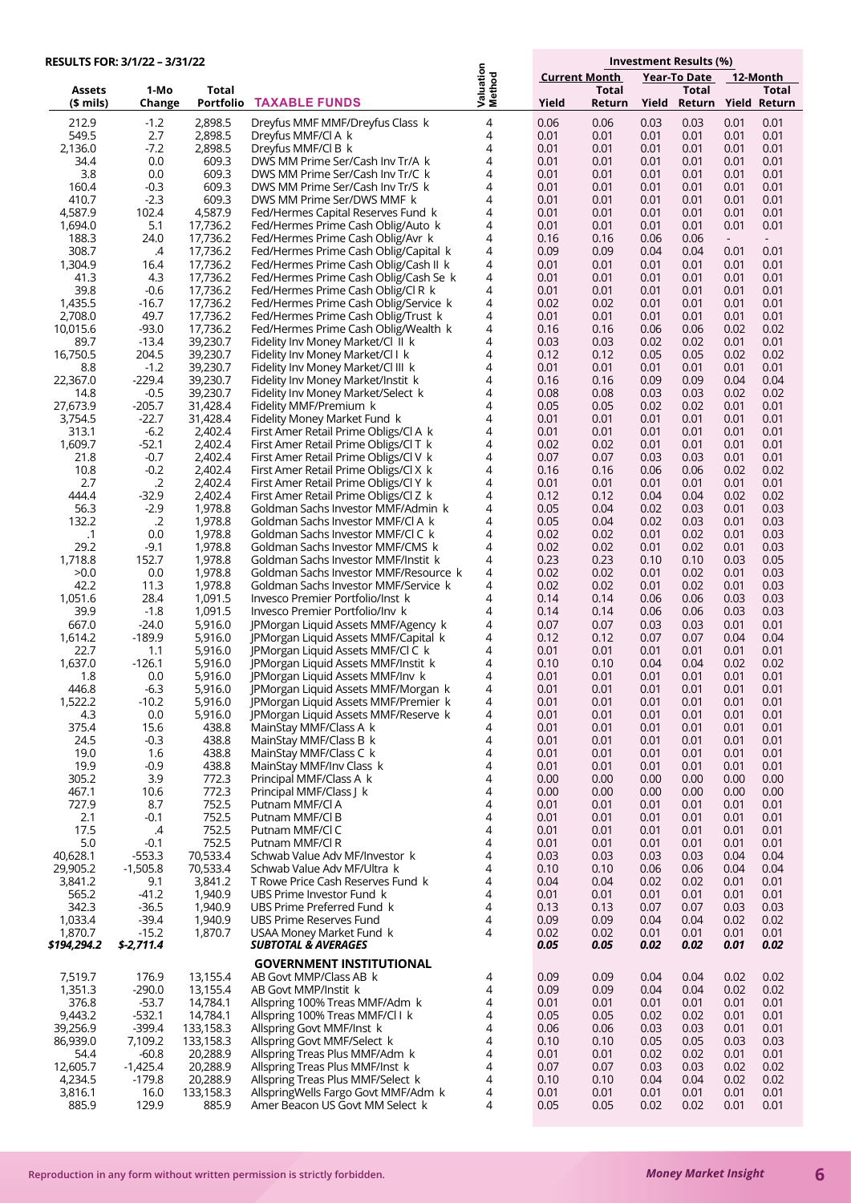**RESULTS FOR: 3/1/22 – 3/31/22**

| Assets ($ mils) | 1-Mo Change | Total Portfolio | TAXABLE FUNDS | Valuation Method | Investment Results (%) Current Month Yield | Current Month Total Return | Year-To Date Yield | Year-To Date Total Return | 12-Month Yield | 12-Month Total Return |
|---|---|---|---|---|---|---|---|---|---|---|
| 212.9 | -1.2 | 2,898.5 | Dreyfus MMF MMF/Dreyfus Class k | 4 | 0.06 | 0.06 | 0.03 | 0.03 | 0.01 | 0.01 |
| 549.5 | 2.7 | 2,898.5 | Dreyfus MMF/Cl A k | 4 | 0.01 | 0.01 | 0.01 | 0.01 | 0.01 | 0.01 |
| 2,136.0 | -7.2 | 2,898.5 | Dreyfus MMF/Cl B k | 4 | 0.01 | 0.01 | 0.01 | 0.01 | 0.01 | 0.01 |
| 34.4 | 0.0 | 609.3 | DWS MM Prime Ser/Cash Inv Tr/A k | 4 | 0.01 | 0.01 | 0.01 | 0.01 | 0.01 | 0.01 |
| 3.8 | 0.0 | 609.3 | DWS MM Prime Ser/Cash Inv Tr/C k | 4 | 0.01 | 0.01 | 0.01 | 0.01 | 0.01 | 0.01 |
| 160.4 | -0.3 | 609.3 | DWS MM Prime Ser/Cash Inv Tr/S k | 4 | 0.01 | 0.01 | 0.01 | 0.01 | 0.01 | 0.01 |
| 410.7 | -2.3 | 609.3 | DWS MM Prime Ser/DWS MMF k | 4 | 0.01 | 0.01 | 0.01 | 0.01 | 0.01 | 0.01 |
| 4,587.9 | 102.4 | 4,587.9 | Fed/Hermes Capital Reserves Fund k | 4 | 0.01 | 0.01 | 0.01 | 0.01 | 0.01 | 0.01 |
| 1,694.0 | 5.1 | 17,736.2 | Fed/Hermes Prime Cash Oblig/Auto k | 4 | 0.01 | 0.01 | 0.01 | 0.01 | 0.01 | 0.01 |
| 188.3 | 24.0 | 17,736.2 | Fed/Hermes Prime Cash Oblig/Avr k | 4 | 0.16 | 0.16 | 0.06 | 0.06 | - | - |
| 308.7 | .4 | 17,736.2 | Fed/Hermes Prime Cash Oblig/Capital k | 4 | 0.09 | 0.09 | 0.04 | 0.04 | 0.01 | 0.01 |
| 1,304.9 | 16.4 | 17,736.2 | Fed/Hermes Prime Cash Oblig/Cash II k | 4 | 0.01 | 0.01 | 0.01 | 0.01 | 0.01 | 0.01 |
| 41.3 | 4.3 | 17,736.2 | Fed/Hermes Prime Cash Oblig/Cash Se k | 4 | 0.01 | 0.01 | 0.01 | 0.01 | 0.01 | 0.01 |
| 39.8 | -0.6 | 17,736.2 | Fed/Hermes Prime Cash Oblig/Cl R k | 4 | 0.01 | 0.01 | 0.01 | 0.01 | 0.01 | 0.01 |
| 1,435.5 | -16.7 | 17,736.2 | Fed/Hermes Prime Cash Oblig/Service k | 4 | 0.02 | 0.02 | 0.01 | 0.01 | 0.01 | 0.01 |
| 2,708.0 | 49.7 | 17,736.2 | Fed/Hermes Prime Cash Oblig/Trust k | 4 | 0.01 | 0.01 | 0.01 | 0.01 | 0.01 | 0.01 |
| 10,015.6 | -93.0 | 17,736.2 | Fed/Hermes Prime Cash Oblig/Wealth k | 4 | 0.16 | 0.16 | 0.06 | 0.06 | 0.02 | 0.02 |
| 89.7 | -13.4 | 39,230.7 | Fidelity Inv Money Market/Cl II k | 4 | 0.03 | 0.03 | 0.02 | 0.02 | 0.01 | 0.01 |
| 16,750.5 | 204.5 | 39,230.7 | Fidelity Inv Money Market/Cl I k | 4 | 0.12 | 0.12 | 0.05 | 0.05 | 0.02 | 0.02 |
| 8.8 | -1.2 | 39,230.7 | Fidelity Inv Money Market/Cl III k | 4 | 0.01 | 0.01 | 0.01 | 0.01 | 0.01 | 0.01 |
| 22,367.0 | -229.4 | 39,230.7 | Fidelity Inv Money Market/Instit k | 4 | 0.16 | 0.16 | 0.09 | 0.09 | 0.04 | 0.04 |
| 14.8 | -0.5 | 39,230.7 | Fidelity Inv Money Market/Select k | 4 | 0.08 | 0.08 | 0.03 | 0.03 | 0.02 | 0.02 |
| 27,673.9 | -205.7 | 31,428.4 | Fidelity MMF/Premium k | 4 | 0.05 | 0.05 | 0.02 | 0.02 | 0.01 | 0.01 |
| 3,754.5 | -22.7 | 31,428.4 | Fidelity Money Market Fund k | 4 | 0.01 | 0.01 | 0.01 | 0.01 | 0.01 | 0.01 |
| 313.1 | -6.2 | 2,402.4 | First Amer Retail Prime Obligs/Cl A k | 4 | 0.01 | 0.01 | 0.01 | 0.01 | 0.01 | 0.01 |
| 1,609.7 | -52.1 | 2,402.4 | First Amer Retail Prime Obligs/Cl T k | 4 | 0.02 | 0.02 | 0.01 | 0.01 | 0.01 | 0.01 |
| 21.8 | -0.7 | 2,402.4 | First Amer Retail Prime Obligs/Cl V k | 4 | 0.07 | 0.07 | 0.03 | 0.03 | 0.01 | 0.01 |
| 10.8 | -0.2 | 2,402.4 | First Amer Retail Prime Obligs/Cl X k | 4 | 0.16 | 0.16 | 0.06 | 0.06 | 0.02 | 0.02 |
| 2.7 | .2 | 2,402.4 | First Amer Retail Prime Obligs/Cl Y k | 4 | 0.01 | 0.01 | 0.01 | 0.01 | 0.01 | 0.01 |
| 444.4 | -32.9 | 2,402.4 | First Amer Retail Prime Obligs/Cl Z k | 4 | 0.12 | 0.12 | 0.04 | 0.04 | 0.02 | 0.02 |
| 56.3 | -2.9 | 1,978.8 | Goldman Sachs Investor MMF/Admin k | 4 | 0.05 | 0.04 | 0.02 | 0.03 | 0.01 | 0.03 |
| 132.2 | .2 | 1,978.8 | Goldman Sachs Investor MMF/Cl A k | 4 | 0.05 | 0.04 | 0.02 | 0.03 | 0.01 | 0.03 |
| .1 | 0.0 | 1,978.8 | Goldman Sachs Investor MMF/Cl C k | 4 | 0.02 | 0.02 | 0.01 | 0.02 | 0.01 | 0.03 |
| 29.2 | -9.1 | 1,978.8 | Goldman Sachs Investor MMF/CMS k | 4 | 0.02 | 0.02 | 0.01 | 0.02 | 0.01 | 0.03 |
| 1,718.8 | 152.7 | 1,978.8 | Goldman Sachs Investor MMF/Instit k | 4 | 0.23 | 0.23 | 0.10 | 0.10 | 0.03 | 0.05 |
| >0.0 | 0.0 | 1,978.8 | Goldman Sachs Investor MMF/Resource k | 4 | 0.02 | 0.02 | 0.01 | 0.02 | 0.01 | 0.03 |
| 42.2 | 11.3 | 1,978.8 | Goldman Sachs Investor MMF/Service k | 4 | 0.02 | 0.02 | 0.01 | 0.02 | 0.01 | 0.03 |
| 1,051.6 | 28.4 | 1,091.5 | Invesco Premier Portfolio/Inst k | 4 | 0.14 | 0.14 | 0.06 | 0.06 | 0.03 | 0.03 |
| 39.9 | -1.8 | 1,091.5 | Invesco Premier Portfolio/Inv k | 4 | 0.14 | 0.14 | 0.06 | 0.06 | 0.03 | 0.03 |
| 667.0 | -24.0 | 5,916.0 | JPMorgan Liquid Assets MMF/Agency k | 4 | 0.07 | 0.07 | 0.03 | 0.03 | 0.01 | 0.01 |
| 1,614.2 | -189.9 | 5,916.0 | JPMorgan Liquid Assets MMF/Capital k | 4 | 0.12 | 0.12 | 0.07 | 0.07 | 0.04 | 0.04 |
| 22.7 | 1.1 | 5,916.0 | JPMorgan Liquid Assets MMF/Cl C k | 4 | 0.01 | 0.01 | 0.01 | 0.01 | 0.01 | 0.01 |
| 1,637.0 | -126.1 | 5,916.0 | JPMorgan Liquid Assets MMF/Instit k | 4 | 0.10 | 0.10 | 0.04 | 0.04 | 0.02 | 0.02 |
| 1.8 | 0.0 | 5,916.0 | JPMorgan Liquid Assets MMF/Inv k | 4 | 0.01 | 0.01 | 0.01 | 0.01 | 0.01 | 0.01 |
| 446.8 | -6.3 | 5,916.0 | JPMorgan Liquid Assets MMF/Morgan k | 4 | 0.01 | 0.01 | 0.01 | 0.01 | 0.01 | 0.01 |
| 1,522.2 | -10.2 | 5,916.0 | JPMorgan Liquid Assets MMF/Premier k | 4 | 0.01 | 0.01 | 0.01 | 0.01 | 0.01 | 0.01 |
| 4.3 | 0.0 | 5,916.0 | JPMorgan Liquid Assets MMF/Reserve k | 4 | 0.01 | 0.01 | 0.01 | 0.01 | 0.01 | 0.01 |
| 375.4 | 15.6 | 438.8 | MainStay MMF/Class A k | 4 | 0.01 | 0.01 | 0.01 | 0.01 | 0.01 | 0.01 |
| 24.5 | -0.3 | 438.8 | MainStay MMF/Class B k | 4 | 0.01 | 0.01 | 0.01 | 0.01 | 0.01 | 0.01 |
| 19.0 | 1.6 | 438.8 | MainStay MMF/Class C k | 4 | 0.01 | 0.01 | 0.01 | 0.01 | 0.01 | 0.01 |
| 19.9 | -0.9 | 438.8 | MainStay MMF/Inv Class k | 4 | 0.01 | 0.01 | 0.01 | 0.01 | 0.01 | 0.01 |
| 305.2 | 3.9 | 772.3 | Principal MMF/Class A k | 4 | 0.00 | 0.00 | 0.00 | 0.00 | 0.00 | 0.00 |
| 467.1 | 10.6 | 772.3 | Principal MMF/Class J k | 4 | 0.00 | 0.00 | 0.00 | 0.00 | 0.00 | 0.00 |
| 727.9 | 8.7 | 752.5 | Putnam MMF/Cl A | 4 | 0.01 | 0.01 | 0.01 | 0.01 | 0.01 | 0.01 |
| 2.1 | -0.1 | 752.5 | Putnam MMF/Cl B | 4 | 0.01 | 0.01 | 0.01 | 0.01 | 0.01 | 0.01 |
| 17.5 | .4 | 752.5 | Putnam MMF/Cl C | 4 | 0.01 | 0.01 | 0.01 | 0.01 | 0.01 | 0.01 |
| 5.0 | -0.1 | 752.5 | Putnam MMF/Cl R | 4 | 0.01 | 0.01 | 0.01 | 0.01 | 0.01 | 0.01 |
| 40,628.1 | -553.3 | 70,533.4 | Schwab Value Adv MF/Investor k | 4 | 0.03 | 0.03 | 0.03 | 0.03 | 0.04 | 0.04 |
| 29,905.2 | -1,505.8 | 70,533.4 | Schwab Value Adv MF/Ultra k | 4 | 0.10 | 0.10 | 0.06 | 0.06 | 0.04 | 0.04 |
| 3,841.2 | 9.1 | 3,841.2 | T Rowe Price Cash Reserves Fund k | 4 | 0.04 | 0.04 | 0.02 | 0.02 | 0.01 | 0.01 |
| 565.2 | -41.2 | 1,940.9 | UBS Prime Investor Fund k | 4 | 0.01 | 0.01 | 0.01 | 0.01 | 0.01 | 0.01 |
| 342.3 | -36.5 | 1,940.9 | UBS Prime Preferred Fund k | 4 | 0.13 | 0.13 | 0.07 | 0.07 | 0.03 | 0.03 |
| 1,033.4 | -39.4 | 1,940.9 | UBS Prime Reserves Fund | 4 | 0.09 | 0.09 | 0.04 | 0.04 | 0.02 | 0.02 |
| 1,870.7 | -15.2 | 1,870.7 | USAA Money Market Fund k | 4 | 0.02 | 0.02 | 0.01 | 0.01 | 0.01 | 0.01 |
| ***$194,294.2*** | ***$-2,711.4*** | | ***SUBTOTAL & AVERAGES*** | | ***0.05*** | ***0.05*** | ***0.02*** | ***0.02*** | ***0.01*** | ***0.02*** |
| | | | **GOVERNMENT INSTITUTIONAL** | | | | | | | |
| 7,519.7 | 176.9 | 13,155.4 | AB Govt MMP/Class AB k | 4 | 0.09 | 0.09 | 0.04 | 0.04 | 0.02 | 0.02 |
| 1,351.3 | -290.0 | 13,155.4 | AB Govt MMP/Instit k | 4 | 0.09 | 0.09 | 0.04 | 0.04 | 0.02 | 0.02 |
| 376.8 | -53.7 | 14,784.1 | Allspring 100% Treas MMF/Adm k | 4 | 0.01 | 0.01 | 0.01 | 0.01 | 0.01 | 0.01 |
| 9,443.2 | -532.1 | 14,784.1 | Allspring 100% Treas MMF/Cl I k | 4 | 0.05 | 0.05 | 0.02 | 0.02 | 0.01 | 0.01 |
| 39,256.9 | -399.4 | 133,158.3 | Allspring Govt MMF/Inst k | 4 | 0.06 | 0.06 | 0.03 | 0.03 | 0.01 | 0.01 |
| 86,939.0 | 7,109.2 | 133,158.3 | Allspring Govt MMF/Select k | 4 | 0.10 | 0.10 | 0.05 | 0.05 | 0.03 | 0.03 |
| 54.4 | -60.8 | 20,288.9 | Allspring Treas Plus MMF/Adm k | 4 | 0.01 | 0.01 | 0.02 | 0.02 | 0.01 | 0.01 |
| 12,605.7 | -1,425.4 | 20,288.9 | Allspring Treas Plus MMF/Inst k | 4 | 0.07 | 0.07 | 0.03 | 0.03 | 0.02 | 0.02 |
| 4,234.5 | -179.8 | 20,288.9 | Allspring Treas Plus MMF/Select k | 4 | 0.10 | 0.10 | 0.04 | 0.04 | 0.02 | 0.02 |
| 3,816.1 | 16.0 | 133,158.3 | AllspringWells Fargo Govt MMF/Adm k | 4 | 0.01 | 0.01 | 0.01 | 0.01 | 0.01 | 0.01 |
| 885.9 | 129.9 | 885.9 | Amer Beacon US Govt MM Select k | 4 | 0.05 | 0.05 | 0.02 | 0.02 | 0.01 | 0.01 |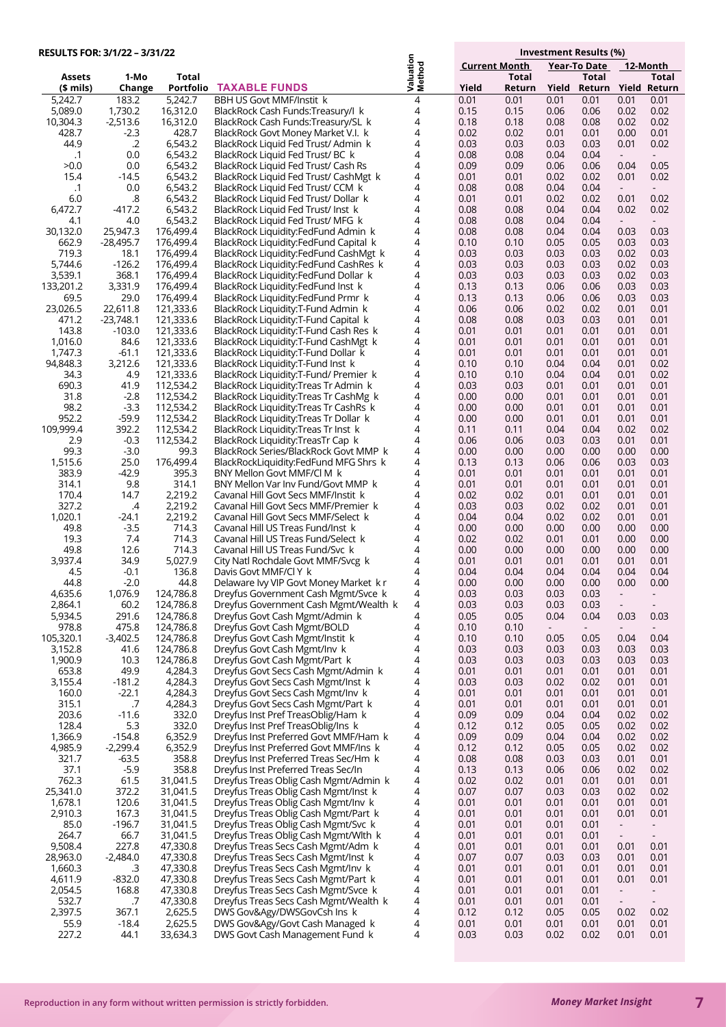**RESULTS FOR: 3/1/22 – 3/31/22**

| Assets ($ mils) | 1-Mo Change | Total Portfolio | TAXABLE FUNDS | Valuation Method | Current Month Yield | Current Month Total Return | Year-To Date Yield | Year-To Date Total Return | 12-Month Yield | 12-Month Total Return |
|---|---|---|---|---|---|---|---|---|---|---|
| 5,242.7 | 183.2 | 5,242.7 | BBH US Govt MMF/Instit k | 4 | 0.01 | 0.01 | 0.01 | 0.01 | 0.01 | 0.01 |
| 5,089.0 | 1,730.2 | 16,312.0 | BlackRock Cash Funds:Treasury/I k | 4 | 0.15 | 0.15 | 0.06 | 0.06 | 0.02 | 0.02 |
| 10,304.3 | -2,513.6 | 16,312.0 | BlackRock Cash Funds:Treasury/SL k | 4 | 0.18 | 0.18 | 0.08 | 0.08 | 0.02 | 0.02 |
| 428.7 | -2.3 | 428.7 | BlackRock Govt Money Market V.I. k | 4 | 0.02 | 0.02 | 0.01 | 0.01 | 0.00 | 0.01 |
| 44.9 | .2 | 6,543.2 | BlackRock Liquid Fed Trust/ Admin k | 4 | 0.03 | 0.03 | 0.03 | 0.03 | 0.01 | 0.02 |
| .1 | 0.0 | 6,543.2 | BlackRock Liquid Fed Trust/ BC k | 4 | 0.08 | 0.08 | 0.04 | 0.04 | - | - |
| >0.0 | 0.0 | 6,543.2 | BlackRock Liquid Fed Trust/ Cash Rs | 4 | 0.09 | 0.09 | 0.06 | 0.06 | 0.04 | 0.05 |
| 15.4 | -14.5 | 6,543.2 | BlackRock Liquid Fed Trust/ CashMgt k | 4 | 0.01 | 0.01 | 0.02 | 0.02 | 0.01 | 0.02 |
| .1 | 0.0 | 6,543.2 | BlackRock Liquid Fed Trust/ CCM k | 4 | 0.08 | 0.08 | 0.04 | 0.04 | - | - |
| 6.0 | .8 | 6,543.2 | BlackRock Liquid Fed Trust/ Dollar k | 4 | 0.01 | 0.01 | 0.02 | 0.02 | 0.01 | 0.02 |
| 6,472.7 | -417.2 | 6,543.2 | BlackRock Liquid Fed Trust/ Inst k | 4 | 0.08 | 0.08 | 0.04 | 0.04 | 0.02 | 0.02 |
| 4.1 | 4.0 | 6,543.2 | BlackRock Liquid Fed Trust/ MFG k | 4 | 0.08 | 0.08 | 0.04 | 0.04 | - | - |
| 30,132.0 | 25,947.3 | 176,499.4 | BlackRock Liquidity:FedFund Admin k | 4 | 0.08 | 0.08 | 0.04 | 0.04 | 0.03 | 0.03 |
| 662.9 | -28,495.7 | 176,499.4 | BlackRock Liquidity:FedFund Capital k | 4 | 0.10 | 0.10 | 0.05 | 0.05 | 0.03 | 0.03 |
| 719.3 | 18.1 | 176,499.4 | BlackRock Liquidity:FedFund CashMgt k | 4 | 0.03 | 0.03 | 0.03 | 0.03 | 0.02 | 0.03 |
| 5,744.6 | -126.2 | 176,499.4 | BlackRock Liquidity:FedFund CashRes k | 4 | 0.03 | 0.03 | 0.03 | 0.03 | 0.02 | 0.03 |
| 3,539.1 | 368.1 | 176,499.4 | BlackRock Liquidity:FedFund Dollar k | 4 | 0.03 | 0.03 | 0.03 | 0.03 | 0.02 | 0.03 |
| 133,201.2 | 3,331.9 | 176,499.4 | BlackRock Liquidity:FedFund Inst k | 4 | 0.13 | 0.13 | 0.06 | 0.06 | 0.03 | 0.03 |
| 69.5 | 29.0 | 176,499.4 | BlackRock Liquidity:FedFund Prmr k | 4 | 0.13 | 0.13 | 0.06 | 0.06 | 0.03 | 0.03 |
| 23,026.5 | 22,611.8 | 121,333.6 | BlackRock Liquidity:T-Fund Admin k | 4 | 0.06 | 0.06 | 0.02 | 0.02 | 0.01 | 0.01 |
| 471.2 | -23,748.1 | 121,333.6 | BlackRock Liquidity:T-Fund Capital k | 4 | 0.08 | 0.08 | 0.03 | 0.03 | 0.01 | 0.01 |
| 143.8 | -103.0 | 121,333.6 | BlackRock Liquidity:T-Fund Cash Res k | 4 | 0.01 | 0.01 | 0.01 | 0.01 | 0.01 | 0.01 |
| 1,016.0 | 84.6 | 121,333.6 | BlackRock Liquidity:T-Fund CashMgt k | 4 | 0.01 | 0.01 | 0.01 | 0.01 | 0.01 | 0.01 |
| 1,747.3 | -61.1 | 121,333.6 | BlackRock Liquidity:T-Fund Dollar k | 4 | 0.01 | 0.01 | 0.01 | 0.01 | 0.01 | 0.01 |
| 94,848.3 | 3,212.6 | 121,333.6 | BlackRock Liquidity:T-Fund Inst k | 4 | 0.10 | 0.10 | 0.04 | 0.04 | 0.01 | 0.02 |
| 34.3 | 4.9 | 121,333.6 | BlackRock Liquidity:T-Fund/ Premier k | 4 | 0.10 | 0.10 | 0.04 | 0.04 | 0.01 | 0.02 |
| 690.3 | 41.9 | 112,534.2 | BlackRock Liquidity:Treas Tr Admin k | 4 | 0.03 | 0.03 | 0.01 | 0.01 | 0.01 | 0.01 |
| 31.8 | -2.8 | 112,534.2 | BlackRock Liquidity:Treas Tr CashMg k | 4 | 0.00 | 0.00 | 0.01 | 0.01 | 0.01 | 0.01 |
| 98.2 | -3.3 | 112,534.2 | BlackRock Liquidity:Treas Tr CashRs k | 4 | 0.00 | 0.00 | 0.01 | 0.01 | 0.01 | 0.01 |
| 952.2 | -59.9 | 112,534.2 | BlackRock Liquidity:Treas Tr Dollar k | 4 | 0.00 | 0.00 | 0.01 | 0.01 | 0.01 | 0.01 |
| 109,999.4 | 392.2 | 112,534.2 | BlackRock Liquidity:Treas Tr Inst k | 4 | 0.11 | 0.11 | 0.04 | 0.04 | 0.02 | 0.02 |
| 2.9 | -0.3 | 112,534.2 | BlackRock Liquidity:TreasTr Cap k | 4 | 0.06 | 0.06 | 0.03 | 0.03 | 0.01 | 0.01 |
| 99.3 | -3.0 | 99.3 | BlackRock Series/BlackRock Govt MMP k | 4 | 0.00 | 0.00 | 0.00 | 0.00 | 0.00 | 0.00 |
| 1,515.6 | 25.0 | 176,499.4 | BlackRockLiquidity:FedFund MFG Shrs k | 4 | 0.13 | 0.13 | 0.06 | 0.06 | 0.03 | 0.03 |
| 383.9 | -42.9 | 395.3 | BNY Mellon Govt MMF/Cl M k | 4 | 0.01 | 0.01 | 0.01 | 0.01 | 0.01 | 0.01 |
| 314.1 | 9.8 | 314.1 | BNY Mellon Var Inv Fund/Govt MMP k | 4 | 0.01 | 0.01 | 0.01 | 0.01 | 0.01 | 0.01 |
| 170.4 | 14.7 | 2,219.2 | Cavanal Hill Govt Secs MMF/Instit k | 4 | 0.02 | 0.02 | 0.01 | 0.01 | 0.01 | 0.01 |
| 327.2 | .4 | 2,219.2 | Cavanal Hill Govt Secs MMF/Premier k | 4 | 0.03 | 0.03 | 0.02 | 0.02 | 0.01 | 0.01 |
| 1,020.1 | -24.1 | 2,219.2 | Cavanal Hill Govt Secs MMF/Select k | 4 | 0.04 | 0.04 | 0.02 | 0.02 | 0.01 | 0.01 |
| 49.8 | -3.5 | 714.3 | Cavanal Hill US Treas Fund/Inst k | 4 | 0.00 | 0.00 | 0.00 | 0.00 | 0.00 | 0.00 |
| 19.3 | 7.4 | 714.3 | Cavanal Hill US Treas Fund/Select k | 4 | 0.02 | 0.02 | 0.01 | 0.01 | 0.00 | 0.00 |
| 49.8 | 12.6 | 714.3 | Cavanal Hill US Treas Fund/Svc k | 4 | 0.00 | 0.00 | 0.00 | 0.00 | 0.00 | 0.00 |
| 3,937.4 | 34.9 | 5,027.9 | City Natl Rochdale Govt MMF/Svcg k | 4 | 0.01 | 0.01 | 0.01 | 0.01 | 0.01 | 0.01 |
| 4.5 | -0.1 | 136.8 | Davis Govt MMF/Cl Y k | 4 | 0.04 | 0.04 | 0.04 | 0.04 | 0.04 | 0.04 |
| 44.8 | -2.0 | 44.8 | Delaware Ivy VIP Govt Money Market k r | 4 | 0.00 | 0.00 | 0.00 | 0.00 | 0.00 | 0.00 |
| 4,635.6 | 1,076.9 | 124,786.8 | Dreyfus Government Cash Mgmt/Svce k | 4 | 0.03 | 0.03 | 0.03 | 0.03 | - | - |
| 2,864.1 | 60.2 | 124,786.8 | Dreyfus Government Cash Mgmt/Wealth k | 4 | 0.03 | 0.03 | 0.03 | 0.03 | - | - |
| 5,934.5 | 291.6 | 124,786.8 | Dreyfus Govt Cash Mgmt/Admin k | 4 | 0.05 | 0.05 | 0.04 | 0.04 | 0.03 | 0.03 |
| 978.8 | 475.8 | 124,786.8 | Dreyfus Govt Cash Mgmt/BOLD | 4 | 0.10 | 0.10 | - | - | - | - |
| 105,320.1 | -3,402.5 | 124,786.8 | Dreyfus Govt Cash Mgmt/Instit k | 4 | 0.10 | 0.10 | 0.05 | 0.05 | 0.04 | 0.04 |
| 3,152.8 | 41.6 | 124,786.8 | Dreyfus Govt Cash Mgmt/Inv k | 4 | 0.03 | 0.03 | 0.03 | 0.03 | 0.03 | 0.03 |
| 1,900.9 | 10.3 | 124,786.8 | Dreyfus Govt Cash Mgmt/Part k | 4 | 0.03 | 0.03 | 0.03 | 0.03 | 0.03 | 0.03 |
| 653.8 | 49.9 | 4,284.3 | Dreyfus Govt Secs Cash Mgmt/Admin k | 4 | 0.01 | 0.01 | 0.01 | 0.01 | 0.01 | 0.01 |
| 3,155.4 | -181.2 | 4,284.3 | Dreyfus Govt Secs Cash Mgmt/Inst k | 4 | 0.03 | 0.03 | 0.02 | 0.02 | 0.01 | 0.01 |
| 160.0 | -22.1 | 4,284.3 | Dreyfus Govt Secs Cash Mgmt/Inv k | 4 | 0.01 | 0.01 | 0.01 | 0.01 | 0.01 | 0.01 |
| 315.1 | .7 | 4,284.3 | Dreyfus Govt Secs Cash Mgmt/Part k | 4 | 0.01 | 0.01 | 0.01 | 0.01 | 0.01 | 0.01 |
| 203.6 | -11.6 | 332.0 | Dreyfus Inst Pref TreasOblig/Ham k | 4 | 0.09 | 0.09 | 0.04 | 0.04 | 0.02 | 0.02 |
| 128.4 | 5.3 | 332.0 | Dreyfus Inst Pref TreasOblig/Ins k | 4 | 0.12 | 0.12 | 0.05 | 0.05 | 0.02 | 0.02 |
| 1,366.9 | -154.8 | 6,352.9 | Dreyfus Inst Preferred Govt MMF/Ham k | 4 | 0.09 | 0.09 | 0.04 | 0.04 | 0.02 | 0.02 |
| 4,985.9 | -2,299.4 | 6,352.9 | Dreyfus Inst Preferred Govt MMF/Ins k | 4 | 0.12 | 0.12 | 0.05 | 0.05 | 0.02 | 0.02 |
| 321.7 | -63.5 | 358.8 | Dreyfus Inst Preferred Treas Sec/Hm k | 4 | 0.08 | 0.08 | 0.03 | 0.03 | 0.01 | 0.01 |
| 37.1 | -5.9 | 358.8 | Dreyfus Inst Preferred Treas Sec/In | 4 | 0.13 | 0.13 | 0.06 | 0.06 | 0.02 | 0.02 |
| 762.3 | 61.5 | 31,041.5 | Dreyfus Treas Oblig Cash Mgmt/Admin k | 4 | 0.02 | 0.02 | 0.01 | 0.01 | 0.01 | 0.01 |
| 25,341.0 | 372.2 | 31,041.5 | Dreyfus Treas Oblig Cash Mgmt/Inst k | 4 | 0.07 | 0.07 | 0.03 | 0.03 | 0.02 | 0.02 |
| 1,678.1 | 120.6 | 31,041.5 | Dreyfus Treas Oblig Cash Mgmt/Inv k | 4 | 0.01 | 0.01 | 0.01 | 0.01 | 0.01 | 0.01 |
| 2,910.3 | 167.3 | 31,041.5 | Dreyfus Treas Oblig Cash Mgmt/Part k | 4 | 0.01 | 0.01 | 0.01 | 0.01 | 0.01 | 0.01 |
| 85.0 | -196.7 | 31,041.5 | Dreyfus Treas Oblig Cash Mgmt/Svc k | 4 | 0.01 | 0.01 | 0.01 | 0.01 | - | - |
| 264.7 | 66.7 | 31,041.5 | Dreyfus Treas Oblig Cash Mgmt/Wlth k | 4 | 0.01 | 0.01 | 0.01 | 0.01 | - | - |
| 9,508.4 | 227.8 | 47,330.8 | Dreyfus Treas Secs Cash Mgmt/Adm k | 4 | 0.01 | 0.01 | 0.01 | 0.01 | 0.01 | 0.01 |
| 28,963.0 | -2,484.0 | 47,330.8 | Dreyfus Treas Secs Cash Mgmt/Inst k | 4 | 0.07 | 0.07 | 0.03 | 0.03 | 0.01 | 0.01 |
| 1,660.3 | .3 | 47,330.8 | Dreyfus Treas Secs Cash Mgmt/Inv k | 4 | 0.01 | 0.01 | 0.01 | 0.01 | 0.01 | 0.01 |
| 4,611.9 | -832.0 | 47,330.8 | Dreyfus Treas Secs Cash Mgmt/Part k | 4 | 0.01 | 0.01 | 0.01 | 0.01 | 0.01 | 0.01 |
| 2,054.5 | 168.8 | 47,330.8 | Dreyfus Treas Secs Cash Mgmt/Svce k | 4 | 0.01 | 0.01 | 0.01 | 0.01 | - | - |
| 532.7 | .7 | 47,330.8 | Dreyfus Treas Secs Cash Mgmt/Wealth k | 4 | 0.01 | 0.01 | 0.01 | 0.01 | - | - |
| 2,397.5 | 367.1 | 2,625.5 | DWS Gov&Agy/DWSGovCsh Ins k | 4 | 0.12 | 0.12 | 0.05 | 0.05 | 0.02 | 0.02 |
| 55.9 | -18.4 | 2,625.5 | DWS Gov&Agy/Govt Cash Managed k | 4 | 0.01 | 0.01 | 0.01 | 0.01 | 0.01 | 0.01 |
| 227.2 | 44.1 | 33,634.3 | DWS Govt Cash Management Fund k | 4 | 0.03 | 0.03 | 0.02 | 0.02 | 0.01 | 0.01 |

Reproduction in any form without written permission is strictly forbidden.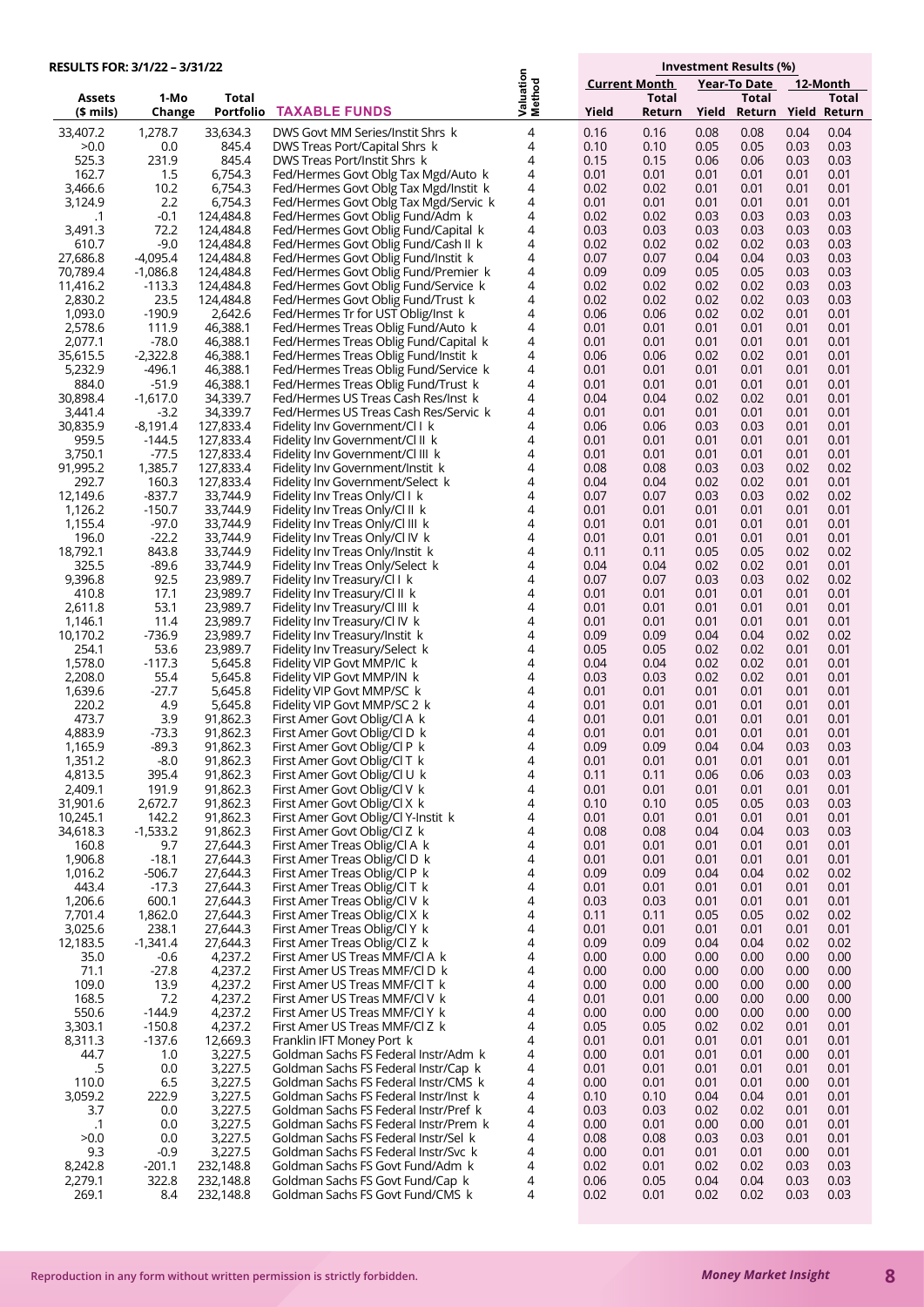**RESULTS FOR: 3/1/22 – 3/31/22**

| Assets ($ mils) | 1-Mo Change | Total Portfolio | TAXABLE FUNDS | Valuation Method | Current Month Yield | Current Month Total Return | Year-To Date Yield | Year-To Date Total Return | 12-Month Yield | 12-Month Total Return |
|---|---|---|---|---|---|---|---|---|---|---|
| 33,407.2 | 1,278.7 | 33,634.3 | DWS Govt MM Series/Instit Shrs k | 4 | 0.16 | 0.16 | 0.08 | 0.08 | 0.04 | 0.04 |
| >0.0 | 0.0 | 845.4 | DWS Treas Port/Capital Shrs k | 4 | 0.10 | 0.10 | 0.05 | 0.05 | 0.03 | 0.03 |
| 525.3 | 231.9 | 845.4 | DWS Treas Port/Instit Shrs k | 4 | 0.15 | 0.15 | 0.06 | 0.06 | 0.03 | 0.03 |
| 162.7 | 1.5 | 6,754.3 | Fed/Hermes Govt Oblg Tax Mgd/Auto k | 4 | 0.01 | 0.01 | 0.01 | 0.01 | 0.01 | 0.01 |
| 3,466.6 | 10.2 | 6,754.3 | Fed/Hermes Govt Oblg Tax Mgd/Instit k | 4 | 0.02 | 0.02 | 0.01 | 0.01 | 0.01 | 0.01 |
| 3,124.9 | 2.2 | 6,754.3 | Fed/Hermes Govt Oblg Tax Mgd/Servic k | 4 | 0.01 | 0.01 | 0.01 | 0.01 | 0.01 | 0.01 |
| .1 | -0.1 | 124,484.8 | Fed/Hermes Govt Oblig Fund/Adm k | 4 | 0.02 | 0.02 | 0.03 | 0.03 | 0.03 | 0.03 |
| 3,491.3 | 72.2 | 124,484.8 | Fed/Hermes Govt Oblig Fund/Capital k | 4 | 0.03 | 0.03 | 0.03 | 0.03 | 0.03 | 0.03 |
| 610.7 | -9.0 | 124,484.8 | Fed/Hermes Govt Oblig Fund/Cash II k | 4 | 0.02 | 0.02 | 0.02 | 0.02 | 0.03 | 0.03 |
| 27,686.8 | -4,095.4 | 124,484.8 | Fed/Hermes Govt Oblig Fund/Instit k | 4 | 0.07 | 0.07 | 0.04 | 0.04 | 0.03 | 0.03 |
| 70,789.4 | -1,086.8 | 124,484.8 | Fed/Hermes Govt Oblig Fund/Premier k | 4 | 0.09 | 0.09 | 0.05 | 0.05 | 0.03 | 0.03 |
| 11,416.2 | -113.3 | 124,484.8 | Fed/Hermes Govt Oblig Fund/Service k | 4 | 0.02 | 0.02 | 0.02 | 0.02 | 0.03 | 0.03 |
| 2,830.2 | 23.5 | 124,484.8 | Fed/Hermes Govt Oblig Fund/Trust k | 4 | 0.02 | 0.02 | 0.02 | 0.02 | 0.03 | 0.03 |
| 1,093.0 | -190.9 | 2,642.6 | Fed/Hermes Tr for UST Oblig/Inst k | 4 | 0.06 | 0.06 | 0.02 | 0.02 | 0.01 | 0.01 |
| 2,578.6 | 111.9 | 46,388.1 | Fed/Hermes Treas Oblig Fund/Auto k | 4 | 0.01 | 0.01 | 0.01 | 0.01 | 0.01 | 0.01 |
| 2,077.1 | -78.0 | 46,388.1 | Fed/Hermes Treas Oblig Fund/Capital k | 4 | 0.01 | 0.01 | 0.01 | 0.01 | 0.01 | 0.01 |
| 35,615.5 | -2,322.8 | 46,388.1 | Fed/Hermes Treas Oblig Fund/Instit k | 4 | 0.06 | 0.06 | 0.02 | 0.02 | 0.01 | 0.01 |
| 5,232.9 | -496.1 | 46,388.1 | Fed/Hermes Treas Oblig Fund/Service k | 4 | 0.01 | 0.01 | 0.01 | 0.01 | 0.01 | 0.01 |
| 884.0 | -51.9 | 46,388.1 | Fed/Hermes Treas Oblig Fund/Trust k | 4 | 0.01 | 0.01 | 0.01 | 0.01 | 0.01 | 0.01 |
| 30,898.4 | -1,617.0 | 34,339.7 | Fed/Hermes US Treas Cash Res/Inst k | 4 | 0.04 | 0.04 | 0.02 | 0.02 | 0.01 | 0.01 |
| 3,441.4 | -3.2 | 34,339.7 | Fed/Hermes US Treas Cash Res/Servic k | 4 | 0.01 | 0.01 | 0.01 | 0.01 | 0.01 | 0.01 |
| 30,835.9 | -8,191.4 | 127,833.4 | Fidelity Inv Government/Cl I k | 4 | 0.06 | 0.06 | 0.03 | 0.03 | 0.01 | 0.01 |
| 959.5 | -144.5 | 127,833.4 | Fidelity Inv Government/Cl II k | 4 | 0.01 | 0.01 | 0.01 | 0.01 | 0.01 | 0.01 |
| 3,750.1 | -77.5 | 127,833.4 | Fidelity Inv Government/Cl III k | 4 | 0.01 | 0.01 | 0.01 | 0.01 | 0.01 | 0.01 |
| 91,995.2 | 1,385.7 | 127,833.4 | Fidelity Inv Government/Instit k | 4 | 0.08 | 0.08 | 0.03 | 0.03 | 0.02 | 0.02 |
| 292.7 | 160.3 | 127,833.4 | Fidelity Inv Government/Select k | 4 | 0.04 | 0.04 | 0.02 | 0.02 | 0.01 | 0.01 |
| 12,149.6 | -837.7 | 33,744.9 | Fidelity Inv Treas Only/Cl I k | 4 | 0.07 | 0.07 | 0.03 | 0.03 | 0.02 | 0.02 |
| 1,126.2 | -150.7 | 33,744.9 | Fidelity Inv Treas Only/Cl II k | 4 | 0.01 | 0.01 | 0.01 | 0.01 | 0.01 | 0.01 |
| 1,155.4 | -97.0 | 33,744.9 | Fidelity Inv Treas Only/Cl III k | 4 | 0.01 | 0.01 | 0.01 | 0.01 | 0.01 | 0.01 |
| 196.0 | -22.2 | 33,744.9 | Fidelity Inv Treas Only/Cl IV k | 4 | 0.01 | 0.01 | 0.01 | 0.01 | 0.01 | 0.01 |
| 18,792.1 | 843.8 | 33,744.9 | Fidelity Inv Treas Only/Instit k | 4 | 0.11 | 0.11 | 0.05 | 0.05 | 0.02 | 0.02 |
| 325.5 | -89.6 | 33,744.9 | Fidelity Inv Treas Only/Select k | 4 | 0.04 | 0.04 | 0.02 | 0.02 | 0.01 | 0.01 |
| 9,396.8 | 92.5 | 23,989.7 | Fidelity Inv Treasury/Cl I k | 4 | 0.07 | 0.07 | 0.03 | 0.03 | 0.02 | 0.02 |
| 410.8 | 17.1 | 23,989.7 | Fidelity Inv Treasury/Cl II k | 4 | 0.01 | 0.01 | 0.01 | 0.01 | 0.01 | 0.01 |
| 2,611.8 | 53.1 | 23,989.7 | Fidelity Inv Treasury/Cl III k | 4 | 0.01 | 0.01 | 0.01 | 0.01 | 0.01 | 0.01 |
| 1,146.1 | 11.4 | 23,989.7 | Fidelity Inv Treasury/Cl IV k | 4 | 0.01 | 0.01 | 0.01 | 0.01 | 0.01 | 0.01 |
| 10,170.2 | -736.9 | 23,989.7 | Fidelity Inv Treasury/Instit k | 4 | 0.09 | 0.09 | 0.04 | 0.04 | 0.02 | 0.02 |
| 254.1 | 53.6 | 23,989.7 | Fidelity Inv Treasury/Select k | 4 | 0.05 | 0.05 | 0.02 | 0.02 | 0.01 | 0.01 |
| 1,578.0 | -117.3 | 5,645.8 | Fidelity VIP Govt MMP/IC k | 4 | 0.04 | 0.04 | 0.02 | 0.02 | 0.01 | 0.01 |
| 2,208.0 | 55.4 | 5,645.8 | Fidelity VIP Govt MMP/IN k | 4 | 0.03 | 0.03 | 0.02 | 0.02 | 0.01 | 0.01 |
| 1,639.6 | -27.7 | 5,645.8 | Fidelity VIP Govt MMP/SC k | 4 | 0.01 | 0.01 | 0.01 | 0.01 | 0.01 | 0.01 |
| 220.2 | 4.9 | 5,645.8 | Fidelity VIP Govt MMP/SC 2 k | 4 | 0.01 | 0.01 | 0.01 | 0.01 | 0.01 | 0.01 |
| 473.7 | 3.9 | 91,862.3 | First Amer Govt Oblig/Cl A k | 4 | 0.01 | 0.01 | 0.01 | 0.01 | 0.01 | 0.01 |
| 4,883.9 | -73.3 | 91,862.3 | First Amer Govt Oblig/Cl D k | 4 | 0.01 | 0.01 | 0.01 | 0.01 | 0.01 | 0.01 |
| 1,165.9 | -89.3 | 91,862.3 | First Amer Govt Oblig/Cl P k | 4 | 0.09 | 0.09 | 0.04 | 0.04 | 0.03 | 0.03 |
| 1,351.2 | -8.0 | 91,862.3 | First Amer Govt Oblig/Cl T k | 4 | 0.01 | 0.01 | 0.01 | 0.01 | 0.01 | 0.01 |
| 4,813.5 | 395.4 | 91,862.3 | First Amer Govt Oblig/Cl U k | 4 | 0.11 | 0.11 | 0.06 | 0.06 | 0.03 | 0.03 |
| 2,409.1 | 191.9 | 91,862.3 | First Amer Govt Oblig/Cl V k | 4 | 0.01 | 0.01 | 0.01 | 0.01 | 0.01 | 0.01 |
| 31,901.6 | 2,672.7 | 91,862.3 | First Amer Govt Oblig/Cl X k | 4 | 0.10 | 0.10 | 0.05 | 0.05 | 0.03 | 0.03 |
| 10,245.1 | 142.2 | 91,862.3 | First Amer Govt Oblig/Cl Y-Instit k | 4 | 0.01 | 0.01 | 0.01 | 0.01 | 0.01 | 0.01 |
| 34,618.3 | -1,533.2 | 91,862.3 | First Amer Govt Oblig/Cl Z k | 4 | 0.08 | 0.08 | 0.04 | 0.04 | 0.03 | 0.03 |
| 160.8 | 9.7 | 27,644.3 | First Amer Treas Oblig/Cl A k | 4 | 0.01 | 0.01 | 0.01 | 0.01 | 0.01 | 0.01 |
| 1,906.8 | -18.1 | 27,644.3 | First Amer Treas Oblig/Cl D k | 4 | 0.01 | 0.01 | 0.01 | 0.01 | 0.01 | 0.01 |
| 1,016.2 | -506.7 | 27,644.3 | First Amer Treas Oblig/Cl P k | 4 | 0.09 | 0.09 | 0.04 | 0.04 | 0.02 | 0.02 |
| 443.4 | -17.3 | 27,644.3 | First Amer Treas Oblig/Cl T k | 4 | 0.01 | 0.01 | 0.01 | 0.01 | 0.01 | 0.01 |
| 1,206.6 | 600.1 | 27,644.3 | First Amer Treas Oblig/Cl V k | 4 | 0.03 | 0.03 | 0.01 | 0.01 | 0.01 | 0.01 |
| 7,701.4 | 1,862.0 | 27,644.3 | First Amer Treas Oblig/Cl X k | 4 | 0.11 | 0.11 | 0.05 | 0.05 | 0.02 | 0.02 |
| 3,025.6 | 238.1 | 27,644.3 | First Amer Treas Oblig/Cl Y k | 4 | 0.01 | 0.01 | 0.01 | 0.01 | 0.01 | 0.01 |
| 12,183.5 | -1,341.4 | 27,644.3 | First Amer Treas Oblig/Cl Z k | 4 | 0.09 | 0.09 | 0.04 | 0.04 | 0.02 | 0.02 |
| 35.0 | -0.6 | 4,237.2 | First Amer US Treas MMF/Cl A k | 4 | 0.00 | 0.00 | 0.00 | 0.00 | 0.00 | 0.00 |
| 71.1 | -27.8 | 4,237.2 | First Amer US Treas MMF/Cl D k | 4 | 0.00 | 0.00 | 0.00 | 0.00 | 0.00 | 0.00 |
| 109.0 | 13.9 | 4,237.2 | First Amer US Treas MMF/Cl T k | 4 | 0.00 | 0.00 | 0.00 | 0.00 | 0.00 | 0.00 |
| 168.5 | 7.2 | 4,237.2 | First Amer US Treas MMF/Cl V k | 4 | 0.01 | 0.01 | 0.00 | 0.00 | 0.00 | 0.00 |
| 550.6 | -144.9 | 4,237.2 | First Amer US Treas MMF/Cl Y k | 4 | 0.00 | 0.00 | 0.00 | 0.00 | 0.00 | 0.00 |
| 3,303.1 | -150.8 | 4,237.2 | First Amer US Treas MMF/Cl Z k | 4 | 0.05 | 0.05 | 0.02 | 0.02 | 0.01 | 0.01 |
| 8,311.3 | -137.6 | 12,669.3 | Franklin IFT Money Port k | 4 | 0.01 | 0.01 | 0.01 | 0.01 | 0.01 | 0.01 |
| 44.7 | 1.0 | 3,227.5 | Goldman Sachs FS Federal Instr/Adm k | 4 | 0.00 | 0.01 | 0.01 | 0.01 | 0.00 | 0.01 |
| .5 | 0.0 | 3,227.5 | Goldman Sachs FS Federal Instr/Cap k | 4 | 0.01 | 0.01 | 0.01 | 0.01 | 0.01 | 0.01 |
| 110.0 | 6.5 | 3,227.5 | Goldman Sachs FS Federal Instr/CMS k | 4 | 0.00 | 0.01 | 0.01 | 0.01 | 0.00 | 0.01 |
| 3,059.2 | 222.9 | 3,227.5 | Goldman Sachs FS Federal Instr/Inst k | 4 | 0.10 | 0.10 | 0.04 | 0.04 | 0.01 | 0.01 |
| 3.7 | 0.0 | 3,227.5 | Goldman Sachs FS Federal Instr/Pref k | 4 | 0.03 | 0.03 | 0.02 | 0.02 | 0.01 | 0.01 |
| .1 | 0.0 | 3,227.5 | Goldman Sachs FS Federal Instr/Prem k | 4 | 0.00 | 0.01 | 0.00 | 0.00 | 0.00 | 0.01 |
| >0.0 | 0.0 | 3,227.5 | Goldman Sachs FS Federal Instr/Sel k | 4 | 0.08 | 0.08 | 0.03 | 0.03 | 0.01 | 0.01 |
| 9.3 | -0.9 | 3,227.5 | Goldman Sachs FS Federal Instr/Svc k | 4 | 0.00 | 0.01 | 0.01 | 0.01 | 0.00 | 0.01 |
| 8,242.8 | -201.1 | 232,148.8 | Goldman Sachs FS Govt Fund/Adm k | 4 | 0.02 | 0.01 | 0.02 | 0.02 | 0.03 | 0.03 |
| 2,279.1 | 322.8 | 232,148.8 | Goldman Sachs FS Govt Fund/Cap k | 4 | 0.06 | 0.05 | 0.04 | 0.04 | 0.03 | 0.03 |
| 269.1 | 8.4 | 232,148.8 | Goldman Sachs FS Govt Fund/CMS k | 4 | 0.02 | 0.01 | 0.02 | 0.02 | 0.03 | 0.03 |

Reproduction in any form without written permission is strictly forbidden.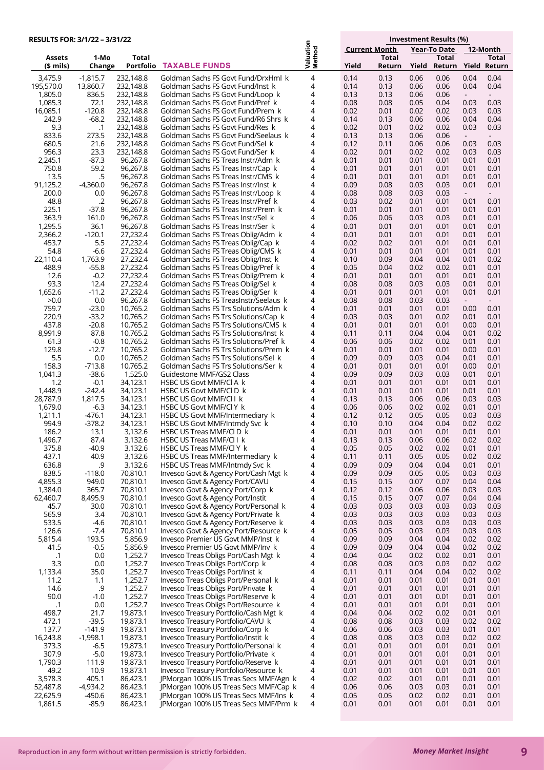**RESULTS FOR: 3/1/22 – 3/31/22**

| Assets ($ mils) | 1-Mo Change | Total Portfolio | TAXABLE FUNDS | Valuation Method | Current Month Yield | Current Month Total Return | Year-To Date Yield | Year-To Date Total Return | 12-Month Yield | 12-Month Total Return |
|---|---|---|---|---|---|---|---|---|---|---|
| 3,475.9 | -1,815.7 | 232,148.8 | Goldman Sachs FS Govt Fund/DrxHml k | 4 | 0.14 | 0.13 | 0.06 | 0.06 | 0.04 | 0.04 |
| 195,570.0 | 13,860.7 | 232,148.8 | Goldman Sachs FS Govt Fund/Inst k | 4 | 0.14 | 0.13 | 0.06 | 0.06 | 0.04 | 0.04 |
| 1,805.0 | 836.5 | 232,148.8 | Goldman Sachs FS Govt Fund/Loop k | 4 | 0.13 | 0.13 | 0.06 | 0.06 | - | - |
| 1,085.3 | 72.1 | 232,148.8 | Goldman Sachs FS Govt Fund/Pref k | 4 | 0.08 | 0.08 | 0.05 | 0.04 | 0.03 | 0.03 |
| 16,085.1 | -120.8 | 232,148.8 | Goldman Sachs FS Govt Fund/Prem k | 4 | 0.02 | 0.01 | 0.02 | 0.02 | 0.03 | 0.03 |
| 242.9 | -68.2 | 232,148.8 | Goldman Sachs FS Govt Fund/R6 Shrs k | 4 | 0.14 | 0.13 | 0.06 | 0.06 | 0.04 | 0.04 |
| 9.3 | .1 | 232,148.8 | Goldman Sachs FS Govt Fund/Res k | 4 | 0.02 | 0.01 | 0.02 | 0.02 | 0.03 | 0.03 |
| 833.6 | 273.5 | 232,148.8 | Goldman Sachs FS Govt Fund/Seelaus k | 4 | 0.13 | 0.13 | 0.06 | 0.06 | - | - |
| 680.5 | 21.6 | 232,148.8 | Goldman Sachs FS Govt Fund/Sel k | 4 | 0.12 | 0.11 | 0.06 | 0.06 | 0.03 | 0.03 |
| 956.3 | 23.3 | 232,148.8 | Goldman Sachs FS Govt Fund/Ser k | 4 | 0.02 | 0.01 | 0.02 | 0.02 | 0.03 | 0.03 |
| 2,245.1 | -87.3 | 96,267.8 | Goldman Sachs FS Treas Instr/Adm k | 4 | 0.01 | 0.01 | 0.01 | 0.01 | 0.01 | 0.01 |
| 750.8 | 59.2 | 96,267.8 | Goldman Sachs FS Treas Instr/Cap k | 4 | 0.01 | 0.01 | 0.01 | 0.01 | 0.01 | 0.01 |
| 13.5 | .5 | 96,267.8 | Goldman Sachs FS Treas Instr/CMS k | 4 | 0.01 | 0.01 | 0.01 | 0.01 | 0.01 | 0.01 |
| 91,125.2 | -4,360.0 | 96,267.8 | Goldman Sachs FS Treas Instr/Inst k | 4 | 0.09 | 0.08 | 0.03 | 0.03 | 0.01 | 0.01 |
| 200.0 | 0.0 | 96,267.8 | Goldman Sachs FS Treas Instr/Loop k | 4 | 0.08 | 0.08 | 0.03 | 0.03 | - | - |
| 48.8 | .2 | 96,267.8 | Goldman Sachs FS Treas Instr/Pref k | 4 | 0.03 | 0.02 | 0.01 | 0.01 | 0.01 | 0.01 |
| 225.1 | -37.8 | 96,267.8 | Goldman Sachs FS Treas Instr/Prem k | 4 | 0.01 | 0.01 | 0.01 | 0.01 | 0.01 | 0.01 |
| 363.9 | 161.0 | 96,267.8 | Goldman Sachs FS Treas Instr/Sel k | 4 | 0.06 | 0.06 | 0.03 | 0.03 | 0.01 | 0.01 |
| 1,295.5 | 36.1 | 96,267.8 | Goldman Sachs FS Treas Instr/Ser k | 4 | 0.01 | 0.01 | 0.01 | 0.01 | 0.01 | 0.01 |
| 2,366.2 | -120.1 | 27,232.4 | Goldman Sachs FS Treas Oblig/Adm k | 4 | 0.01 | 0.01 | 0.01 | 0.01 | 0.01 | 0.01 |
| 453.7 | 5.5 | 27,232.4 | Goldman Sachs FS Treas Oblig/Cap k | 4 | 0.02 | 0.02 | 0.01 | 0.01 | 0.01 | 0.01 |
| 54.8 | -6.6 | 27,232.4 | Goldman Sachs FS Treas Oblig/CMS k | 4 | 0.01 | 0.01 | 0.01 | 0.01 | 0.01 | 0.01 |
| 22,110.4 | 1,763.9 | 27,232.4 | Goldman Sachs FS Treas Oblig/Inst k | 4 | 0.10 | 0.09 | 0.04 | 0.04 | 0.01 | 0.02 |
| 488.9 | -55.8 | 27,232.4 | Goldman Sachs FS Treas Oblig/Pref k | 4 | 0.05 | 0.04 | 0.02 | 0.02 | 0.01 | 0.01 |
| 12.6 | -0.2 | 27,232.4 | Goldman Sachs FS Treas Oblig/Prem k | 4 | 0.01 | 0.01 | 0.01 | 0.01 | 0.01 | 0.01 |
| 93.3 | 12.4 | 27,232.4 | Goldman Sachs FS Treas Oblig/Sel k | 4 | 0.08 | 0.08 | 0.03 | 0.03 | 0.01 | 0.01 |
| 1,652.6 | -11.2 | 27,232.4 | Goldman Sachs FS Treas Oblig/Ser k | 4 | 0.01 | 0.01 | 0.01 | 0.01 | 0.01 | 0.01 |
| >0.0 | 0.0 | 96,267.8 | Goldman Sachs FS TreasInstr/Seelaus k | 4 | 0.08 | 0.08 | 0.03 | 0.03 | - | - |
| 759.7 | -23.0 | 10,765.2 | Goldman Sachs FS Trs Solutions/Adm k | 4 | 0.01 | 0.01 | 0.01 | 0.01 | 0.00 | 0.01 |
| 220.9 | -33.2 | 10,765.2 | Goldman Sachs FS Trs Solutions/Cap k | 4 | 0.03 | 0.03 | 0.01 | 0.02 | 0.01 | 0.01 |
| 437.8 | -20.8 | 10,765.2 | Goldman Sachs FS Trs Solutions/CMS k | 4 | 0.01 | 0.01 | 0.01 | 0.01 | 0.00 | 0.01 |
| 8,991.9 | 87.8 | 10,765.2 | Goldman Sachs FS Trs Solutions/Inst k | 4 | 0.11 | 0.11 | 0.04 | 0.04 | 0.01 | 0.02 |
| 61.3 | -0.8 | 10,765.2 | Goldman Sachs FS Trs Solutions/Pref k | 4 | 0.06 | 0.06 | 0.02 | 0.02 | 0.01 | 0.01 |
| 129.8 | -12.7 | 10,765.2 | Goldman Sachs FS Trs Solutions/Prem k | 4 | 0.01 | 0.01 | 0.01 | 0.01 | 0.00 | 0.01 |
| 5.5 | 0.0 | 10,765.2 | Goldman Sachs FS Trs Solutions/Sel k | 4 | 0.09 | 0.09 | 0.03 | 0.04 | 0.01 | 0.01 |
| 158.3 | -713.8 | 10,765.2 | Goldman Sachs FS Trs Solutions/Ser k | 4 | 0.01 | 0.01 | 0.01 | 0.01 | 0.00 | 0.01 |
| 1,041.3 | -38.6 | 1,525.0 | Guidestone MMF/GS2 Class | 4 | 0.09 | 0.09 | 0.03 | 0.03 | 0.01 | 0.01 |
| 1.2 | -0.1 | 34,123.1 | HSBC US Govt MMF/Cl A k | 4 | 0.01 | 0.01 | 0.01 | 0.01 | 0.01 | 0.01 |
| 1,448.9 | -242.4 | 34,123.1 | HSBC US Govt MMF/Cl D k | 4 | 0.01 | 0.01 | 0.01 | 0.01 | 0.01 | 0.01 |
| 28,787.9 | 1,817.5 | 34,123.1 | HSBC US Govt MMF/Cl I k | 4 | 0.13 | 0.13 | 0.06 | 0.06 | 0.03 | 0.03 |
| 1,679.0 | -6.3 | 34,123.1 | HSBC US Govt MMF/Cl Y k | 4 | 0.06 | 0.06 | 0.02 | 0.02 | 0.01 | 0.01 |
| 1,211.1 | -476.1 | 34,123.1 | HSBC US Govt MMF/Intermediary k | 4 | 0.12 | 0.12 | 0.05 | 0.05 | 0.03 | 0.03 |
| 994.9 | -378.2 | 34,123.1 | HSBC US Govt MMF/Intmdy Svc k | 4 | 0.10 | 0.10 | 0.04 | 0.04 | 0.02 | 0.02 |
| 186.2 | 13.1 | 3,132.6 | HSBC US Treas MMF/Cl D k | 4 | 0.01 | 0.01 | 0.01 | 0.01 | 0.01 | 0.01 |
| 1,496.7 | 87.4 | 3,132.6 | HSBC US Treas MMF/Cl I k | 4 | 0.13 | 0.13 | 0.06 | 0.06 | 0.02 | 0.02 |
| 375.8 | -40.9 | 3,132.6 | HSBC US Treas MMF/Cl Y k | 4 | 0.05 | 0.05 | 0.02 | 0.02 | 0.01 | 0.01 |
| 437.1 | 40.9 | 3,132.6 | HSBC US Treas MMF/Intermediary k | 4 | 0.11 | 0.11 | 0.05 | 0.05 | 0.02 | 0.02 |
| 636.8 | .9 | 3,132.6 | HSBC US Treas MMF/Intmdy Svc k | 4 | 0.09 | 0.09 | 0.04 | 0.04 | 0.01 | 0.01 |
| 838.5 | -118.0 | 70,810.1 | Invesco Govt & Agency Port/Cash Mgt k | 4 | 0.09 | 0.09 | 0.05 | 0.05 | 0.03 | 0.03 |
| 4,855.3 | 949.0 | 70,810.1 | Invesco Govt & Agency Port/CAVU | 4 | 0.15 | 0.15 | 0.07 | 0.07 | 0.04 | 0.04 |
| 1,384.0 | 365.7 | 70,810.1 | Invesco Govt & Agency Port/Corp k | 4 | 0.12 | 0.12 | 0.06 | 0.06 | 0.03 | 0.03 |
| 62,460.7 | 8,495.9 | 70,810.1 | Invesco Govt & Agency Port/Instit | 4 | 0.15 | 0.15 | 0.07 | 0.07 | 0.04 | 0.04 |
| 45.7 | 30.0 | 70,810.1 | Invesco Govt & Agency Port/Personal k | 4 | 0.03 | 0.03 | 0.03 | 0.03 | 0.03 | 0.03 |
| 565.9 | 3.4 | 70,810.1 | Invesco Govt & Agency Port/Private k | 4 | 0.03 | 0.03 | 0.03 | 0.03 | 0.03 | 0.03 |
| 533.5 | -4.6 | 70,810.1 | Invesco Govt & Agency Port/Reserve k | 4 | 0.03 | 0.03 | 0.03 | 0.03 | 0.03 | 0.03 |
| 126.6 | -7.4 | 70,810.1 | Invesco Govt & Agency Port/Resource k | 4 | 0.05 | 0.05 | 0.03 | 0.03 | 0.03 | 0.03 |
| 5,815.4 | 193.5 | 5,856.9 | Invesco Premier US Govt MMP/Inst k | 4 | 0.09 | 0.09 | 0.04 | 0.04 | 0.02 | 0.02 |
| 41.5 | -0.5 | 5,856.9 | Invesco Premier US Govt MMP/Inv k | 4 | 0.09 | 0.09 | 0.04 | 0.04 | 0.02 | 0.02 |
| .1 | 0.0 | 1,252.7 | Invesco Treas Obligs Port/Cash Mgt k | 4 | 0.04 | 0.04 | 0.02 | 0.02 | 0.01 | 0.01 |
| 3.3 | 0.0 | 1,252.7 | Invesco Treas Obligs Port/Corp k | 4 | 0.08 | 0.08 | 0.03 | 0.03 | 0.02 | 0.02 |
| 1,133.4 | 35.0 | 1,252.7 | Invesco Treas Obligs Port/Inst k | 4 | 0.11 | 0.11 | 0.04 | 0.04 | 0.02 | 0.02 |
| 11.2 | 1.1 | 1,252.7 | Invesco Treas Obligs Port/Personal k | 4 | 0.01 | 0.01 | 0.01 | 0.01 | 0.01 | 0.01 |
| 14.6 | .9 | 1,252.7 | Invesco Treas Obligs Port/Private k | 4 | 0.01 | 0.01 | 0.01 | 0.01 | 0.01 | 0.01 |
| 90.0 | -1.0 | 1,252.7 | Invesco Treas Obligs Port/Reserve k | 4 | 0.01 | 0.01 | 0.01 | 0.01 | 0.01 | 0.01 |
| .1 | 0.0 | 1,252.7 | Invesco Treas Obligs Port/Resource k | 4 | 0.01 | 0.01 | 0.01 | 0.01 | 0.01 | 0.01 |
| 498.7 | 21.7 | 19,873.1 | Invesco Treasury Portfolio/Cash Mgt k | 4 | 0.04 | 0.04 | 0.02 | 0.02 | 0.01 | 0.01 |
| 472.1 | -39.5 | 19,873.1 | Invesco Treasury Portfolio/CAVU k | 4 | 0.08 | 0.08 | 0.03 | 0.03 | 0.02 | 0.02 |
| 137.7 | -141.9 | 19,873.1 | Invesco Treasury Portfolio/Corp k | 4 | 0.06 | 0.06 | 0.03 | 0.03 | 0.01 | 0.01 |
| 16,243.8 | -1,998.1 | 19,873.1 | Invesco Treasury Portfolio/Instit k | 4 | 0.08 | 0.08 | 0.03 | 0.03 | 0.02 | 0.02 |
| 373.3 | -6.5 | 19,873.1 | Invesco Treasury Portfolio/Personal k | 4 | 0.01 | 0.01 | 0.01 | 0.01 | 0.01 | 0.01 |
| 307.9 | -5.0 | 19,873.1 | Invesco Treasury Portfolio/Private k | 4 | 0.01 | 0.01 | 0.01 | 0.01 | 0.01 | 0.01 |
| 1,790.3 | 111.9 | 19,873.1 | Invesco Treasury Portfolio/Reserve k | 4 | 0.01 | 0.01 | 0.01 | 0.01 | 0.01 | 0.01 |
| 49.2 | 10.9 | 19,873.1 | Invesco Treasury Portfolio/Resource k | 4 | 0.01 | 0.01 | 0.01 | 0.01 | 0.01 | 0.01 |
| 3,578.3 | 405.1 | 86,423.1 | JPMorgan 100% US Treas Secs MMF/Agn k | 4 | 0.02 | 0.02 | 0.01 | 0.01 | 0.01 | 0.01 |
| 52,487.8 | -4,934.2 | 86,423.1 | JPMorgan 100% US Treas Secs MMF/Cap k | 4 | 0.06 | 0.06 | 0.03 | 0.03 | 0.01 | 0.01 |
| 22,625.9 | -450.6 | 86,423.1 | JPMorgan 100% US Treas Secs MMF/Ins k | 4 | 0.05 | 0.05 | 0.02 | 0.02 | 0.01 | 0.01 |
| 1,861.5 | -85.9 | 86,423.1 | JPMorgan 100% US Treas Secs MMF/Prm k | 4 | 0.01 | 0.01 | 0.01 | 0.01 | 0.01 | 0.01 |

Reproduction in any form without written permission is strictly forbidden.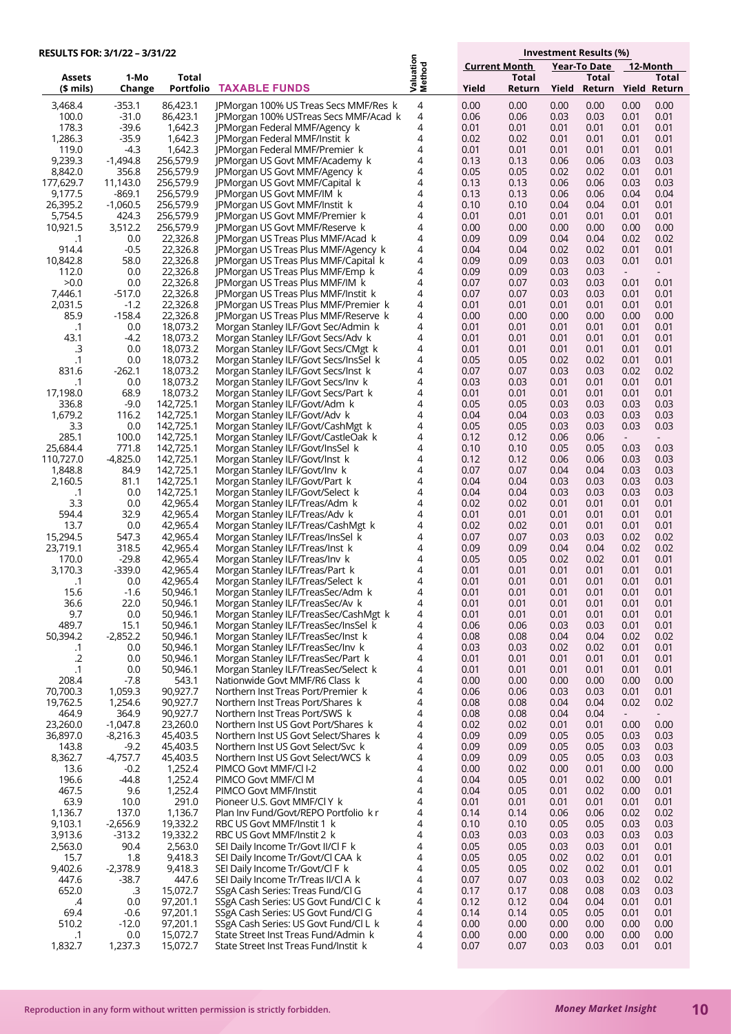**RESULTS FOR: 3/1/22 – 3/31/22**

| Assets ($ mils) | 1-Mo Change | Total Portfolio | TAXABLE FUNDS | Valuation Method | Investment Results (%) Current Month Yield | Current Month Total Return | Year-To Date Yield | Year-To Date Total Return | 12-Month Yield | 12-Month Total Return |
|---|---|---|---|---|---|---|---|---|---|---|
| 3,468.4 | -353.1 | 86,423.1 | JPMorgan 100% US Treas Secs MMF/Res k | 4 | 0.00 | 0.00 | 0.00 | 0.00 | 0.00 | 0.00 |
| 100.0 | -31.0 | 86,423.1 | JPMorgan 100% USTreas Secs MMF/Acad k | 4 | 0.06 | 0.06 | 0.03 | 0.03 | 0.01 | 0.01 |
| 178.3 | -39.6 | 1,642.3 | JPMorgan Federal MMF/Agency k | 4 | 0.01 | 0.01 | 0.01 | 0.01 | 0.01 | 0.01 |
| 1,286.3 | -35.9 | 1,642.3 | JPMorgan Federal MMF/Instit k | 4 | 0.02 | 0.02 | 0.01 | 0.01 | 0.01 | 0.01 |
| 119.0 | -4.3 | 1,642.3 | JPMorgan Federal MMF/Premier k | 4 | 0.01 | 0.01 | 0.01 | 0.01 | 0.01 | 0.01 |
| 9,239.3 | -1,494.8 | 256,579.9 | JPMorgan US Govt MMF/Academy k | 4 | 0.13 | 0.13 | 0.06 | 0.06 | 0.03 | 0.03 |
| 8,842.0 | 356.8 | 256,579.9 | JPMorgan US Govt MMF/Agency k | 4 | 0.05 | 0.05 | 0.02 | 0.02 | 0.01 | 0.01 |
| 177,629.7 | 11,143.0 | 256,579.9 | JPMorgan US Govt MMF/Capital k | 4 | 0.13 | 0.13 | 0.06 | 0.06 | 0.03 | 0.03 |
| 9,177.5 | -869.1 | 256,579.9 | JPMorgan US Govt MMF/IM k | 4 | 0.13 | 0.13 | 0.06 | 0.06 | 0.04 | 0.04 |
| 26,395.2 | -1,060.5 | 256,579.9 | JPMorgan US Govt MMF/Instit k | 4 | 0.10 | 0.10 | 0.04 | 0.04 | 0.01 | 0.01 |
| 5,754.5 | 424.3 | 256,579.9 | JPMorgan US Govt MMF/Premier k | 4 | 0.01 | 0.01 | 0.01 | 0.01 | 0.01 | 0.01 |
| 10,921.5 | 3,512.2 | 256,579.9 | JPMorgan US Govt MMF/Reserve k | 4 | 0.00 | 0.00 | 0.00 | 0.00 | 0.00 | 0.00 |
| .1 | 0.0 | 22,326.8 | JPMorgan US Treas Plus MMF/Acad k | 4 | 0.09 | 0.09 | 0.04 | 0.04 | 0.02 | 0.02 |
| 914.4 | -0.5 | 22,326.8 | JPMorgan US Treas Plus MMF/Agency k | 4 | 0.04 | 0.04 | 0.02 | 0.02 | 0.01 | 0.01 |
| 10,842.8 | 58.0 | 22,326.8 | JPMorgan US Treas Plus MMF/Capital k | 4 | 0.09 | 0.09 | 0.03 | 0.03 | 0.01 | 0.01 |
| 112.0 | 0.0 | 22,326.8 | JPMorgan US Treas Plus MMF/Emp k | 4 | 0.09 | 0.09 | 0.03 | 0.03 | - | - |
| >0.0 | 0.0 | 22,326.8 | JPMorgan US Treas Plus MMF/IM k | 4 | 0.07 | 0.07 | 0.03 | 0.03 | 0.01 | 0.01 |
| 7,446.1 | -517.0 | 22,326.8 | JPMorgan US Treas Plus MMF/Instit k | 4 | 0.07 | 0.07 | 0.03 | 0.03 | 0.01 | 0.01 |
| 2,031.5 | -1.2 | 22,326.8 | JPMorgan US Treas Plus MMF/Premier k | 4 | 0.01 | 0.01 | 0.01 | 0.01 | 0.01 | 0.01 |
| 85.9 | -158.4 | 22,326.8 | JPMorgan US Treas Plus MMF/Reserve k | 4 | 0.00 | 0.00 | 0.00 | 0.00 | 0.00 | 0.00 |
| .1 | 0.0 | 18,073.2 | Morgan Stanley ILF/Govt Sec/Admin k | 4 | 0.01 | 0.01 | 0.01 | 0.01 | 0.01 | 0.01 |
| 43.1 | -4.2 | 18,073.2 | Morgan Stanley ILF/Govt Secs/Adv k | 4 | 0.01 | 0.01 | 0.01 | 0.01 | 0.01 | 0.01 |
| .3 | 0.0 | 18,073.2 | Morgan Stanley ILF/Govt Secs/CMgt k | 4 | 0.01 | 0.01 | 0.01 | 0.01 | 0.01 | 0.01 |
| .1 | 0.0 | 18,073.2 | Morgan Stanley ILF/Govt Secs/InsSel k | 4 | 0.05 | 0.05 | 0.02 | 0.02 | 0.01 | 0.01 |
| 831.6 | -262.1 | 18,073.2 | Morgan Stanley ILF/Govt Secs/Inst k | 4 | 0.07 | 0.07 | 0.03 | 0.03 | 0.02 | 0.02 |
| .1 | 0.0 | 18,073.2 | Morgan Stanley ILF/Govt Secs/Inv k | 4 | 0.03 | 0.03 | 0.01 | 0.01 | 0.01 | 0.01 |
| 17,198.0 | 68.9 | 18,073.2 | Morgan Stanley ILF/Govt Secs/Part k | 4 | 0.01 | 0.01 | 0.01 | 0.01 | 0.01 | 0.01 |
| 336.8 | -9.0 | 142,725.1 | Morgan Stanley ILF/Govt/Adm k | 4 | 0.05 | 0.05 | 0.03 | 0.03 | 0.03 | 0.03 |
| 1,679.2 | 116.2 | 142,725.1 | Morgan Stanley ILF/Govt/Adv k | 4 | 0.04 | 0.04 | 0.03 | 0.03 | 0.03 | 0.03 |
| 3.3 | 0.0 | 142,725.1 | Morgan Stanley ILF/Govt/CashMgt k | 4 | 0.05 | 0.05 | 0.03 | 0.03 | 0.03 | 0.03 |
| 285.1 | 100.0 | 142,725.1 | Morgan Stanley ILF/Govt/CastleOak k | 4 | 0.12 | 0.12 | 0.06 | 0.06 | - | - |
| 25,684.4 | 771.8 | 142,725.1 | Morgan Stanley ILF/Govt/InsSel k | 4 | 0.10 | 0.10 | 0.05 | 0.05 | 0.03 | 0.03 |
| 110,727.0 | -4,825.0 | 142,725.1 | Morgan Stanley ILF/Govt/Inst k | 4 | 0.12 | 0.12 | 0.06 | 0.06 | 0.03 | 0.03 |
| 1,848.8 | 84.9 | 142,725.1 | Morgan Stanley ILF/Govt/Inv k | 4 | 0.07 | 0.07 | 0.04 | 0.04 | 0.03 | 0.03 |
| 2,160.5 | 81.1 | 142,725.1 | Morgan Stanley ILF/Govt/Part k | 4 | 0.04 | 0.04 | 0.03 | 0.03 | 0.03 | 0.03 |
| .1 | 0.0 | 142,725.1 | Morgan Stanley ILF/Govt/Select k | 4 | 0.04 | 0.04 | 0.03 | 0.03 | 0.03 | 0.03 |
| 3.3 | 0.0 | 42,965.4 | Morgan Stanley ILF/Treas/Adm k | 4 | 0.02 | 0.02 | 0.01 | 0.01 | 0.01 | 0.01 |
| 594.4 | 32.9 | 42,965.4 | Morgan Stanley ILF/Treas/Adv k | 4 | 0.01 | 0.01 | 0.01 | 0.01 | 0.01 | 0.01 |
| 13.7 | 0.0 | 42,965.4 | Morgan Stanley ILF/Treas/CashMgt k | 4 | 0.02 | 0.02 | 0.01 | 0.01 | 0.01 | 0.01 |
| 15,294.5 | 547.3 | 42,965.4 | Morgan Stanley ILF/Treas/InsSel k | 4 | 0.07 | 0.07 | 0.03 | 0.03 | 0.02 | 0.02 |
| 23,719.1 | 318.5 | 42,965.4 | Morgan Stanley ILF/Treas/Inst k | 4 | 0.09 | 0.09 | 0.04 | 0.04 | 0.02 | 0.02 |
| 170.0 | -29.8 | 42,965.4 | Morgan Stanley ILF/Treas/Inv k | 4 | 0.05 | 0.05 | 0.02 | 0.02 | 0.01 | 0.01 |
| 3,170.3 | -339.0 | 42,965.4 | Morgan Stanley ILF/Treas/Part k | 4 | 0.01 | 0.01 | 0.01 | 0.01 | 0.01 | 0.01 |
| .1 | 0.0 | 42,965.4 | Morgan Stanley ILF/Treas/Select k | 4 | 0.01 | 0.01 | 0.01 | 0.01 | 0.01 | 0.01 |
| 15.6 | -1.6 | 50,946.1 | Morgan Stanley ILF/TreasSec/Adm k | 4 | 0.01 | 0.01 | 0.01 | 0.01 | 0.01 | 0.01 |
| 36.6 | 22.0 | 50,946.1 | Morgan Stanley ILF/TreasSec/Av k | 4 | 0.01 | 0.01 | 0.01 | 0.01 | 0.01 | 0.01 |
| 9.7 | 0.0 | 50,946.1 | Morgan Stanley ILF/TreasSec/CashMgt k | 4 | 0.01 | 0.01 | 0.01 | 0.01 | 0.01 | 0.01 |
| 489.7 | 15.1 | 50,946.1 | Morgan Stanley ILF/TreasSec/InsSel k | 4 | 0.06 | 0.06 | 0.03 | 0.03 | 0.01 | 0.01 |
| 50,394.2 | -2,852.2 | 50,946.1 | Morgan Stanley ILF/TreasSec/Inst k | 4 | 0.08 | 0.08 | 0.04 | 0.04 | 0.02 | 0.02 |
| .1 | 0.0 | 50,946.1 | Morgan Stanley ILF/TreasSec/Inv k | 4 | 0.03 | 0.03 | 0.02 | 0.02 | 0.01 | 0.01 |
| .2 | 0.0 | 50,946.1 | Morgan Stanley ILF/TreasSec/Part k | 4 | 0.01 | 0.01 | 0.01 | 0.01 | 0.01 | 0.01 |
| .1 | 0.0 | 50,946.1 | Morgan Stanley ILF/TreasSec/Select k | 4 | 0.01 | 0.01 | 0.01 | 0.01 | 0.01 | 0.01 |
| 208.4 | -7.8 | 543.1 | Nationwide Govt MMF/R6 Class k | 4 | 0.00 | 0.00 | 0.00 | 0.00 | 0.00 | 0.00 |
| 70,700.3 | 1,059.3 | 90,927.7 | Northern Inst Treas Port/Premier k | 4 | 0.06 | 0.06 | 0.03 | 0.03 | 0.01 | 0.01 |
| 19,762.5 | 1,254.6 | 90,927.7 | Northern Inst Treas Port/Shares k | 4 | 0.08 | 0.08 | 0.04 | 0.04 | 0.02 | 0.02 |
| 464.9 | 364.9 | 90,927.7 | Northern Inst Treas Port/SWS k | 4 | 0.08 | 0.08 | 0.04 | 0.04 | - | - |
| 23,260.0 | -1,047.8 | 23,260.0 | Northern Inst US Govt Port/Shares k | 4 | 0.02 | 0.02 | 0.01 | 0.01 | 0.00 | 0.00 |
| 36,897.0 | -8,216.3 | 45,403.5 | Northern Inst US Govt Select/Shares k | 4 | 0.09 | 0.09 | 0.05 | 0.05 | 0.03 | 0.03 |
| 143.8 | -9.2 | 45,403.5 | Northern Inst US Govt Select/Svc k | 4 | 0.09 | 0.09 | 0.05 | 0.05 | 0.03 | 0.03 |
| 8,362.7 | -4,757.7 | 45,403.5 | Northern Inst US Govt Select/WCS k | 4 | 0.09 | 0.09 | 0.05 | 0.05 | 0.03 | 0.03 |
| 13.6 | -0.2 | 1,252.4 | PIMCO Govt MMF/Cl I-2 | 4 | 0.00 | 0.02 | 0.00 | 0.01 | 0.00 | 0.00 |
| 196.6 | -44.8 | 1,252.4 | PIMCO Govt MMF/Cl M | 4 | 0.04 | 0.05 | 0.01 | 0.02 | 0.00 | 0.01 |
| 467.5 | 9.6 | 1,252.4 | PIMCO Govt MMF/Instit | 4 | 0.04 | 0.05 | 0.01 | 0.02 | 0.00 | 0.01 |
| 63.9 | 10.0 | 291.0 | Pioneer U.S. Govt MMF/Cl Y k | 4 | 0.01 | 0.01 | 0.01 | 0.01 | 0.01 | 0.01 |
| 1,136.7 | 137.0 | 1,136.7 | Plan Inv Fund/Govt/REPO Portfolio k r | 4 | 0.14 | 0.14 | 0.06 | 0.06 | 0.02 | 0.02 |
| 9,103.1 | -2,656.9 | 19,332.2 | RBC US Govt MMF/Instit 1 k | 4 | 0.10 | 0.10 | 0.05 | 0.05 | 0.03 | 0.03 |
| 3,913.6 | -313.2 | 19,332.2 | RBC US Govt MMF/Instit 2 k | 4 | 0.03 | 0.03 | 0.03 | 0.03 | 0.03 | 0.03 |
| 2,563.0 | 90.4 | 2,563.0 | SEI Daily Income Tr/Govt II/Cl F k | 4 | 0.05 | 0.05 | 0.03 | 0.03 | 0.01 | 0.01 |
| 15.7 | 1.8 | 9,418.3 | SEI Daily Income Tr/Govt/Cl CAA k | 4 | 0.05 | 0.05 | 0.02 | 0.02 | 0.01 | 0.01 |
| 9,402.6 | -2,378.9 | 9,418.3 | SEI Daily Income Tr/Govt/Cl F k | 4 | 0.05 | 0.05 | 0.02 | 0.02 | 0.01 | 0.01 |
| 447.6 | -38.7 | 447.6 | SEI Daily Income Tr/Treas II/Cl A k | 4 | 0.07 | 0.07 | 0.03 | 0.03 | 0.02 | 0.02 |
| 652.0 | .3 | 15,072.7 | SSgA Cash Series: Treas Fund/Cl G | 4 | 0.17 | 0.17 | 0.08 | 0.08 | 0.03 | 0.03 |
| .4 | 0.0 | 97,201.1 | SSgA Cash Series: US Govt Fund/Cl C k | 4 | 0.12 | 0.12 | 0.04 | 0.04 | 0.01 | 0.01 |
| 69.4 | -0.6 | 97,201.1 | SSgA Cash Series: US Govt Fund/Cl G | 4 | 0.14 | 0.14 | 0.05 | 0.05 | 0.01 | 0.01 |
| 510.2 | -12.0 | 97,201.1 | SSgA Cash Series: US Govt Fund/Cl L k | 4 | 0.00 | 0.00 | 0.00 | 0.00 | 0.00 | 0.00 |
| .1 | 0.0 | 15,072.7 | State Street Inst Treas Fund/Admin k | 4 | 0.00 | 0.00 | 0.00 | 0.00 | 0.00 | 0.00 |
| 1,832.7 | 1,237.3 | 15,072.7 | State Street Inst Treas Fund/Instit k | 4 | 0.07 | 0.07 | 0.03 | 0.03 | 0.01 | 0.01 |

Reproduction in any form without written permission is strictly forbidden.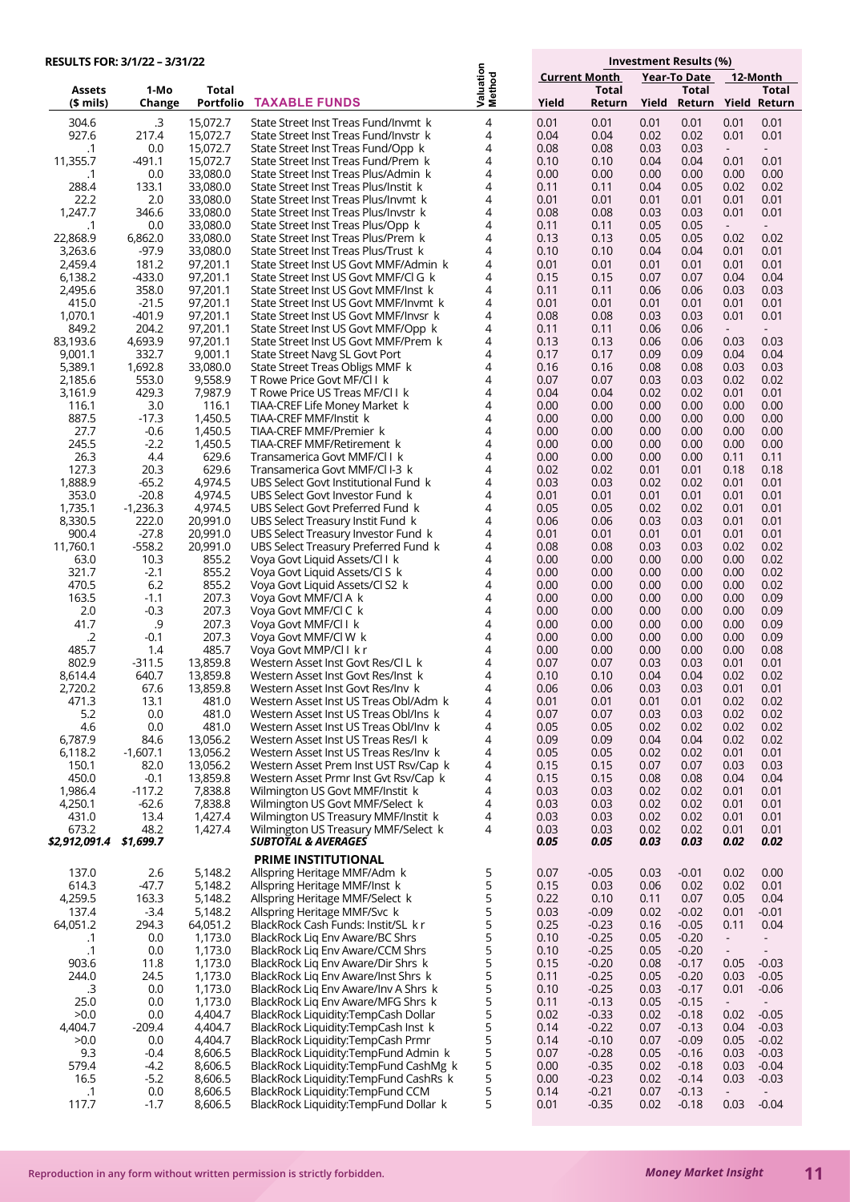RESULTS FOR: 3/1/22 – 3/31/22

| Assets ($ mils) | 1-Mo Change | Total Portfolio | TAXABLE FUNDS | Valuation Method | Current Month Yield | Current Month Total Return | Year-To Date Yield | Year-To Date Total Return | 12-Month Yield | 12-Month Total Return |
|---|---|---|---|---|---|---|---|---|---|---|
| 304.6 | .3 | 15,072.7 | State Street Inst Treas Fund/Invmt k | 4 | 0.01 | 0.01 | 0.01 | 0.01 | 0.01 | 0.01 |
| 927.6 | 217.4 | 15,072.7 | State Street Inst Treas Fund/Invstr k | 4 | 0.04 | 0.04 | 0.02 | 0.02 | 0.01 | 0.01 |
| .1 | 0.0 | 15,072.7 | State Street Inst Treas Fund/Opp k | 4 | 0.08 | 0.08 | 0.03 | 0.03 | - | - |
| 11,355.7 | -491.1 | 15,072.7 | State Street Inst Treas Fund/Prem k | 4 | 0.10 | 0.10 | 0.04 | 0.04 | 0.01 | 0.01 |
| .1 | 0.0 | 33,080.0 | State Street Inst Treas Plus/Admin k | 4 | 0.00 | 0.00 | 0.00 | 0.00 | 0.00 | 0.00 |
| 288.4 | 133.1 | 33,080.0 | State Street Inst Treas Plus/Instit k | 4 | 0.11 | 0.11 | 0.04 | 0.05 | 0.02 | 0.02 |
| 22.2 | 2.0 | 33,080.0 | State Street Inst Treas Plus/Invmt k | 4 | 0.01 | 0.01 | 0.01 | 0.01 | 0.01 | 0.01 |
| 1,247.7 | 346.6 | 33,080.0 | State Street Inst Treas Plus/Invstr k | 4 | 0.08 | 0.08 | 0.03 | 0.03 | 0.01 | 0.01 |
| .1 | 0.0 | 33,080.0 | State Street Inst Treas Plus/Opp k | 4 | 0.11 | 0.11 | 0.05 | 0.05 | - | - |
| 22,868.9 | 6,862.0 | 33,080.0 | State Street Inst Treas Plus/Prem k | 4 | 0.13 | 0.13 | 0.05 | 0.05 | 0.02 | 0.02 |
| 3,263.6 | -97.9 | 33,080.0 | State Street Inst Treas Plus/Trust k | 4 | 0.10 | 0.10 | 0.04 | 0.04 | 0.01 | 0.01 |
| 2,459.4 | 181.2 | 97,201.1 | State Street Inst US Govt MMF/Admin k | 4 | 0.01 | 0.01 | 0.01 | 0.01 | 0.01 | 0.01 |
| 6,138.2 | -433.0 | 97,201.1 | State Street Inst US Govt MMF/Cl G k | 4 | 0.15 | 0.15 | 0.07 | 0.07 | 0.04 | 0.04 |
| 2,495.6 | 358.0 | 97,201.1 | State Street Inst US Govt MMF/Inst k | 4 | 0.11 | 0.11 | 0.06 | 0.06 | 0.03 | 0.03 |
| 415.0 | -21.5 | 97,201.1 | State Street Inst US Govt MMF/Invmt k | 4 | 0.01 | 0.01 | 0.01 | 0.01 | 0.01 | 0.01 |
| 1,070.1 | -401.9 | 97,201.1 | State Street Inst US Govt MMF/Invsr k | 4 | 0.08 | 0.08 | 0.03 | 0.03 | 0.01 | 0.01 |
| 849.2 | 204.2 | 97,201.1 | State Street Inst US Govt MMF/Opp k | 4 | 0.11 | 0.11 | 0.06 | 0.06 | - | - |
| 83,193.6 | 4,693.9 | 97,201.1 | State Street Inst US Govt MMF/Prem k | 4 | 0.13 | 0.13 | 0.06 | 0.06 | 0.03 | 0.03 |
| 9,001.1 | 332.7 | 9,001.1 | State Street Navg SL Govt Port | 4 | 0.17 | 0.17 | 0.09 | 0.09 | 0.04 | 0.04 |
| 5,389.1 | 1,692.8 | 33,080.0 | State Street Treas Obligs MMF k | 4 | 0.16 | 0.16 | 0.08 | 0.08 | 0.03 | 0.03 |
| 2,185.6 | 553.0 | 9,558.9 | T Rowe Price Govt MF/Cl I k | 4 | 0.07 | 0.07 | 0.03 | 0.03 | 0.02 | 0.02 |
| 3,161.9 | 429.3 | 7,987.9 | T Rowe Price US Treas MF/Cl I k | 4 | 0.04 | 0.04 | 0.02 | 0.02 | 0.01 | 0.01 |
| 116.1 | 3.0 | 116.1 | TIAA-CREF Life Money Market k | 4 | 0.00 | 0.00 | 0.00 | 0.00 | 0.00 | 0.00 |
| 887.5 | -17.3 | 1,450.5 | TIAA-CREF MMF/Instit k | 4 | 0.00 | 0.00 | 0.00 | 0.00 | 0.00 | 0.00 |
| 27.7 | -0.6 | 1,450.5 | TIAA-CREF MMF/Premier k | 4 | 0.00 | 0.00 | 0.00 | 0.00 | 0.00 | 0.00 |
| 245.5 | -2.2 | 1,450.5 | TIAA-CREF MMF/Retirement k | 4 | 0.00 | 0.00 | 0.00 | 0.00 | 0.00 | 0.00 |
| 26.3 | 4.4 | 629.6 | Transamerica Govt MMF/Cl I k | 4 | 0.00 | 0.00 | 0.00 | 0.00 | 0.11 | 0.11 |
| 127.3 | 20.3 | 629.6 | Transamerica Govt MMF/Cl I-3 k | 4 | 0.02 | 0.02 | 0.01 | 0.01 | 0.18 | 0.18 |
| 1,888.9 | -65.2 | 4,974.5 | UBS Select Govt Institutional Fund k | 4 | 0.03 | 0.03 | 0.02 | 0.02 | 0.01 | 0.01 |
| 353.0 | -20.8 | 4,974.5 | UBS Select Govt Investor Fund k | 4 | 0.01 | 0.01 | 0.01 | 0.01 | 0.01 | 0.01 |
| 1,735.1 | -1,236.3 | 4,974.5 | UBS Select Govt Preferred Fund k | 4 | 0.05 | 0.05 | 0.02 | 0.02 | 0.01 | 0.01 |
| 8,330.5 | 222.0 | 20,991.0 | UBS Select Treasury Instit Fund k | 4 | 0.06 | 0.06 | 0.03 | 0.03 | 0.01 | 0.01 |
| 900.4 | -27.8 | 20,991.0 | UBS Select Treasury Investor Fund k | 4 | 0.01 | 0.01 | 0.01 | 0.01 | 0.01 | 0.01 |
| 11,760.1 | -558.2 | 20,991.0 | UBS Select Treasury Preferred Fund k | 4 | 0.08 | 0.08 | 0.03 | 0.03 | 0.02 | 0.02 |
| 63.0 | 10.3 | 855.2 | Voya Govt Liquid Assets/Cl I k | 4 | 0.00 | 0.00 | 0.00 | 0.00 | 0.00 | 0.02 |
| 321.7 | -2.1 | 855.2 | Voya Govt Liquid Assets/Cl S k | 4 | 0.00 | 0.00 | 0.00 | 0.00 | 0.00 | 0.02 |
| 470.5 | 6.2 | 855.2 | Voya Govt Liquid Assets/Cl S2 k | 4 | 0.00 | 0.00 | 0.00 | 0.00 | 0.00 | 0.02 |
| 163.5 | -1.1 | 207.3 | Voya Govt MMF/Cl A k | 4 | 0.00 | 0.00 | 0.00 | 0.00 | 0.00 | 0.09 |
| 2.0 | -0.3 | 207.3 | Voya Govt MMF/Cl C k | 4 | 0.00 | 0.00 | 0.00 | 0.00 | 0.00 | 0.09 |
| 41.7 | .9 | 207.3 | Voya Govt MMF/Cl I k | 4 | 0.00 | 0.00 | 0.00 | 0.00 | 0.00 | 0.09 |
| .2 | -0.1 | 207.3 | Voya Govt MMF/Cl W k | 4 | 0.00 | 0.00 | 0.00 | 0.00 | 0.00 | 0.09 |
| 485.7 | 1.4 | 485.7 | Voya Govt MMP/Cl I k r | 4 | 0.00 | 0.00 | 0.00 | 0.00 | 0.00 | 0.08 |
| 802.9 | -311.5 | 13,859.8 | Western Asset Inst Govt Res/Cl L k | 4 | 0.07 | 0.07 | 0.03 | 0.03 | 0.01 | 0.01 |
| 8,614.4 | 640.7 | 13,859.8 | Western Asset Inst Govt Res/Inst k | 4 | 0.10 | 0.10 | 0.04 | 0.04 | 0.02 | 0.02 |
| 2,720.2 | 67.6 | 13,859.8 | Western Asset Inst Govt Res/Inv k | 4 | 0.06 | 0.06 | 0.03 | 0.03 | 0.01 | 0.01 |
| 471.3 | 13.1 | 481.0 | Western Asset Inst US Treas Obl/Adm k | 4 | 0.01 | 0.01 | 0.01 | 0.01 | 0.02 | 0.02 |
| 5.2 | 0.0 | 481.0 | Western Asset Inst US Treas Obl/Ins k | 4 | 0.07 | 0.07 | 0.03 | 0.03 | 0.02 | 0.02 |
| 4.6 | 0.0 | 481.0 | Western Asset Inst US Treas Obl/Inv k | 4 | 0.05 | 0.05 | 0.02 | 0.02 | 0.02 | 0.02 |
| 6,787.9 | 84.6 | 13,056.2 | Western Asset Inst US Treas Res/I k | 4 | 0.09 | 0.09 | 0.04 | 0.04 | 0.02 | 0.02 |
| 6,118.2 | -1,607.1 | 13,056.2 | Western Asset Inst US Treas Res/Inv k | 4 | 0.05 | 0.05 | 0.02 | 0.02 | 0.01 | 0.01 |
| 150.1 | 82.0 | 13,056.2 | Western Asset Prem Inst UST Rsv/Cap k | 4 | 0.15 | 0.15 | 0.07 | 0.07 | 0.03 | 0.03 |
| 450.0 | -0.1 | 13,859.8 | Western Asset Prmr Inst Gvt Rsv/Cap k | 4 | 0.15 | 0.15 | 0.08 | 0.08 | 0.04 | 0.04 |
| 1,986.4 | -117.2 | 7,838.8 | Wilmington US Govt MMF/Instit k | 4 | 0.03 | 0.03 | 0.02 | 0.02 | 0.01 | 0.01 |
| 4,250.1 | -62.6 | 7,838.8 | Wilmington US Govt MMF/Select k | 4 | 0.03 | 0.03 | 0.02 | 0.02 | 0.01 | 0.01 |
| 431.0 | 13.4 | 1,427.4 | Wilmington US Treasury MMF/Instit k | 4 | 0.03 | 0.03 | 0.02 | 0.02 | 0.01 | 0.01 |
| 673.2 | 48.2 | 1,427.4 | Wilmington US Treasury MMF/Select k | 4 | 0.03 | 0.03 | 0.02 | 0.02 | 0.01 | 0.01 |
| ***$2,912,091.4*** | ***$1,699.7*** | | ***SUBTOTAL & AVERAGES*** | | ***0.05*** | ***0.05*** | ***0.03*** | ***0.03*** | ***0.02*** | ***0.02*** |
| | | | **PRIME INSTITUTIONAL** | | | | | | | |
| 137.0 | 2.6 | 5,148.2 | Allspring Heritage MMF/Adm k | 5 | 0.07 | -0.05 | 0.03 | -0.01 | 0.02 | 0.00 |
| 614.3 | -47.7 | 5,148.2 | Allspring Heritage MMF/Inst k | 5 | 0.15 | 0.03 | 0.06 | 0.02 | 0.02 | 0.01 |
| 4,259.5 | 163.3 | 5,148.2 | Allspring Heritage MMF/Select k | 5 | 0.22 | 0.10 | 0.11 | 0.07 | 0.05 | 0.04 |
| 137.4 | -3.4 | 5,148.2 | Allspring Heritage MMF/Svc k | 5 | 0.03 | -0.09 | 0.02 | -0.02 | 0.01 | -0.01 |
| 64,051.2 | 294.3 | 64,051.2 | BlackRock Cash Funds: Instit/SL k r | 5 | 0.25 | -0.23 | 0.16 | -0.05 | 0.11 | 0.04 |
| .1 | 0.0 | 1,173.0 | BlackRock Liq Env Aware/BC Shrs | 5 | 0.10 | -0.25 | 0.05 | -0.20 | - | - |
| .1 | 0.0 | 1,173.0 | BlackRock Liq Env Aware/CCM Shrs | 5 | 0.10 | -0.25 | 0.05 | -0.20 | - | - |
| 903.6 | 11.8 | 1,173.0 | BlackRock Liq Env Aware/Dir Shrs k | 5 | 0.15 | -0.20 | 0.08 | -0.17 | 0.05 | -0.03 |
| 244.0 | 24.5 | 1,173.0 | BlackRock Liq Env Aware/Inst Shrs k | 5 | 0.11 | -0.25 | 0.05 | -0.20 | 0.03 | -0.05 |
| .3 | 0.0 | 1,173.0 | BlackRock Liq Env Aware/Inv A Shrs k | 5 | 0.10 | -0.25 | 0.03 | -0.17 | 0.01 | -0.06 |
| 25.0 | 0.0 | 1,173.0 | BlackRock Liq Env Aware/MFG Shrs k | 5 | 0.11 | -0.13 | 0.05 | -0.15 | - | - |
| >0.0 | 0.0 | 4,404.7 | BlackRock Liquidity:TempCash Dollar | 5 | 0.02 | -0.33 | 0.02 | -0.18 | 0.02 | -0.05 |
| 4,404.7 | -209.4 | 4,404.7 | BlackRock Liquidity:TempCash Inst k | 5 | 0.14 | -0.22 | 0.07 | -0.13 | 0.04 | -0.03 |
| >0.0 | 0.0 | 4,404.7 | BlackRock Liquidity:TempCash Prmr | 5 | 0.14 | -0.10 | 0.07 | -0.09 | 0.05 | -0.02 |
| 9.3 | -0.4 | 8,606.5 | BlackRock Liquidity:TempFund Admin k | 5 | 0.07 | -0.28 | 0.05 | -0.16 | 0.03 | -0.03 |
| 579.4 | -4.2 | 8,606.5 | BlackRock Liquidity:TempFund CashMg k | 5 | 0.00 | -0.35 | 0.02 | -0.18 | 0.03 | -0.04 |
| 16.5 | -5.2 | 8,606.5 | BlackRock Liquidity:TempFund CashRs k | 5 | 0.00 | -0.23 | 0.02 | -0.14 | 0.03 | -0.03 |
| .1 | 0.0 | 8,606.5 | BlackRock Liquidity:TempFund CCM | 5 | 0.14 | -0.21 | 0.07 | -0.13 | - | - |
| 117.7 | -1.7 | 8,606.5 | BlackRock Liquidity:TempFund Dollar k | 5 | 0.01 | -0.35 | 0.02 | -0.18 | 0.03 | -0.04 |

Reproduction in any form without written permission is strictly forbidden.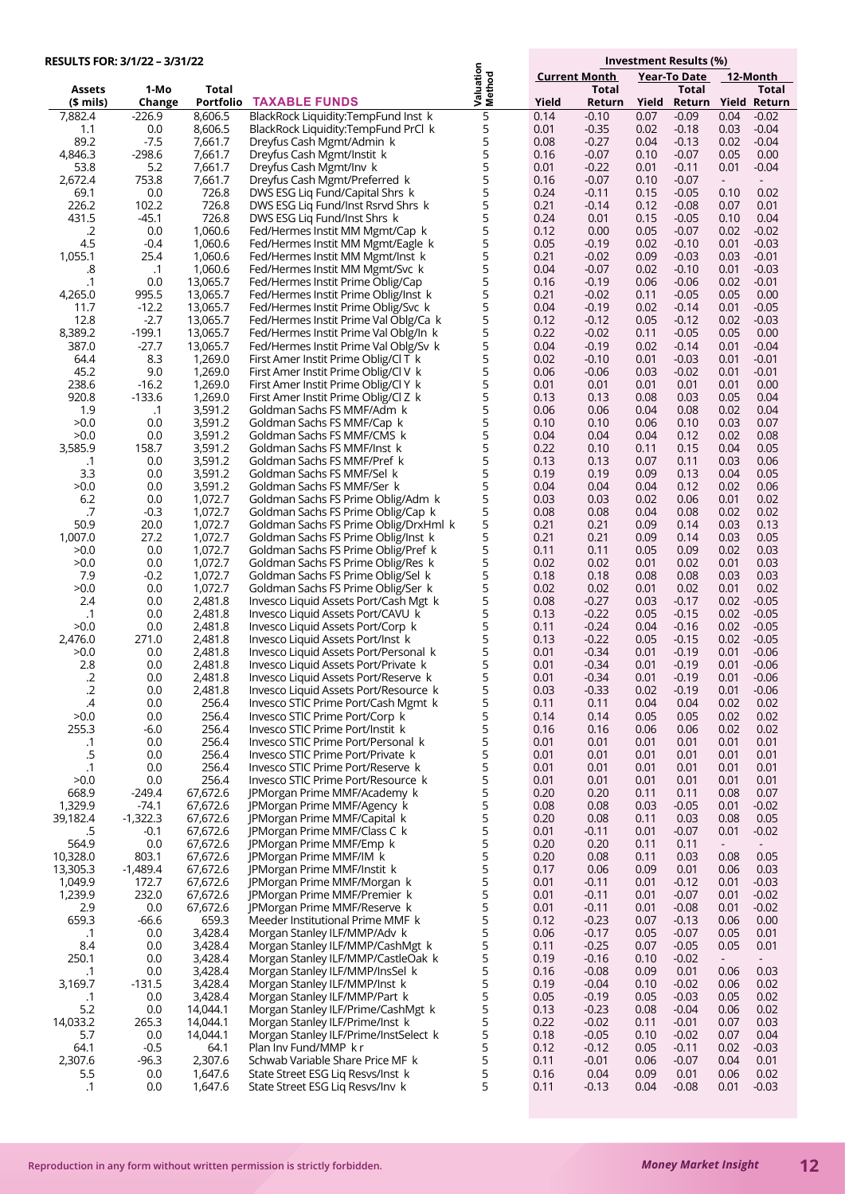**RESULTS FOR: 3/1/22 – 3/31/22**

| Assets ($ mils) | 1-Mo Change | Total Portfolio | TAXABLE FUNDS | Valuation Method | Current Month Yield | Current Month Total Return | Year-To Date Yield | Year-To Date Total Return | 12-Month Yield | 12-Month Total Return |
|---|---|---|---|---|---|---|---|---|---|---|
| | | | | | **Investment Results (%)** | | | | | |
| 7,882.4 | -226.9 | 8,606.5 | BlackRock Liquidity:TempFund Inst k | 5 | 0.14 | -0.10 | 0.07 | -0.09 | 0.04 | -0.02 |
| 1.1 | 0.0 | 8,606.5 | BlackRock Liquidity:TempFund PrCl k | 5 | 0.01 | -0.35 | 0.02 | -0.18 | 0.03 | -0.04 |
| 89.2 | -7.5 | 7,661.7 | Dreyfus Cash Mgmt/Admin k | 5 | 0.08 | -0.27 | 0.04 | -0.13 | 0.02 | -0.04 |
| 4,846.3 | -298.6 | 7,661.7 | Dreyfus Cash Mgmt/Instit k | 5 | 0.16 | -0.07 | 0.10 | -0.07 | 0.05 | 0.00 |
| 53.8 | 5.2 | 7,661.7 | Dreyfus Cash Mgmt/Inv k | 5 | 0.01 | -0.22 | 0.01 | -0.11 | 0.01 | -0.04 |
| 2,672.4 | 753.8 | 7,661.7 | Dreyfus Cash Mgmt/Preferred k | 5 | 0.16 | -0.07 | 0.10 | -0.07 | - | - |
| 69.1 | 0.0 | 726.8 | DWS ESG Liq Fund/Capital Shrs k | 5 | 0.24 | -0.11 | 0.15 | -0.05 | 0.10 | 0.02 |
| 226.2 | 102.2 | 726.8 | DWS ESG Liq Fund/Inst Rsrvd Shrs k | 5 | 0.21 | -0.14 | 0.12 | -0.08 | 0.07 | 0.01 |
| 431.5 | -45.1 | 726.8 | DWS ESG Liq Fund/Inst Shrs k | 5 | 0.24 | 0.01 | 0.15 | -0.05 | 0.10 | 0.04 |
| .2 | 0.0 | 1,060.6 | Fed/Hermes Instit MM Mgmt/Cap k | 5 | 0.12 | 0.00 | 0.05 | -0.07 | 0.02 | -0.02 |
| 4.5 | -0.4 | 1,060.6 | Fed/Hermes Instit MM Mgmt/Eagle k | 5 | 0.05 | -0.19 | 0.02 | -0.10 | 0.01 | -0.03 |
| 1,055.1 | 25.4 | 1,060.6 | Fed/Hermes Instit MM Mgmt/Inst k | 5 | 0.21 | -0.02 | 0.09 | -0.03 | 0.03 | -0.01 |
| .8 | .1 | 1,060.6 | Fed/Hermes Instit MM Mgmt/Svc k | 5 | 0.04 | -0.07 | 0.02 | -0.10 | 0.01 | -0.03 |
| .1 | 0.0 | 13,065.7 | Fed/Hermes Instit Prime Oblig/Cap | 5 | 0.16 | -0.19 | 0.06 | -0.06 | 0.02 | -0.01 |
| 4,265.0 | 995.5 | 13,065.7 | Fed/Hermes Instit Prime Oblig/Inst k | 5 | 0.21 | -0.02 | 0.11 | -0.05 | 0.05 | 0.00 |
| 11.7 | -12.2 | 13,065.7 | Fed/Hermes Instit Prime Oblig/Svc k | 5 | 0.04 | -0.19 | 0.02 | -0.14 | 0.01 | -0.05 |
| 12.8 | -2.7 | 13,065.7 | Fed/Hermes Instit Prime Val Oblg/Ca k | 5 | 0.12 | -0.12 | 0.05 | -0.12 | 0.02 | -0.03 |
| 8,389.2 | -199.1 | 13,065.7 | Fed/Hermes Instit Prime Val Oblg/In k | 5 | 0.22 | -0.02 | 0.11 | -0.05 | 0.05 | 0.00 |
| 387.0 | -27.7 | 13,065.7 | Fed/Hermes Instit Prime Val Oblg/Sv k | 5 | 0.04 | -0.19 | 0.02 | -0.14 | 0.01 | -0.04 |
| 64.4 | 8.3 | 1,269.0 | First Amer Instit Prime Oblig/Cl T k | 5 | 0.02 | -0.10 | 0.01 | -0.03 | 0.01 | -0.01 |
| 45.2 | 9.0 | 1,269.0 | First Amer Instit Prime Oblig/Cl V k | 5 | 0.06 | -0.06 | 0.03 | -0.02 | 0.01 | -0.01 |
| 238.6 | -16.2 | 1,269.0 | First Amer Instit Prime Oblig/Cl Y k | 5 | 0.01 | 0.01 | 0.01 | 0.01 | 0.01 | 0.00 |
| 920.8 | -133.6 | 1,269.0 | First Amer Instit Prime Oblig/Cl Z k | 5 | 0.13 | 0.13 | 0.08 | 0.03 | 0.05 | 0.04 |
| 1.9 | .1 | 3,591.2 | Goldman Sachs FS MMF/Adm k | 5 | 0.06 | 0.06 | 0.04 | 0.08 | 0.02 | 0.04 |
| >0.0 | 0.0 | 3,591.2 | Goldman Sachs FS MMF/Cap k | 5 | 0.10 | 0.10 | 0.06 | 0.10 | 0.03 | 0.07 |
| >0.0 | 0.0 | 3,591.2 | Goldman Sachs FS MMF/CMS k | 5 | 0.04 | 0.04 | 0.04 | 0.12 | 0.02 | 0.08 |
| 3,585.9 | 158.7 | 3,591.2 | Goldman Sachs FS MMF/Inst k | 5 | 0.22 | 0.10 | 0.11 | 0.15 | 0.04 | 0.05 |
| .1 | 0.0 | 3,591.2 | Goldman Sachs FS MMF/Pref k | 5 | 0.13 | 0.13 | 0.07 | 0.11 | 0.03 | 0.06 |
| 3.3 | 0.0 | 3,591.2 | Goldman Sachs FS MMF/Sel k | 5 | 0.19 | 0.19 | 0.09 | 0.13 | 0.04 | 0.05 |
| >0.0 | 0.0 | 3,591.2 | Goldman Sachs FS MMF/Ser k | 5 | 0.04 | 0.04 | 0.04 | 0.12 | 0.02 | 0.06 |
| 6.2 | 0.0 | 1,072.7 | Goldman Sachs FS Prime Oblig/Adm k | 5 | 0.03 | 0.03 | 0.02 | 0.06 | 0.01 | 0.02 |
| .7 | -0.3 | 1,072.7 | Goldman Sachs FS Prime Oblig/Cap k | 5 | 0.08 | 0.08 | 0.04 | 0.08 | 0.02 | 0.02 |
| 50.9 | 20.0 | 1,072.7 | Goldman Sachs FS Prime Oblig/DrxHml k | 5 | 0.21 | 0.21 | 0.09 | 0.14 | 0.03 | 0.13 |
| 1,007.0 | 27.2 | 1,072.7 | Goldman Sachs FS Prime Oblig/Inst k | 5 | 0.21 | 0.21 | 0.09 | 0.14 | 0.03 | 0.05 |
| >0.0 | 0.0 | 1,072.7 | Goldman Sachs FS Prime Oblig/Pref k | 5 | 0.11 | 0.11 | 0.05 | 0.09 | 0.02 | 0.03 |
| >0.0 | 0.0 | 1,072.7 | Goldman Sachs FS Prime Oblig/Res k | 5 | 0.02 | 0.02 | 0.01 | 0.02 | 0.01 | 0.03 |
| 7.9 | -0.2 | 1,072.7 | Goldman Sachs FS Prime Oblig/Sel k | 5 | 0.18 | 0.18 | 0.08 | 0.08 | 0.03 | 0.03 |
| >0.0 | 0.0 | 1,072.7 | Goldman Sachs FS Prime Oblig/Ser k | 5 | 0.02 | 0.02 | 0.01 | 0.02 | 0.01 | 0.02 |
| 2.4 | 0.0 | 2,481.8 | Invesco Liquid Assets Port/Cash Mgt k | 5 | 0.08 | -0.27 | 0.03 | -0.17 | 0.02 | -0.05 |
| .1 | 0.0 | 2,481.8 | Invesco Liquid Assets Port/CAVU k | 5 | 0.13 | -0.22 | 0.05 | -0.15 | 0.02 | -0.05 |
| >0.0 | 0.0 | 2,481.8 | Invesco Liquid Assets Port/Corp k | 5 | 0.11 | -0.24 | 0.04 | -0.16 | 0.02 | -0.05 |
| 2,476.0 | 271.0 | 2,481.8 | Invesco Liquid Assets Port/Inst k | 5 | 0.13 | -0.22 | 0.05 | -0.15 | 0.02 | -0.05 |
| >0.0 | 0.0 | 2,481.8 | Invesco Liquid Assets Port/Personal k | 5 | 0.01 | -0.34 | 0.01 | -0.19 | 0.01 | -0.06 |
| 2.8 | 0.0 | 2,481.8 | Invesco Liquid Assets Port/Private k | 5 | 0.01 | -0.34 | 0.01 | -0.19 | 0.01 | -0.06 |
| .2 | 0.0 | 2,481.8 | Invesco Liquid Assets Port/Reserve k | 5 | 0.01 | -0.34 | 0.01 | -0.19 | 0.01 | -0.06 |
| .2 | 0.0 | 2,481.8 | Invesco Liquid Assets Port/Resource k | 5 | 0.03 | -0.33 | 0.02 | -0.19 | 0.01 | -0.06 |
| .4 | 0.0 | 256.4 | Invesco STIC Prime Port/Cash Mgmt k | 5 | 0.11 | 0.11 | 0.04 | 0.04 | 0.02 | 0.02 |
| >0.0 | 0.0 | 256.4 | Invesco STIC Prime Port/Corp k | 5 | 0.14 | 0.14 | 0.05 | 0.05 | 0.02 | 0.02 |
| 255.3 | -6.0 | 256.4 | Invesco STIC Prime Port/Instit k | 5 | 0.16 | 0.16 | 0.06 | 0.06 | 0.02 | 0.02 |
| .1 | 0.0 | 256.4 | Invesco STIC Prime Port/Personal k | 5 | 0.01 | 0.01 | 0.01 | 0.01 | 0.01 | 0.01 |
| .5 | 0.0 | 256.4 | Invesco STIC Prime Port/Private k | 5 | 0.01 | 0.01 | 0.01 | 0.01 | 0.01 | 0.01 |
| .1 | 0.0 | 256.4 | Invesco STIC Prime Port/Reserve k | 5 | 0.01 | 0.01 | 0.01 | 0.01 | 0.01 | 0.01 |
| >0.0 | 0.0 | 256.4 | Invesco STIC Prime Port/Resource k | 5 | 0.01 | 0.01 | 0.01 | 0.01 | 0.01 | 0.01 |
| 668.9 | -249.4 | 67,672.6 | JPMorgan Prime MMF/Academy k | 5 | 0.20 | 0.20 | 0.11 | 0.11 | 0.08 | 0.07 |
| 1,329.9 | -74.1 | 67,672.6 | JPMorgan Prime MMF/Agency k | 5 | 0.08 | 0.08 | 0.03 | -0.05 | 0.01 | -0.02 |
| 39,182.4 | -1,322.3 | 67,672.6 | JPMorgan Prime MMF/Capital k | 5 | 0.20 | 0.08 | 0.11 | 0.03 | 0.08 | 0.05 |
| .5 | -0.1 | 67,672.6 | JPMorgan Prime MMF/Class C k | 5 | 0.01 | -0.11 | 0.01 | -0.07 | 0.01 | -0.02 |
| 564.9 | 0.0 | 67,672.6 | JPMorgan Prime MMF/Emp k | 5 | 0.20 | 0.20 | 0.11 | 0.11 | - | - |
| 10,328.0 | 803.1 | 67,672.6 | JPMorgan Prime MMF/IM k | 5 | 0.20 | 0.08 | 0.11 | 0.03 | 0.08 | 0.05 |
| 13,305.3 | -1,489.4 | 67,672.6 | JPMorgan Prime MMF/Instit k | 5 | 0.17 | 0.06 | 0.09 | 0.01 | 0.06 | 0.03 |
| 1,049.9 | 172.7 | 67,672.6 | JPMorgan Prime MMF/Morgan k | 5 | 0.01 | -0.11 | 0.01 | -0.12 | 0.01 | -0.03 |
| 1,239.9 | 232.0 | 67,672.6 | JPMorgan Prime MMF/Premier k | 5 | 0.01 | -0.11 | 0.01 | -0.07 | 0.01 | -0.02 |
| 2.9 | 0.0 | 67,672.6 | JPMorgan Prime MMF/Reserve k | 5 | 0.01 | -0.11 | 0.01 | -0.08 | 0.01 | -0.02 |
| 659.3 | -66.6 | 659.3 | Meeder Institutional Prime MMF k | 5 | 0.12 | -0.23 | 0.07 | -0.13 | 0.06 | 0.00 |
| .1 | 0.0 | 3,428.4 | Morgan Stanley ILF/MMP/Adv k | 5 | 0.06 | -0.17 | 0.05 | -0.07 | 0.05 | 0.01 |
| 8.4 | 0.0 | 3,428.4 | Morgan Stanley ILF/MMP/CashMgt k | 5 | 0.11 | -0.25 | 0.07 | -0.05 | 0.05 | 0.01 |
| 250.1 | 0.0 | 3,428.4 | Morgan Stanley ILF/MMP/CastleOak k | 5 | 0.19 | -0.16 | 0.10 | -0.02 | - | - |
| .1 | 0.0 | 3,428.4 | Morgan Stanley ILF/MMP/InsSel k | 5 | 0.16 | -0.08 | 0.09 | 0.01 | 0.06 | 0.03 |
| 3,169.7 | -131.5 | 3,428.4 | Morgan Stanley ILF/MMP/Inst k | 5 | 0.19 | -0.04 | 0.10 | -0.02 | 0.06 | 0.02 |
| .1 | 0.0 | 3,428.4 | Morgan Stanley ILF/MMP/Part k | 5 | 0.05 | -0.19 | 0.05 | -0.03 | 0.05 | 0.02 |
| 5.2 | 0.0 | 14,044.1 | Morgan Stanley ILF/Prime/CashMgt k | 5 | 0.13 | -0.23 | 0.08 | -0.04 | 0.06 | 0.02 |
| 14,033.2 | 265.3 | 14,044.1 | Morgan Stanley ILF/Prime/Inst k | 5 | 0.22 | -0.02 | 0.11 | -0.01 | 0.07 | 0.03 |
| 5.7 | 0.0 | 14,044.1 | Morgan Stanley ILF/Prime/InstSelect k | 5 | 0.18 | -0.05 | 0.10 | -0.02 | 0.07 | 0.04 |
| 64.1 | -0.5 | 64.1 | Plan Inv Fund/MMP k r | 5 | 0.12 | -0.12 | 0.05 | -0.11 | 0.02 | -0.03 |
| 2,307.6 | -96.3 | 2,307.6 | Schwab Variable Share Price MF k | 5 | 0.11 | -0.01 | 0.06 | -0.07 | 0.04 | 0.01 |
| 5.5 | 0.0 | 1,647.6 | State Street ESG Liq Resvs/Inst k | 5 | 0.16 | 0.04 | 0.09 | 0.01 | 0.06 | 0.02 |
| .1 | 0.0 | 1,647.6 | State Street ESG Liq Resvs/Inv k | 5 | 0.11 | -0.13 | 0.04 | -0.08 | 0.01 | -0.03 |

Reproduction in any form without written permission is strictly forbidden.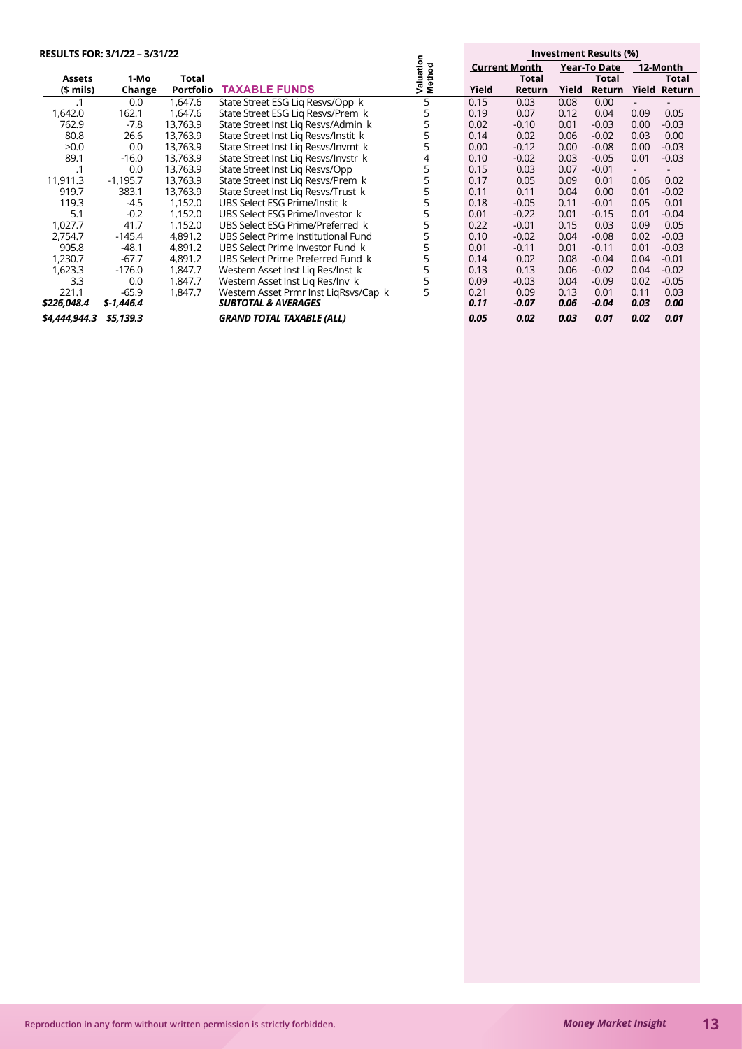**RESULTS FOR: 3/1/22 – 3/31/22**

| Assets ($ mils) | 1-Mo Change | Total Portfolio | TAXABLE FUNDS | Valuation Method | Current Month Yield | Current Month Total Return | Year-To Date Yield | Year-To Date Total Return | 12-Month Yield | 12-Month Total Return |
|---|---|---|---|---|---|---|---|---|---|---|
| .1 | 0.0 | 1,647.6 | State Street ESG Liq Resvs/Opp k | 5 | 0.15 | 0.03 | 0.08 | 0.00 | - | - |
| 1,642.0 | 162.1 | 1,647.6 | State Street ESG Liq Resvs/Prem k | 5 | 0.19 | 0.07 | 0.12 | 0.04 | 0.09 | 0.05 |
| 762.9 | -7.8 | 13,763.9 | State Street Inst Liq Resvs/Admin k | 5 | 0.02 | -0.10 | 0.01 | -0.03 | 0.00 | -0.03 |
| 80.8 | 26.6 | 13,763.9 | State Street Inst Liq Resvs/Instit k | 5 | 0.14 | 0.02 | 0.06 | -0.02 | 0.03 | 0.00 |
| >0.0 | 0.0 | 13,763.9 | State Street Inst Liq Resvs/Invmt k | 5 | 0.00 | -0.12 | 0.00 | -0.08 | 0.00 | -0.03 |
| 89.1 | -16.0 | 13,763.9 | State Street Inst Liq Resvs/Invstr k | 4 | 0.10 | -0.02 | 0.03 | -0.05 | 0.01 | -0.03 |
| .1 | 0.0 | 13,763.9 | State Street Inst Liq Resvs/Opp | 5 | 0.15 | 0.03 | 0.07 | -0.01 | - | - |
| 11,911.3 | -1,195.7 | 13,763.9 | State Street Inst Liq Resvs/Prem k | 5 | 0.17 | 0.05 | 0.09 | 0.01 | 0.06 | 0.02 |
| 919.7 | 383.1 | 13,763.9 | State Street Inst Liq Resvs/Trust k | 5 | 0.11 | 0.11 | 0.04 | 0.00 | 0.01 | -0.02 |
| 119.3 | -4.5 | 1,152.0 | UBS Select ESG Prime/Instit k | 5 | 0.18 | -0.05 | 0.11 | -0.01 | 0.05 | 0.01 |
| 5.1 | -0.2 | 1,152.0 | UBS Select ESG Prime/Investor k | 5 | 0.01 | -0.22 | 0.01 | -0.15 | 0.01 | -0.04 |
| 1,027.7 | 41.7 | 1,152.0 | UBS Select ESG Prime/Preferred k | 5 | 0.22 | -0.01 | 0.15 | 0.03 | 0.09 | 0.05 |
| 2,754.7 | -145.4 | 4,891.2 | UBS Select Prime Institutional Fund | 5 | 0.10 | -0.02 | 0.04 | -0.08 | 0.02 | -0.03 |
| 905.8 | -48.1 | 4,891.2 | UBS Select Prime Investor Fund k | 5 | 0.01 | -0.11 | 0.01 | -0.11 | 0.01 | -0.03 |
| 1,230.7 | -67.7 | 4,891.2 | UBS Select Prime Preferred Fund k | 5 | 0.14 | 0.02 | 0.08 | -0.04 | 0.04 | -0.01 |
| 1,623.3 | -176.0 | 1,847.7 | Western Asset Inst Liq Res/Inst k | 5 | 0.13 | 0.13 | 0.06 | -0.02 | 0.04 | -0.02 |
| 3.3 | 0.0 | 1,847.7 | Western Asset Inst Liq Res/Inv k | 5 | 0.09 | -0.03 | 0.04 | -0.09 | 0.02 | -0.05 |
| 221.1 | -65.9 | 1,847.7 | Western Asset Prmr Inst LiqRsvs/Cap k | 5 | 0.21 | 0.09 | 0.13 | 0.01 | 0.11 | 0.03 |
| ***$226,048.4*** | ***$-1,446.4*** | | ***SUBTOTAL & AVERAGES*** | | ***0.11*** | ***-0.07*** | ***0.06*** | ***-0.04*** | ***0.03*** | ***0.00*** |
| ***$4,444,944.3*** | ***$5,139.3*** | | ***GRAND TOTAL TAXABLE (ALL)*** | | ***0.05*** | ***0.02*** | ***0.03*** | ***0.01*** | ***0.02*** | ***0.01*** |

Reproduction in any form without written permission is strictly forbidden.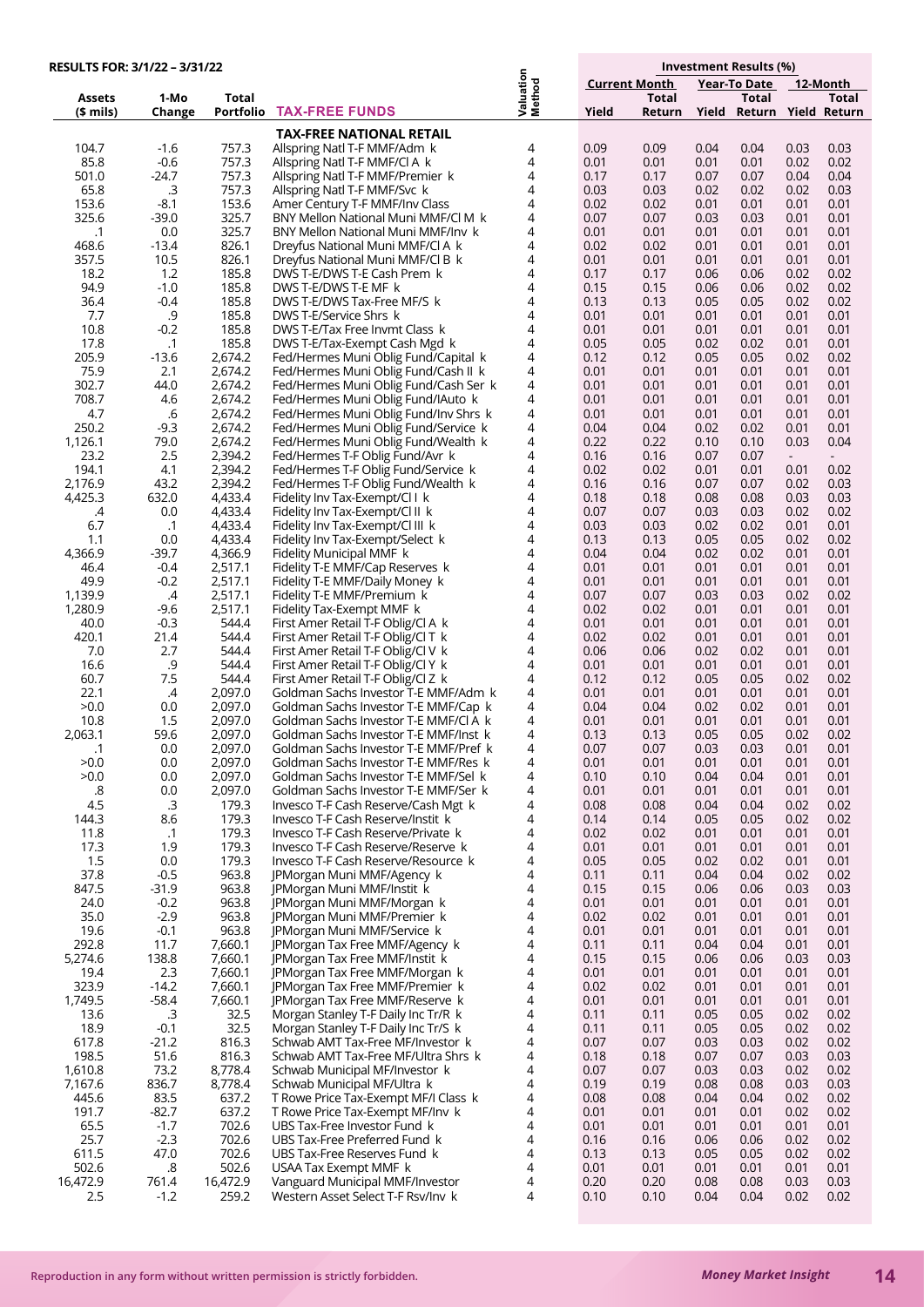**RESULTS FOR: 3/1/22 – 3/31/22**

| Assets ($ mils) | 1-Mo Change | Total Portfolio | TAX-FREE FUNDS | Valuation Method | Current Month Yield | Current Month Total Return | Year-To Date Yield | Year-To Date Total Return | 12-Month Yield | 12-Month Total Return |
|---|---|---|---|---|---|---|---|---|---|---|
| | | | **TAX-FREE NATIONAL RETAIL** | | | | | | | |
| 104.7 | -1.6 | 757.3 | Allspring Natl T-F MMF/Adm k | 4 | 0.09 | 0.09 | 0.04 | 0.04 | 0.03 | 0.03 |
| 85.8 | -0.6 | 757.3 | Allspring Natl T-F MMF/Cl A k | 4 | 0.01 | 0.01 | 0.01 | 0.01 | 0.02 | 0.02 |
| 501.0 | -24.7 | 757.3 | Allspring Natl T-F MMF/Premier k | 4 | 0.17 | 0.17 | 0.07 | 0.07 | 0.04 | 0.04 |
| 65.8 | .3 | 757.3 | Allspring Natl T-F MMF/Svc k | 4 | 0.03 | 0.03 | 0.02 | 0.02 | 0.02 | 0.03 |
| 153.6 | -8.1 | 153.6 | Amer Century T-F MMF/Inv Class | 4 | 0.02 | 0.02 | 0.01 | 0.01 | 0.01 | 0.01 |
| 325.6 | -39.0 | 325.7 | BNY Mellon National Muni MMF/Cl M k | 4 | 0.07 | 0.07 | 0.03 | 0.03 | 0.01 | 0.01 |
| .1 | 0.0 | 325.7 | BNY Mellon National Muni MMF/Inv k | 4 | 0.01 | 0.01 | 0.01 | 0.01 | 0.01 | 0.01 |
| 468.6 | -13.4 | 826.1 | Dreyfus National Muni MMF/Cl A k | 4 | 0.02 | 0.02 | 0.01 | 0.01 | 0.01 | 0.01 |
| 357.5 | 10.5 | 826.1 | Dreyfus National Muni MMF/Cl B k | 4 | 0.01 | 0.01 | 0.01 | 0.01 | 0.01 | 0.01 |
| 18.2 | 1.2 | 185.8 | DWS T-E/DWS T-E Cash Prem k | 4 | 0.17 | 0.17 | 0.06 | 0.06 | 0.02 | 0.02 |
| 94.9 | -1.0 | 185.8 | DWS T-E/DWS T-E MF k | 4 | 0.15 | 0.15 | 0.06 | 0.06 | 0.02 | 0.02 |
| 36.4 | -0.4 | 185.8 | DWS T-E/DWS Tax-Free MF/S k | 4 | 0.13 | 0.13 | 0.05 | 0.05 | 0.02 | 0.02 |
| 7.7 | .9 | 185.8 | DWS T-E/Service Shrs k | 4 | 0.01 | 0.01 | 0.01 | 0.01 | 0.01 | 0.01 |
| 10.8 | -0.2 | 185.8 | DWS T-E/Tax Free Invmt Class k | 4 | 0.01 | 0.01 | 0.01 | 0.01 | 0.01 | 0.01 |
| 17.8 | .1 | 185.8 | DWS T-E/Tax-Exempt Cash Mgd k | 4 | 0.05 | 0.05 | 0.02 | 0.02 | 0.01 | 0.01 |
| 205.9 | -13.6 | 2,674.2 | Fed/Hermes Muni Oblig Fund/Capital k | 4 | 0.12 | 0.12 | 0.05 | 0.05 | 0.02 | 0.02 |
| 75.9 | 2.1 | 2,674.2 | Fed/Hermes Muni Oblig Fund/Cash II k | 4 | 0.01 | 0.01 | 0.01 | 0.01 | 0.01 | 0.01 |
| 302.7 | 44.0 | 2,674.2 | Fed/Hermes Muni Oblig Fund/Cash Ser k | 4 | 0.01 | 0.01 | 0.01 | 0.01 | 0.01 | 0.01 |
| 708.7 | 4.6 | 2,674.2 | Fed/Hermes Muni Oblig Fund/IAuto k | 4 | 0.01 | 0.01 | 0.01 | 0.01 | 0.01 | 0.01 |
| 4.7 | .6 | 2,674.2 | Fed/Hermes Muni Oblig Fund/Inv Shrs k | 4 | 0.01 | 0.01 | 0.01 | 0.01 | 0.01 | 0.01 |
| 250.2 | -9.3 | 2,674.2 | Fed/Hermes Muni Oblig Fund/Service k | 4 | 0.04 | 0.04 | 0.02 | 0.02 | 0.01 | 0.01 |
| 1,126.1 | 79.0 | 2,674.2 | Fed/Hermes Muni Oblig Fund/Wealth k | 4 | 0.22 | 0.22 | 0.10 | 0.10 | 0.03 | 0.04 |
| 23.2 | 2.5 | 2,394.2 | Fed/Hermes T-F Oblig Fund/Avr k | 4 | 0.16 | 0.16 | 0.07 | 0.07 | - | - |
| 194.1 | 4.1 | 2,394.2 | Fed/Hermes T-F Oblig Fund/Service k | 4 | 0.02 | 0.02 | 0.01 | 0.01 | 0.01 | 0.02 |
| 2,176.9 | 43.2 | 2,394.2 | Fed/Hermes T-F Oblig Fund/Wealth k | 4 | 0.16 | 0.16 | 0.07 | 0.07 | 0.02 | 0.03 |
| 4,425.3 | 632.0 | 4,433.4 | Fidelity Inv Tax-Exempt/Cl I k | 4 | 0.18 | 0.18 | 0.08 | 0.08 | 0.03 | 0.03 |
| .4 | 0.0 | 4,433.4 | Fidelity Inv Tax-Exempt/Cl II k | 4 | 0.07 | 0.07 | 0.03 | 0.03 | 0.02 | 0.02 |
| 6.7 | .1 | 4,433.4 | Fidelity Inv Tax-Exempt/Cl III k | 4 | 0.03 | 0.03 | 0.02 | 0.02 | 0.01 | 0.01 |
| 1.1 | 0.0 | 4,433.4 | Fidelity Inv Tax-Exempt/Select k | 4 | 0.13 | 0.13 | 0.05 | 0.05 | 0.02 | 0.02 |
| 4,366.9 | -39.7 | 4,366.9 | Fidelity Municipal MMF k | 4 | 0.04 | 0.04 | 0.02 | 0.02 | 0.01 | 0.01 |
| 46.4 | -0.4 | 2,517.1 | Fidelity T-E MMF/Cap Reserves k | 4 | 0.01 | 0.01 | 0.01 | 0.01 | 0.01 | 0.01 |
| 49.9 | -0.2 | 2,517.1 | Fidelity T-E MMF/Daily Money k | 4 | 0.01 | 0.01 | 0.01 | 0.01 | 0.01 | 0.01 |
| 1,139.9 | .4 | 2,517.1 | Fidelity T-E MMF/Premium k | 4 | 0.07 | 0.07 | 0.03 | 0.03 | 0.02 | 0.02 |
| 1,280.9 | -9.6 | 2,517.1 | Fidelity Tax-Exempt MMF k | 4 | 0.02 | 0.02 | 0.01 | 0.01 | 0.01 | 0.01 |
| 40.0 | -0.3 | 544.4 | First Amer Retail T-F Oblig/Cl A k | 4 | 0.01 | 0.01 | 0.01 | 0.01 | 0.01 | 0.01 |
| 420.1 | 21.4 | 544.4 | First Amer Retail T-F Oblig/Cl T k | 4 | 0.02 | 0.02 | 0.01 | 0.01 | 0.01 | 0.01 |
| 7.0 | 2.7 | 544.4 | First Amer Retail T-F Oblig/Cl V k | 4 | 0.06 | 0.06 | 0.02 | 0.02 | 0.01 | 0.01 |
| 16.6 | .9 | 544.4 | First Amer Retail T-F Oblig/Cl Y k | 4 | 0.01 | 0.01 | 0.01 | 0.01 | 0.01 | 0.01 |
| 60.7 | 7.5 | 544.4 | First Amer Retail T-F Oblig/Cl Z k | 4 | 0.12 | 0.12 | 0.05 | 0.05 | 0.02 | 0.02 |
| 22.1 | .4 | 2,097.0 | Goldman Sachs Investor T-E MMF/Adm k | 4 | 0.01 | 0.01 | 0.01 | 0.01 | 0.01 | 0.01 |
| >0.0 | 0.0 | 2,097.0 | Goldman Sachs Investor T-E MMF/Cap k | 4 | 0.04 | 0.04 | 0.02 | 0.02 | 0.01 | 0.01 |
| 10.8 | 1.5 | 2,097.0 | Goldman Sachs Investor T-E MMF/Cl A k | 4 | 0.01 | 0.01 | 0.01 | 0.01 | 0.01 | 0.01 |
| 2,063.1 | 59.6 | 2,097.0 | Goldman Sachs Investor T-E MMF/Inst k | 4 | 0.13 | 0.13 | 0.05 | 0.05 | 0.02 | 0.02 |
| .1 | 0.0 | 2,097.0 | Goldman Sachs Investor T-E MMF/Pref k | 4 | 0.07 | 0.07 | 0.03 | 0.03 | 0.01 | 0.01 |
| >0.0 | 0.0 | 2,097.0 | Goldman Sachs Investor T-E MMF/Res k | 4 | 0.01 | 0.01 | 0.01 | 0.01 | 0.01 | 0.01 |
| >0.0 | 0.0 | 2,097.0 | Goldman Sachs Investor T-E MMF/Sel k | 4 | 0.10 | 0.10 | 0.04 | 0.04 | 0.01 | 0.01 |
| .8 | 0.0 | 2,097.0 | Goldman Sachs Investor T-E MMF/Ser k | 4 | 0.01 | 0.01 | 0.01 | 0.01 | 0.01 | 0.01 |
| 4.5 | .3 | 179.3 | Invesco T-F Cash Reserve/Cash Mgt k | 4 | 0.08 | 0.08 | 0.04 | 0.04 | 0.02 | 0.02 |
| 144.3 | 8.6 | 179.3 | Invesco T-F Cash Reserve/Instit k | 4 | 0.14 | 0.14 | 0.05 | 0.05 | 0.02 | 0.02 |
| 11.8 | .1 | 179.3 | Invesco T-F Cash Reserve/Private k | 4 | 0.02 | 0.02 | 0.01 | 0.01 | 0.01 | 0.01 |
| 17.3 | 1.9 | 179.3 | Invesco T-F Cash Reserve/Reserve k | 4 | 0.01 | 0.01 | 0.01 | 0.01 | 0.01 | 0.01 |
| 1.5 | 0.0 | 179.3 | Invesco T-F Cash Reserve/Resource k | 4 | 0.05 | 0.05 | 0.02 | 0.02 | 0.01 | 0.01 |
| 37.8 | -0.5 | 963.8 | JPMorgan Muni MMF/Agency k | 4 | 0.11 | 0.11 | 0.04 | 0.04 | 0.02 | 0.02 |
| 847.5 | -31.9 | 963.8 | JPMorgan Muni MMF/Instit k | 4 | 0.15 | 0.15 | 0.06 | 0.06 | 0.03 | 0.03 |
| 24.0 | -0.2 | 963.8 | JPMorgan Muni MMF/Morgan k | 4 | 0.01 | 0.01 | 0.01 | 0.01 | 0.01 | 0.01 |
| 35.0 | -2.9 | 963.8 | JPMorgan Muni MMF/Premier k | 4 | 0.02 | 0.02 | 0.01 | 0.01 | 0.01 | 0.01 |
| 19.6 | -0.1 | 963.8 | JPMorgan Muni MMF/Service k | 4 | 0.01 | 0.01 | 0.01 | 0.01 | 0.01 | 0.01 |
| 292.8 | 11.7 | 7,660.1 | JPMorgan Tax Free MMF/Agency k | 4 | 0.11 | 0.11 | 0.04 | 0.04 | 0.01 | 0.01 |
| 5,274.6 | 138.8 | 7,660.1 | JPMorgan Tax Free MMF/Instit k | 4 | 0.15 | 0.15 | 0.06 | 0.06 | 0.03 | 0.03 |
| 19.4 | 2.3 | 7,660.1 | JPMorgan Tax Free MMF/Morgan k | 4 | 0.01 | 0.01 | 0.01 | 0.01 | 0.01 | 0.01 |
| 323.9 | -14.2 | 7,660.1 | JPMorgan Tax Free MMF/Premier k | 4 | 0.02 | 0.02 | 0.01 | 0.01 | 0.01 | 0.01 |
| 1,749.5 | -58.4 | 7,660.1 | JPMorgan Tax Free MMF/Reserve k | 4 | 0.01 | 0.01 | 0.01 | 0.01 | 0.01 | 0.01 |
| 13.6 | .3 | 32.5 | Morgan Stanley T-F Daily Inc Tr/R k | 4 | 0.11 | 0.11 | 0.05 | 0.05 | 0.02 | 0.02 |
| 18.9 | -0.1 | 32.5 | Morgan Stanley T-F Daily Inc Tr/S k | 4 | 0.11 | 0.11 | 0.05 | 0.05 | 0.02 | 0.02 |
| 617.8 | -21.2 | 816.3 | Schwab AMT Tax-Free MF/Investor k | 4 | 0.07 | 0.07 | 0.03 | 0.03 | 0.02 | 0.02 |
| 198.5 | 51.6 | 816.3 | Schwab AMT Tax-Free MF/Ultra Shrs k | 4 | 0.18 | 0.18 | 0.07 | 0.07 | 0.03 | 0.03 |
| 1,610.8 | 73.2 | 8,778.4 | Schwab Municipal MF/Investor k | 4 | 0.07 | 0.07 | 0.03 | 0.03 | 0.02 | 0.02 |
| 7,167.6 | 836.7 | 8,778.4 | Schwab Municipal MF/Ultra k | 4 | 0.19 | 0.19 | 0.08 | 0.08 | 0.03 | 0.03 |
| 445.6 | 83.5 | 637.2 | T Rowe Price Tax-Exempt MF/I Class k | 4 | 0.08 | 0.08 | 0.04 | 0.04 | 0.02 | 0.02 |
| 191.7 | -82.7 | 637.2 | T Rowe Price Tax-Exempt MF/Inv k | 4 | 0.01 | 0.01 | 0.01 | 0.01 | 0.02 | 0.02 |
| 65.5 | -1.7 | 702.6 | UBS Tax-Free Investor Fund k | 4 | 0.01 | 0.01 | 0.01 | 0.01 | 0.01 | 0.01 |
| 25.7 | -2.3 | 702.6 | UBS Tax-Free Preferred Fund k | 4 | 0.16 | 0.16 | 0.06 | 0.06 | 0.02 | 0.02 |
| 611.5 | 47.0 | 702.6 | UBS Tax-Free Reserves Fund k | 4 | 0.13 | 0.13 | 0.05 | 0.05 | 0.02 | 0.02 |
| 502.6 | .8 | 502.6 | USAA Tax Exempt MMF k | 4 | 0.01 | 0.01 | 0.01 | 0.01 | 0.01 | 0.01 |
| 16,472.9 | 761.4 | 16,472.9 | Vanguard Municipal MMF/Investor | 4 | 0.20 | 0.20 | 0.08 | 0.08 | 0.03 | 0.03 |
| 2.5 | -1.2 | 259.2 | Western Asset Select T-F Rsv/Inv k | 4 | 0.10 | 0.10 | 0.04 | 0.04 | 0.02 | 0.02 |

Reproduction in any form without written permission is strictly forbidden.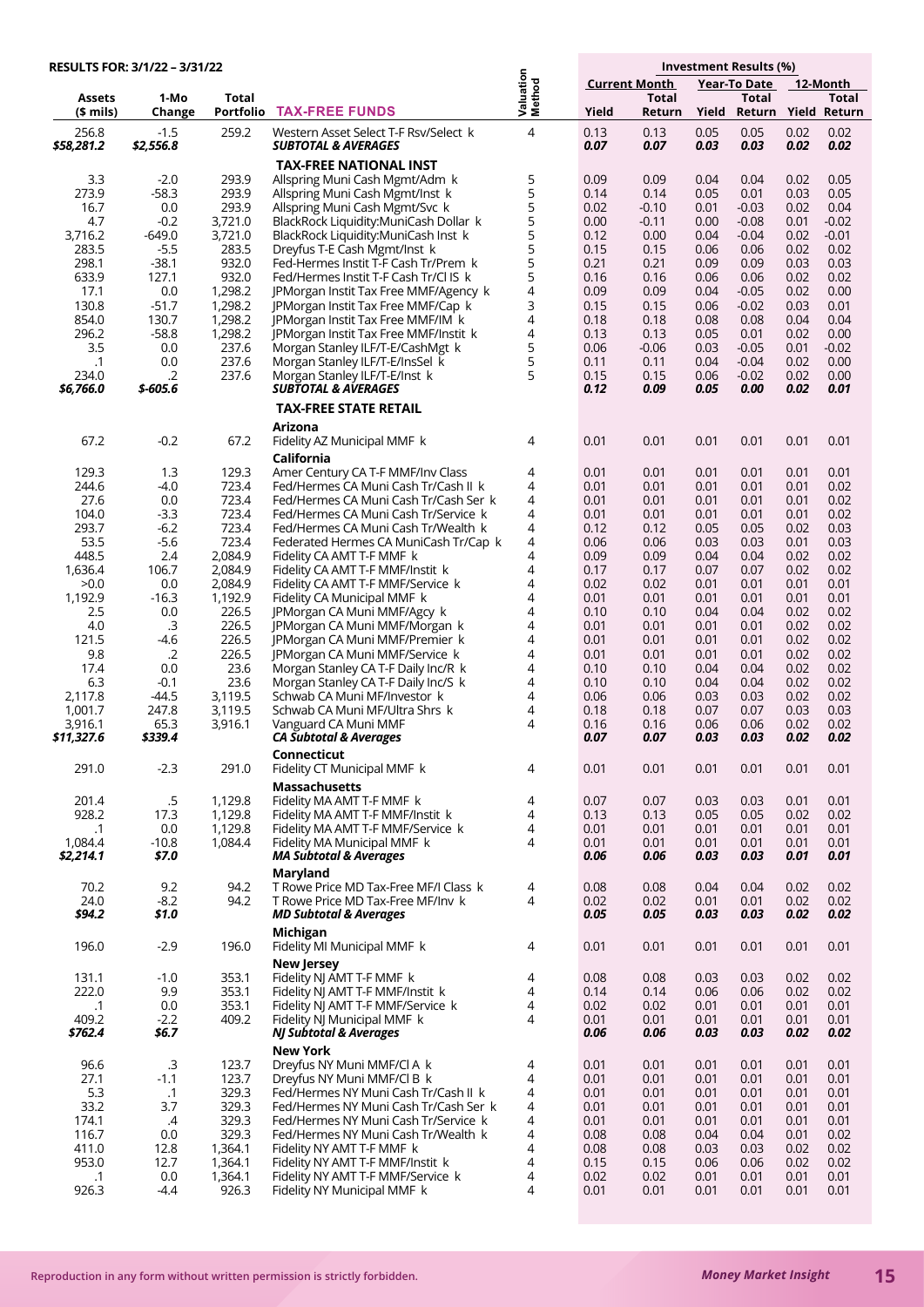**RESULTS FOR: 3/1/22 – 3/31/22**

| Assets ($ mils) | 1-Mo Change | Total Portfolio | TAX-FREE FUNDS | Valuation Method | Current Month Yield | Current Month Total Return | Year-To Date Yield | Year-To Date Total Return | 12-Month Yield | 12-Month Total Return |
|---|---|---|---|---|---|---|---|---|---|---|
| 256.8 | -1.5 | 259.2 | Western Asset Select T-F Rsv/Select k | 4 | 0.13 | 0.13 | 0.05 | 0.05 | 0.02 | 0.02 |
| ***$58,281.2*** | ***$2,556.8*** | | ***SUBTOTAL & AVERAGES*** | | ***0.07*** | ***0.07*** | ***0.03*** | ***0.03*** | ***0.02*** | ***0.02*** |
| | | | **TAX-FREE NATIONAL INST** | | | | | | | |
| 3.3 | -2.0 | 293.9 | Allspring Muni Cash Mgmt/Adm k | 5 | 0.09 | 0.09 | 0.04 | 0.04 | 0.02 | 0.05 |
| 273.9 | -58.3 | 293.9 | Allspring Muni Cash Mgmt/Inst k | 5 | 0.14 | 0.14 | 0.05 | 0.01 | 0.03 | 0.05 |
| 16.7 | 0.0 | 293.9 | Allspring Muni Cash Mgmt/Svc k | 5 | 0.02 | -0.10 | 0.01 | -0.03 | 0.02 | 0.04 |
| 4.7 | -0.2 | 3,721.0 | BlackRock Liquidity:MuniCash Dollar k | 5 | 0.00 | -0.11 | 0.00 | -0.08 | 0.01 | -0.02 |
| 3,716.2 | -649.0 | 3,721.0 | BlackRock Liquidity:MuniCash Inst k | 5 | 0.12 | 0.00 | 0.04 | -0.04 | 0.02 | -0.01 |
| 283.5 | -5.5 | 283.5 | Dreyfus T-E Cash Mgmt/Inst k | 5 | 0.15 | 0.15 | 0.06 | 0.06 | 0.02 | 0.02 |
| 298.1 | -38.1 | 932.0 | Fed-Hermes Instit T-F Cash Tr/Prem k | 5 | 0.21 | 0.21 | 0.09 | 0.09 | 0.03 | 0.03 |
| 633.9 | 127.1 | 932.0 | Fed/Hermes Instit T-F Cash Tr/Cl IS k | 5 | 0.16 | 0.16 | 0.06 | 0.06 | 0.02 | 0.02 |
| 17.1 | 0.0 | 1,298.2 | JPMorgan Instit Tax Free MMF/Agency k | 4 | 0.09 | 0.09 | 0.04 | -0.05 | 0.02 | 0.00 |
| 130.8 | -51.7 | 1,298.2 | JPMorgan Instit Tax Free MMF/Cap k | 3 | 0.15 | 0.15 | 0.06 | -0.02 | 0.03 | 0.01 |
| 854.0 | 130.7 | 1,298.2 | JPMorgan Instit Tax Free MMF/IM k | 4 | 0.18 | 0.18 | 0.08 | 0.08 | 0.04 | 0.04 |
| 296.2 | -58.8 | 1,298.2 | JPMorgan Instit Tax Free MMF/Instit k | 4 | 0.13 | 0.13 | 0.05 | 0.01 | 0.02 | 0.00 |
| 3.5 | 0.0 | 237.6 | Morgan Stanley ILF/T-E/CashMgt k | 5 | 0.06 | -0.06 | 0.03 | -0.05 | 0.01 | -0.02 |
| .1 | 0.0 | 237.6 | Morgan Stanley ILF/T-E/InsSel k | 5 | 0.11 | 0.11 | 0.04 | -0.04 | 0.02 | 0.00 |
| 234.0 | .2 | 237.6 | Morgan Stanley ILF/T-E/Inst k | 5 | 0.15 | 0.15 | 0.06 | -0.02 | 0.02 | 0.00 |
| ***$6,766.0*** | ***$-605.6*** | | ***SUBTOTAL & AVERAGES*** | | ***0.12*** | ***0.09*** | ***0.05*** | ***0.00*** | ***0.02*** | ***0.01*** |
| | | | **TAX-FREE STATE RETAIL** | | | | | | | |
| | | | **Arizona** | | | | | | | |
| 67.2 | -0.2 | 67.2 | Fidelity AZ Municipal MMF k | 4 | 0.01 | 0.01 | 0.01 | 0.01 | 0.01 | 0.01 |
| | | | **California** | | | | | | | |
| 129.3 | 1.3 | 129.3 | Amer Century CA T-F MMF/Inv Class | 4 | 0.01 | 0.01 | 0.01 | 0.01 | 0.01 | 0.01 |
| 244.6 | -4.0 | 723.4 | Fed/Hermes CA Muni Cash Tr/Cash II k | 4 | 0.01 | 0.01 | 0.01 | 0.01 | 0.01 | 0.02 |
| 27.6 | 0.0 | 723.4 | Fed/Hermes CA Muni Cash Tr/Cash Ser k | 4 | 0.01 | 0.01 | 0.01 | 0.01 | 0.01 | 0.02 |
| 104.0 | -3.3 | 723.4 | Fed/Hermes CA Muni Cash Tr/Service k | 4 | 0.01 | 0.01 | 0.01 | 0.01 | 0.01 | 0.02 |
| 293.7 | -6.2 | 723.4 | Fed/Hermes CA Muni Cash Tr/Wealth k | 4 | 0.12 | 0.12 | 0.05 | 0.05 | 0.02 | 0.03 |
| 53.5 | -5.6 | 723.4 | Federated Hermes CA MuniCash Tr/Cap k | 4 | 0.06 | 0.06 | 0.03 | 0.03 | 0.01 | 0.03 |
| 448.5 | 2.4 | 2,084.9 | Fidelity CA AMT T-F MMF k | 4 | 0.09 | 0.09 | 0.04 | 0.04 | 0.02 | 0.02 |
| 1,636.4 | 106.7 | 2,084.9 | Fidelity CA AMT T-F MMF/Instit k | 4 | 0.17 | 0.17 | 0.07 | 0.07 | 0.02 | 0.02 |
| >0.0 | 0.0 | 2,084.9 | Fidelity CA AMT T-F MMF/Service k | 4 | 0.02 | 0.02 | 0.01 | 0.01 | 0.01 | 0.01 |
| 1,192.9 | -16.3 | 1,192.9 | Fidelity CA Municipal MMF k | 4 | 0.01 | 0.01 | 0.01 | 0.01 | 0.01 | 0.01 |
| 2.5 | 0.0 | 226.5 | JPMorgan CA Muni MMF/Agcy k | 4 | 0.10 | 0.10 | 0.04 | 0.04 | 0.02 | 0.02 |
| 4.0 | .3 | 226.5 | JPMorgan CA Muni MMF/Morgan k | 4 | 0.01 | 0.01 | 0.01 | 0.01 | 0.02 | 0.02 |
| 121.5 | -4.6 | 226.5 | JPMorgan CA Muni MMF/Premier k | 4 | 0.01 | 0.01 | 0.01 | 0.01 | 0.02 | 0.02 |
| 9.8 | .2 | 226.5 | JPMorgan CA Muni MMF/Service k | 4 | 0.01 | 0.01 | 0.01 | 0.01 | 0.02 | 0.02 |
| 17.4 | 0.0 | 23.6 | Morgan Stanley CA T-F Daily Inc/R k | 4 | 0.10 | 0.10 | 0.04 | 0.04 | 0.02 | 0.02 |
| 6.3 | -0.1 | 23.6 | Morgan Stanley CA T-F Daily Inc/S k | 4 | 0.10 | 0.10 | 0.04 | 0.04 | 0.02 | 0.02 |
| 2,117.8 | -44.5 | 3,119.5 | Schwab CA Muni MF/Investor k | 4 | 0.06 | 0.06 | 0.03 | 0.03 | 0.02 | 0.02 |
| 1,001.7 | 247.8 | 3,119.5 | Schwab CA Muni MF/Ultra Shrs k | 4 | 0.18 | 0.18 | 0.07 | 0.07 | 0.03 | 0.03 |
| 3,916.1 | 65.3 | 3,916.1 | Vanguard CA Muni MMF | 4 | 0.16 | 0.16 | 0.06 | 0.06 | 0.02 | 0.02 |
| ***$11,327.6*** | ***$339.4*** | | ***CA Subtotal & Averages*** | | ***0.07*** | ***0.07*** | ***0.03*** | ***0.03*** | ***0.02*** | ***0.02*** |
| | | | **Connecticut** | | | | | | | |
| 291.0 | -2.3 | 291.0 | Fidelity CT Municipal MMF k | 4 | 0.01 | 0.01 | 0.01 | 0.01 | 0.01 | 0.01 |
| | | | **Massachusetts** | | | | | | | |
| 201.4 | .5 | 1,129.8 | Fidelity MA AMT T-F MMF k | 4 | 0.07 | 0.07 | 0.03 | 0.03 | 0.01 | 0.01 |
| 928.2 | 17.3 | 1,129.8 | Fidelity MA AMT T-F MMF/Instit k | 4 | 0.13 | 0.13 | 0.05 | 0.05 | 0.02 | 0.02 |
| .1 | 0.0 | 1,129.8 | Fidelity MA AMT T-F MMF/Service k | 4 | 0.01 | 0.01 | 0.01 | 0.01 | 0.01 | 0.01 |
| 1,084.4 | -10.8 | 1,084.4 | Fidelity MA Municipal MMF k | 4 | 0.01 | 0.01 | 0.01 | 0.01 | 0.01 | 0.01 |
| ***$2,214.1*** | ***$7.0*** | | ***MA Subtotal & Averages*** | | ***0.06*** | ***0.06*** | ***0.03*** | ***0.03*** | ***0.01*** | ***0.01*** |
| | | | **Maryland** | | | | | | | |
| 70.2 | 9.2 | 94.2 | T Rowe Price MD Tax-Free MF/I Class k | 4 | 0.08 | 0.08 | 0.04 | 0.04 | 0.02 | 0.02 |
| 24.0 | -8.2 | 94.2 | T Rowe Price MD Tax-Free MF/Inv k | 4 | 0.02 | 0.02 | 0.01 | 0.01 | 0.02 | 0.02 |
| ***$94.2*** | ***$1.0*** | | ***MD Subtotal & Averages*** | | ***0.05*** | ***0.05*** | ***0.03*** | ***0.03*** | ***0.02*** | ***0.02*** |
| | | | **Michigan** | | | | | | | |
| 196.0 | -2.9 | 196.0 | Fidelity MI Municipal MMF k | 4 | 0.01 | 0.01 | 0.01 | 0.01 | 0.01 | 0.01 |
| | | | **New Jersey** | | | | | | | |
| 131.1 | -1.0 | 353.1 | Fidelity NJ AMT T-F MMF k | 4 | 0.08 | 0.08 | 0.03 | 0.03 | 0.02 | 0.02 |
| 222.0 | 9.9 | 353.1 | Fidelity NJ AMT T-F MMF/Instit k | 4 | 0.14 | 0.14 | 0.06 | 0.06 | 0.02 | 0.02 |
| .1 | 0.0 | 353.1 | Fidelity NJ AMT T-F MMF/Service k | 4 | 0.02 | 0.02 | 0.01 | 0.01 | 0.01 | 0.01 |
| 409.2 | -2.2 | 409.2 | Fidelity NJ Municipal MMF k | 4 | 0.01 | 0.01 | 0.01 | 0.01 | 0.01 | 0.01 |
| ***$762.4*** | ***$6.7*** | | ***NJ Subtotal & Averages*** | | ***0.06*** | ***0.06*** | ***0.03*** | ***0.03*** | ***0.02*** | ***0.02*** |
| | | | **New York** | | | | | | | |
| 96.6 | .3 | 123.7 | Dreyfus NY Muni MMF/Cl A k | 4 | 0.01 | 0.01 | 0.01 | 0.01 | 0.01 | 0.01 |
| 27.1 | -1.1 | 123.7 | Dreyfus NY Muni MMF/Cl B k | 4 | 0.01 | 0.01 | 0.01 | 0.01 | 0.01 | 0.01 |
| 5.3 | .1 | 329.3 | Fed/Hermes NY Muni Cash Tr/Cash II k | 4 | 0.01 | 0.01 | 0.01 | 0.01 | 0.01 | 0.01 |
| 33.2 | 3.7 | 329.3 | Fed/Hermes NY Muni Cash Tr/Cash Ser k | 4 | 0.01 | 0.01 | 0.01 | 0.01 | 0.01 | 0.01 |
| 174.1 | .4 | 329.3 | Fed/Hermes NY Muni Cash Tr/Service k | 4 | 0.01 | 0.01 | 0.01 | 0.01 | 0.01 | 0.01 |
| 116.7 | 0.0 | 329.3 | Fed/Hermes NY Muni Cash Tr/Wealth k | 4 | 0.08 | 0.08 | 0.04 | 0.04 | 0.01 | 0.02 |
| 411.0 | 12.8 | 1,364.1 | Fidelity NY AMT T-F MMF k | 4 | 0.08 | 0.08 | 0.03 | 0.03 | 0.02 | 0.02 |
| 953.0 | 12.7 | 1,364.1 | Fidelity NY AMT T-F MMF/Instit k | 4 | 0.15 | 0.15 | 0.06 | 0.06 | 0.02 | 0.02 |
| .1 | 0.0 | 1,364.1 | Fidelity NY AMT T-F MMF/Service k | 4 | 0.02 | 0.02 | 0.01 | 0.01 | 0.01 | 0.01 |
| 926.3 | -4.4 | 926.3 | Fidelity NY Municipal MMF k | 4 | 0.01 | 0.01 | 0.01 | 0.01 | 0.01 | 0.01 |

Reproduction in any form without written permission is strictly forbidden.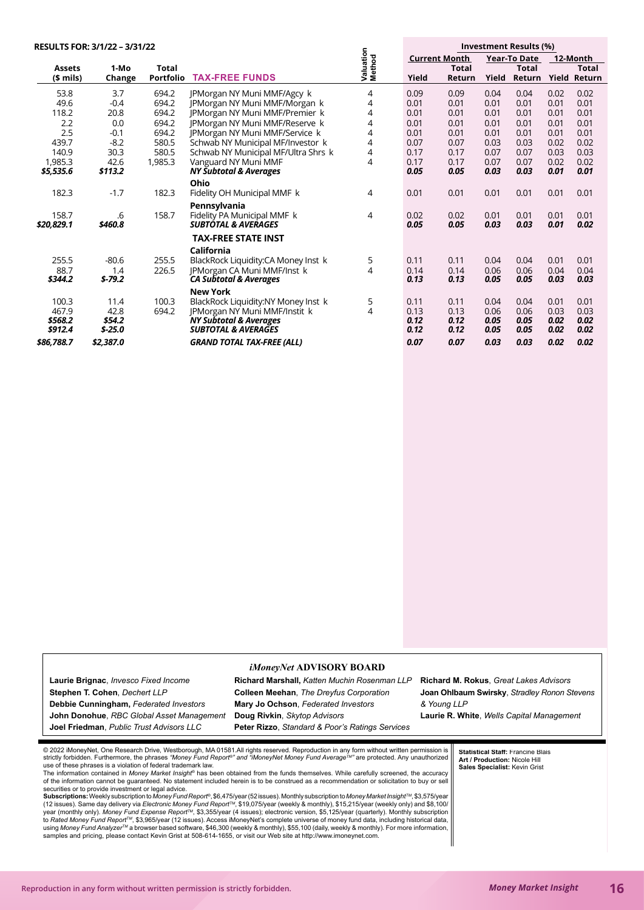**RESULTS FOR: 3/1/22 – 3/31/22**

| Assets ($ mils) | 1-Mo Change | Total Portfolio | TAX-FREE FUNDS | Valuation Method | Current Month Yield | Current Month Total Return | Year-To Date Yield | Year-To Date Total Return | 12-Month Yield | 12-Month Total Return |
|---|---|---|---|---|---|---|---|---|---|---|
| 53.8 | 3.7 | 694.2 | JPMorgan NY Muni MMF/Agcy k | 4 | 0.09 | 0.09 | 0.04 | 0.04 | 0.02 | 0.02 |
| 49.6 | -0.4 | 694.2 | JPMorgan NY Muni MMF/Morgan k | 4 | 0.01 | 0.01 | 0.01 | 0.01 | 0.01 | 0.01 |
| 118.2 | 20.8 | 694.2 | JPMorgan NY Muni MMF/Premier k | 4 | 0.01 | 0.01 | 0.01 | 0.01 | 0.01 | 0.01 |
| 2.2 | 0.0 | 694.2 | JPMorgan NY Muni MMF/Reserve k | 4 | 0.01 | 0.01 | 0.01 | 0.01 | 0.01 | 0.01 |
| 2.5 | -0.1 | 694.2 | JPMorgan NY Muni MMF/Service k | 4 | 0.01 | 0.01 | 0.01 | 0.01 | 0.01 | 0.01 |
| 439.7 | -8.2 | 580.5 | Schwab NY Municipal MF/Investor k | 4 | 0.07 | 0.07 | 0.03 | 0.03 | 0.02 | 0.02 |
| 140.9 | 30.3 | 580.5 | Schwab NY Municipal MF/Ultra Shrs k | 4 | 0.17 | 0.17 | 0.07 | 0.07 | 0.03 | 0.03 |
| 1,985.3 | 42.6 | 1,985.3 | Vanguard NY Muni MMF | 4 | 0.17 | 0.17 | 0.07 | 0.07 | 0.02 | 0.02 |
| ***$5,535.6*** | ***$113.2*** | | ***NY Subtotal & Averages*** | | ***0.05*** | ***0.05*** | ***0.03*** | ***0.03*** | ***0.01*** | ***0.01*** |
| | | | **Ohio** | | | | | | | |
| 182.3 | -1.7 | 182.3 | Fidelity OH Municipal MMF k | 4 | 0.01 | 0.01 | 0.01 | 0.01 | 0.01 | 0.01 |
| | | | **Pennsylvania** | | | | | | | |
| 158.7 | .6 | 158.7 | Fidelity PA Municipal MMF k | 4 | 0.02 | 0.02 | 0.01 | 0.01 | 0.01 | 0.01 |
| ***$20,829.1*** | ***$460.8*** | | ***SUBTOTAL & AVERAGES*** | | ***0.05*** | ***0.05*** | ***0.03*** | ***0.03*** | ***0.01*** | ***0.02*** |
| | | | **TAX-FREE STATE INST** | | | | | | | |
| | | | **California** | | | | | | | |
| 255.5 | -80.6 | 255.5 | BlackRock Liquidity:CA Money Inst k | 5 | 0.11 | 0.11 | 0.04 | 0.04 | 0.01 | 0.01 |
| 88.7 | 1.4 | 226.5 | JPMorgan CA Muni MMF/Inst k | 4 | 0.14 | 0.14 | 0.06 | 0.06 | 0.04 | 0.04 |
| ***$344.2*** | ***$-79.2*** | | ***CA Subtotal & Averages*** | | ***0.13*** | ***0.13*** | ***0.05*** | ***0.05*** | ***0.03*** | ***0.03*** |
| | | | **New York** | | | | | | | |
| 100.3 | 11.4 | 100.3 | BlackRock Liquidity:NY Money Inst k | 5 | 0.11 | 0.11 | 0.04 | 0.04 | 0.01 | 0.01 |
| 467.9 | 42.8 | 694.2 | JPMorgan NY Muni MMF/Instit k | 4 | 0.13 | 0.13 | 0.06 | 0.06 | 0.03 | 0.03 |
| ***$568.2*** | ***$54.2*** | | ***NY Subtotal & Averages*** | | ***0.12*** | ***0.12*** | ***0.05*** | ***0.05*** | ***0.02*** | ***0.02*** |
| ***$912.4*** | ***$-25.0*** | | ***SUBTOTAL & AVERAGES*** | | ***0.12*** | ***0.12*** | ***0.05*** | ***0.05*** | ***0.02*** | ***0.02*** |
| ***$86,788.7*** | ***$2,387.0*** | | ***GRAND TOTAL TAX-FREE (ALL)*** | | ***0.07*** | ***0.07*** | ***0.03*** | ***0.03*** | ***0.02*** | ***0.02*** |

## *iMoneyNet* ADVISORY BOARD

**Laurie Brignac**, *Invesco Fixed Income*
**Stephen T. Cohen**, *Dechert LLP*
**Debbie Cunningham,** *Federated Investors*
**John Donohue**, *RBC Global Asset Management*
**Joel Friedman**, *Public Trust Advisors LLC*
**Richard Marshall,** *Katten Muchin Rosenman LLP*
**Colleen Meehan**, *The Dreyfus Corporation*
**Mary Jo Ochson**, *Federated Investors*
**Doug Rivkin**, *Skytop Advisors*
**Peter Rizzo**, *Standard & Poor's Ratings Services*
**Richard M. Rokus**, *Great Lakes Advisors*
**Joan Ohlbaum Swirsky**, *Stradley Ronon Stevens & Young LLP*
**Laurie R. White**, *Wells Capital Management*

© 2022 iMoneyNet, One Research Drive, Westborough, MA 01581.All rights reserved. Reproduction in any form without written permission is strictly forbidden. Furthermore, the phrases *"Money Fund Report®" and "iMoneyNet Money Fund Average™"* are protected. Any unauthorized use of these phrases is a violation of federal trademark law.
The information contained in *Money Market Insight®* has been obtained from the funds themselves. While carefully screened, the accuracy of the information cannot be guaranteed. No statement included herein is to be construed as a recommendation or solicitation to buy or sell securities or to provide investment or legal advice.
**Subscriptions:** Weekly subscription to *Money Fund Report®*, $6,475/year (52 issues). Monthly subscription to *Money Market Insight™*, $3,575/year (12 issues). Same day delivery via *Electronic Money Fund Report™*, $19,075/year (weekly & monthly), $15,215/year (weekly only) and $8,100/year (monthly only). *Money Fund Expense Report™*, $3,355/year (4 issues); electronic version, $5,125/year (quarterly). Monthly subscription to *Rated Money Fund Report™*, $3,965/year (12 issues). Access iMoneyNet's complete universe of money fund data, including historical data, using *Money Fund Analyzer™* a browser based software, $46,300 (weekly & monthly), $55,100 (daily, weekly & monthly). For more information, samples and pricing, please contact Kevin Grist at 508-614-1655, or visit our Web site at http://www.imoneynet.com.

**Statistical Staff:** Francine Blais
**Art / Production:** Nicole Hill
**Sales Specialist:** Kevin Grist